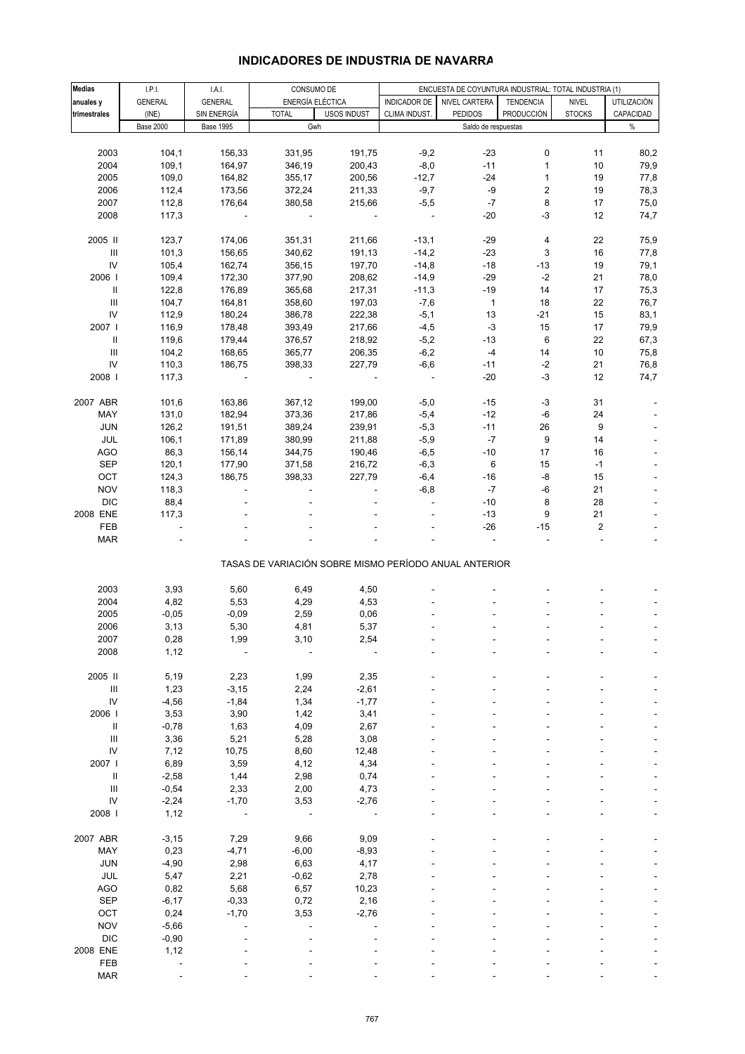# INDICADORES DE INDUSTRIA DE NAVARRA

| Medias anuales y trimestrales | I.P.I. GENERAL (INE) | I.A.I. GENERAL SIN ENERGÍA | CONSUMO DE ENERGÍA ELÉCTICA | | ENCUESTA DE COYUNTURA INDUSTRIAL: TOTAL INDUSTRIA (1) | | | | |
|---|---|---|---|---|---|---|---|---|---|
| | | | TOTAL | USOS INDUST | INDICADOR DE CLIMA INDUST. | NIVEL CARTERA PEDIDOS | TENDENCIA PRODUCCIÓN | NIVEL STOCKS | UTILIZACIÓN CAPACIDAD |
| | Base 2000 | Base 1995 | Gwh | | Saldo de respuestas | | | | % |
| 2003 | 104,1 | 156,33 | 331,95 | 191,75 | -9,2 | -23 | 0 | 11 | 80,2 |
| 2004 | 109,1 | 164,97 | 346,19 | 200,43 | -8,0 | -11 | 1 | 10 | 79,9 |
| 2005 | 109,0 | 164,82 | 355,17 | 200,56 | -12,7 | -24 | 1 | 19 | 77,8 |
| 2006 | 112,4 | 173,56 | 372,24 | 211,33 | -9,7 | -9 | 2 | 19 | 78,3 |
| 2007 | 112,8 | 176,64 | 380,58 | 215,66 | -5,5 | -7 | 8 | 17 | 75,0 |
| 2008 | 117,3 | - | - | - | - | -20 | -3 | 12 | 74,7 |
| 2005 II | 123,7 | 174,06 | 351,31 | 211,66 | -13,1 | -29 | 4 | 22 | 75,9 |
| III | 101,3 | 156,65 | 340,62 | 191,13 | -14,2 | -23 | 3 | 16 | 77,8 |
| IV | 105,4 | 162,74 | 356,15 | 197,70 | -14,8 | -18 | -13 | 19 | 79,1 |
| 2006 I | 109,4 | 172,30 | 377,90 | 208,62 | -14,9 | -29 | -2 | 21 | 78,0 |
| II | 122,8 | 176,89 | 365,68 | 217,31 | -11,3 | -19 | 14 | 17 | 75,3 |
| III | 104,7 | 164,81 | 358,60 | 197,03 | -7,6 | 1 | 18 | 22 | 76,7 |
| IV | 112,9 | 180,24 | 386,78 | 222,38 | -5,1 | 13 | -21 | 15 | 83,1 |
| 2007 I | 116,9 | 178,48 | 393,49 | 217,66 | -4,5 | -3 | 15 | 17 | 79,9 |
| II | 119,6 | 179,44 | 376,57 | 218,92 | -5,2 | -13 | 6 | 22 | 67,3 |
| III | 104,2 | 168,65 | 365,77 | 206,35 | -6,2 | -4 | 14 | 10 | 75,8 |
| IV | 110,3 | 186,75 | 398,33 | 227,79 | -6,6 | -11 | -2 | 21 | 76,8 |
| 2008 I | 117,3 | - | - | - | - | -20 | -3 | 12 | 74,7 |
| 2007 ABR | 101,6 | 163,86 | 367,12 | 199,00 | -5,0 | -15 | -3 | 31 | - |
| MAY | 131,0 | 182,94 | 373,36 | 217,86 | -5,4 | -12 | -6 | 24 | - |
| JUN | 126,2 | 191,51 | 389,24 | 239,91 | -5,3 | -11 | 26 | 9 | - |
| JUL | 106,1 | 171,89 | 380,99 | 211,88 | -5,9 | -7 | 9 | 14 | - |
| AGO | 86,3 | 156,14 | 344,75 | 190,46 | -6,5 | -10 | 17 | 16 | - |
| SEP | 120,1 | 177,90 | 371,58 | 216,72 | -6,3 | 6 | 15 | -1 | - |
| OCT | 124,3 | 186,75 | 398,33 | 227,79 | -6,4 | -16 | -8 | 15 | - |
| NOV | 118,3 | - | - | - | -6,8 | -7 | -6 | 21 | - |
| DIC | 88,4 | - | - | - | - | -10 | 8 | 28 | - |
| 2008 ENE | 117,3 | - | - | - | - | -13 | 9 | 21 | - |
| FEB | - | - | - | - | - | -26 | -15 | 2 | - |
| MAR | - | - | - | - | - | - | - | - | - |
| | | | TASAS DE VARIACIÓN SOBRE MISMO PERÍODO ANUAL ANTERIOR | | | | | | |
| 2003 | 3,93 | 5,60 | 6,49 | 4,50 | - | - | - | - | - |
| 2004 | 4,82 | 5,53 | 4,29 | 4,53 | - | - | - | - | - |
| 2005 | -0,05 | -0,09 | 2,59 | 0,06 | - | - | - | - | - |
| 2006 | 3,13 | 5,30 | 4,81 | 5,37 | - | - | - | - | - |
| 2007 | 0,28 | 1,99 | 3,10 | 2,54 | - | - | - | - | - |
| 2008 | 1,12 | - | - | - | - | - | - | - | - |
| 2005 II | 5,19 | 2,23 | 1,99 | 2,35 | - | - | - | - | - |
| III | 1,23 | -3,15 | 2,24 | -2,61 | - | - | - | - | - |
| IV | -4,56 | -1,84 | 1,34 | -1,77 | - | - | - | - | - |
| 2006 I | 3,53 | 3,90 | 1,42 | 3,41 | - | - | - | - | - |
| II | -0,78 | 1,63 | 4,09 | 2,67 | - | - | - | - | - |
| III | 3,36 | 5,21 | 5,28 | 3,08 | - | - | - | - | - |
| IV | 7,12 | 10,75 | 8,60 | 12,48 | - | - | - | - | - |
| 2007 I | 6,89 | 3,59 | 4,12 | 4,34 | - | - | - | - | - |
| II | -2,58 | 1,44 | 2,98 | 0,74 | - | - | - | - | - |
| III | -0,54 | 2,33 | 2,00 | 4,73 | - | - | - | - | - |
| IV | -2,24 | -1,70 | 3,53 | -2,76 | - | - | - | - | - |
| 2008 I | 1,12 | - | - | - | - | - | - | - | - |
| 2007 ABR | -3,15 | 7,29 | 9,66 | 9,09 | - | - | - | - | - |
| MAY | 0,23 | -4,71 | -6,00 | -8,93 | - | - | - | - | - |
| JUN | -4,90 | 2,98 | 6,63 | 4,17 | - | - | - | - | - |
| JUL | 5,47 | 2,21 | -0,62 | 2,78 | - | - | - | - | - |
| AGO | 0,82 | 5,68 | 6,57 | 10,23 | - | - | - | - | - |
| SEP | -6,17 | -0,33 | 0,72 | 2,16 | - | - | - | - | - |
| OCT | 0,24 | -1,70 | 3,53 | -2,76 | - | - | - | - | - |
| NOV | -5,66 | - | - | - | - | - | - | - | - |
| DIC | -0,90 | - | - | - | - | - | - | - | - |
| 2008 ENE | 1,12 | - | - | - | - | - | - | - | - |
| FEB | - | - | - | - | - | - | - | - | - |
| MAR | - | - | - | - | - | - | - | - | - |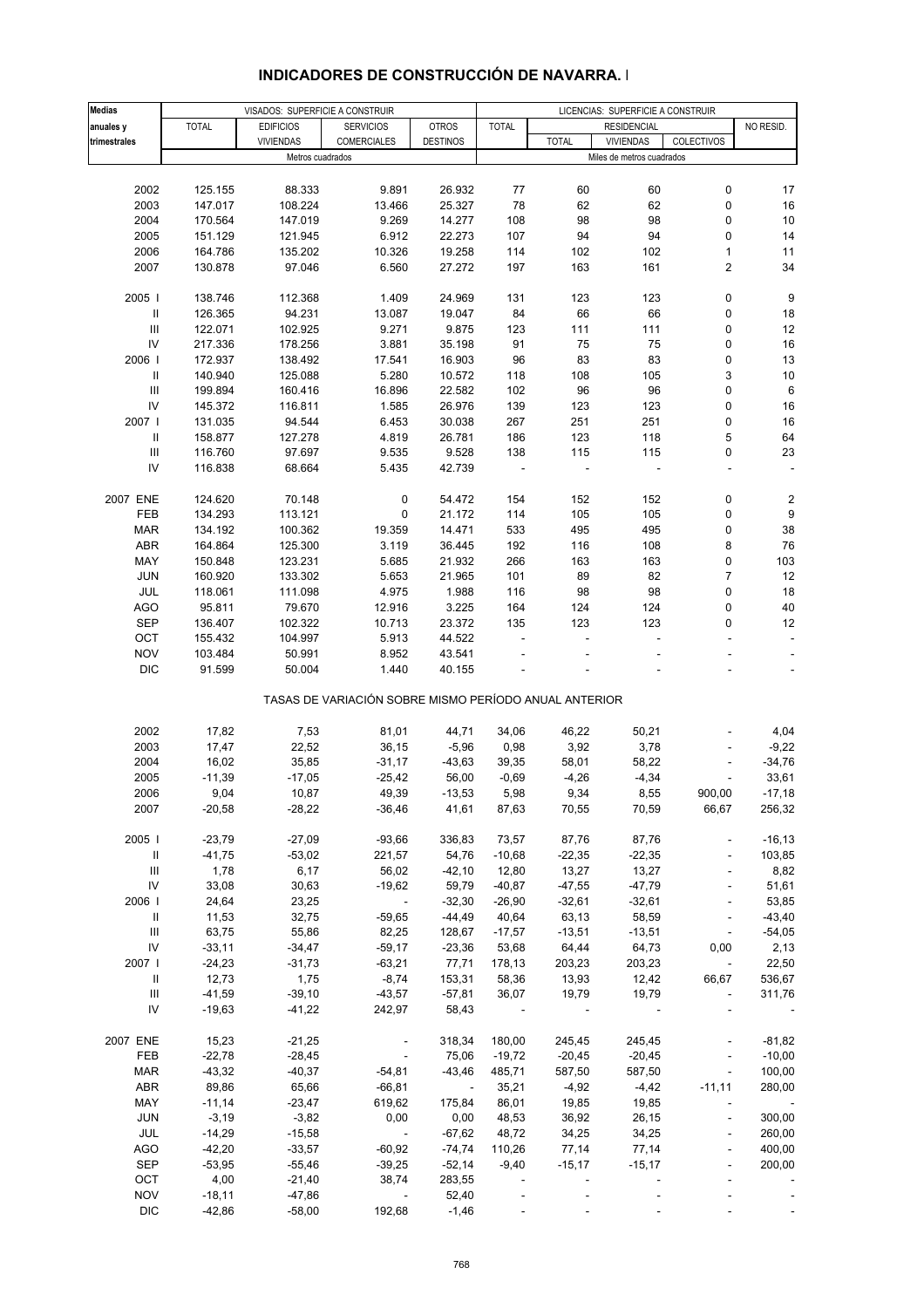# INDICADORES DE CONSTRUCCIÓN DE NAVARRA. I

| Medias anuales y trimestrales | VISADOS: SUPERFICIE A CONSTRUIR | | | | LICENCIAS: SUPERFICIE A CONSTRUIR | | | | |
|---|---|---|---|---|---|---|---|---|---|
| | TOTAL | EDIFICIOS VIVIENDAS | SERVICIOS COMERCIALES | OTROS DESTINOS | TOTAL | RESIDENCIAL | | | NO RESID. |
| | | | | | | TOTAL | VIVIENDAS | COLECTIVOS | |
| | Metros cuadrados | | | | Miles de metros cuadrados | | | | |
| 2002 | 125.155 | 88.333 | 9.891 | 26.932 | 77 | 60 | 60 | 0 | 17 |
| 2003 | 147.017 | 108.224 | 13.466 | 25.327 | 78 | 62 | 62 | 0 | 16 |
| 2004 | 170.564 | 147.019 | 9.269 | 14.277 | 108 | 98 | 98 | 0 | 10 |
| 2005 | 151.129 | 121.945 | 6.912 | 22.273 | 107 | 94 | 94 | 0 | 14 |
| 2006 | 164.786 | 135.202 | 10.326 | 19.258 | 114 | 102 | 102 | 1 | 11 |
| 2007 | 130.878 | 97.046 | 6.560 | 27.272 | 197 | 163 | 161 | 2 | 34 |
| 2005 I | 138.746 | 112.368 | 1.409 | 24.969 | 131 | 123 | 123 | 0 | 9 |
| II | 126.365 | 94.231 | 13.087 | 19.047 | 84 | 66 | 66 | 0 | 18 |
| III | 122.071 | 102.925 | 9.271 | 9.875 | 123 | 111 | 111 | 0 | 12 |
| IV | 217.336 | 178.256 | 3.881 | 35.198 | 91 | 75 | 75 | 0 | 16 |
| 2006 I | 172.937 | 138.492 | 17.541 | 16.903 | 96 | 83 | 83 | 0 | 13 |
| II | 140.940 | 125.088 | 5.280 | 10.572 | 118 | 108 | 105 | 3 | 10 |
| III | 199.894 | 160.416 | 16.896 | 22.582 | 102 | 96 | 96 | 0 | 6 |
| IV | 145.372 | 116.811 | 1.585 | 26.976 | 139 | 123 | 123 | 0 | 16 |
| 2007 I | 131.035 | 94.544 | 6.453 | 30.038 | 267 | 251 | 251 | 0 | 16 |
| II | 158.877 | 127.278 | 4.819 | 26.781 | 186 | 123 | 118 | 5 | 64 |
| III | 116.760 | 97.697 | 9.535 | 9.528 | 138 | 115 | 115 | 0 | 23 |
| IV | 116.838 | 68.664 | 5.435 | 42.739 | - | - | - | - | - |
| 2007 ENE | 124.620 | 70.148 | 0 | 54.472 | 154 | 152 | 152 | 0 | 2 |
| FEB | 134.293 | 113.121 | 0 | 21.172 | 114 | 105 | 105 | 0 | 9 |
| MAR | 134.192 | 100.362 | 19.359 | 14.471 | 533 | 495 | 495 | 0 | 38 |
| ABR | 164.864 | 125.300 | 3.119 | 36.445 | 192 | 116 | 108 | 8 | 76 |
| MAY | 150.848 | 123.231 | 5.685 | 21.932 | 266 | 163 | 163 | 0 | 103 |
| JUN | 160.920 | 133.302 | 5.653 | 21.965 | 101 | 89 | 82 | 7 | 12 |
| JUL | 118.061 | 111.098 | 4.975 | 1.988 | 116 | 98 | 98 | 0 | 18 |
| AGO | 95.811 | 79.670 | 12.916 | 3.225 | 164 | 124 | 124 | 0 | 40 |
| SEP | 136.407 | 102.322 | 10.713 | 23.372 | 135 | 123 | 123 | 0 | 12 |
| OCT | 155.432 | 104.997 | 5.913 | 44.522 | - | - | - | - | - |
| NOV | 103.484 | 50.991 | 8.952 | 43.541 | - | - | - | - | - |
| DIC | 91.599 | 50.004 | 1.440 | 40.155 | - | - | - | - | - |
| TASAS DE VARIACIÓN SOBRE MISMO PERÍODO ANUAL ANTERIOR | | | | | | | | | |
| 2002 | 17,82 | 7,53 | 81,01 | 44,71 | 34,06 | 46,22 | 50,21 | - | 4,04 |
| 2003 | 17,47 | 22,52 | 36,15 | -5,96 | 0,98 | 3,92 | 3,78 | - | -9,22 |
| 2004 | 16,02 | 35,85 | -31,17 | -43,63 | 39,35 | 58,01 | 58,22 | - | -34,76 |
| 2005 | -11,39 | -17,05 | -25,42 | 56,00 | -0,69 | -4,26 | -4,34 | - | 33,61 |
| 2006 | 9,04 | 10,87 | 49,39 | -13,53 | 5,98 | 9,34 | 8,55 | 900,00 | -17,18 |
| 2007 | -20,58 | -28,22 | -36,46 | 41,61 | 87,63 | 70,55 | 70,59 | 66,67 | 256,32 |
| 2005 I | -23,79 | -27,09 | -93,66 | 336,83 | 73,57 | 87,76 | 87,76 | - | -16,13 |
| II | -41,75 | -53,02 | 221,57 | 54,76 | -10,68 | -22,35 | -22,35 | - | 103,85 |
| III | 1,78 | 6,17 | 56,02 | -42,10 | 12,80 | 13,27 | 13,27 | - | 8,82 |
| IV | 33,08 | 30,63 | -19,62 | 59,79 | -40,87 | -47,55 | -47,79 | - | 51,61 |
| 2006 I | 24,64 | 23,25 | - | -32,30 | -26,90 | -32,61 | -32,61 | - | 53,85 |
| II | 11,53 | 32,75 | -59,65 | -44,49 | 40,64 | 63,13 | 58,59 | - | -43,40 |
| III | 63,75 | 55,86 | 82,25 | 128,67 | -17,57 | -13,51 | -13,51 | - | -54,05 |
| IV | -33,11 | -34,47 | -59,17 | -23,36 | 53,68 | 64,44 | 64,73 | 0,00 | 2,13 |
| 2007 I | -24,23 | -31,73 | -63,21 | 77,71 | 178,13 | 203,23 | 203,23 | - | 22,50 |
| II | 12,73 | 1,75 | -8,74 | 153,31 | 58,36 | 13,93 | 12,42 | 66,67 | 536,67 |
| III | -41,59 | -39,10 | -43,57 | -57,81 | 36,07 | 19,79 | 19,79 | - | 311,76 |
| IV | -19,63 | -41,22 | 242,97 | 58,43 | - | - | - | - | - |
| 2007 ENE | 15,23 | -21,25 | - | 318,34 | 180,00 | 245,45 | 245,45 | - | -81,82 |
| FEB | -22,78 | -28,45 | - | 75,06 | -19,72 | -20,45 | -20,45 | - | -10,00 |
| MAR | -43,32 | -40,37 | -54,81 | -43,46 | 485,71 | 587,50 | 587,50 | - | 100,00 |
| ABR | 89,86 | 65,66 | -66,81 | - | 35,21 | -4,92 | -4,42 | -11,11 | 280,00 |
| MAY | -11,14 | -23,47 | 619,62 | 175,84 | 86,01 | 19,85 | 19,85 | - | - |
| JUN | -3,19 | -3,82 | 0,00 | 0,00 | 48,53 | 36,92 | 26,15 | - | 300,00 |
| JUL | -14,29 | -15,58 | - | -67,62 | 48,72 | 34,25 | 34,25 | - | 260,00 |
| AGO | -42,20 | -33,57 | -60,92 | -74,74 | 110,26 | 77,14 | 77,14 | - | 400,00 |
| SEP | -53,95 | -55,46 | -39,25 | -52,14 | -9,40 | -15,17 | -15,17 | - | 200,00 |
| OCT | 4,00 | -21,40 | 38,74 | 283,55 | - | - | - | - | - |
| NOV | -18,11 | -47,86 | - | 52,40 | - | - | - | - | - |
| DIC | -42,86 | -58,00 | 192,68 | -1,46 | - | - | - | - | - |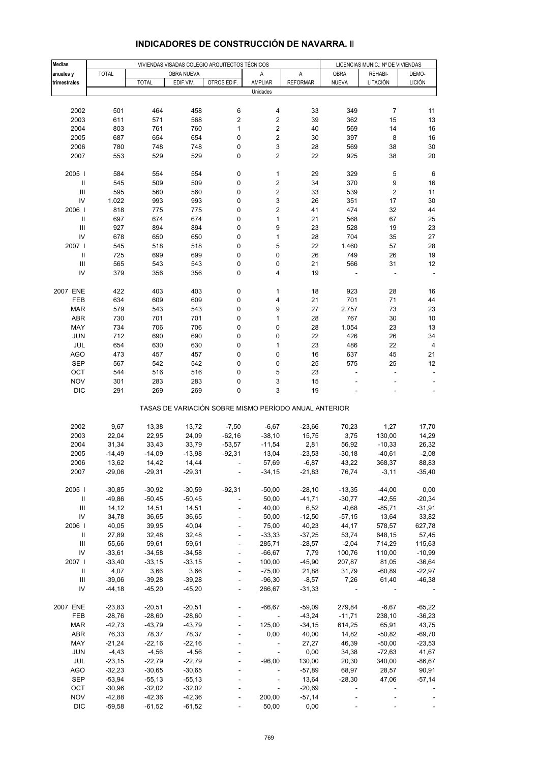## INDICADORES DE CONSTRUCCIÓN DE NAVARRA. II

| Medias anuales y trimestrales | VIVIENDAS VISADAS COLEGIO ARQUITECTOS TÉCNICOS | | | | | | LICENCIAS MUNIC.: Nº DE VIVIENDAS | | |
|---|---|---|---|---|---|---|---|---|---|
| | TOTAL | OBRA NUEVA | | | A AMPLIAR | A REFORMAR | OBRA NUEVA | REHABI-LITACIÓN | DEMO-LICIÓN |
| | | TOTAL | EDIF.VIV. | OTROS EDIF. | | | | | |
| | Unidades | | | | | | | | |
| 2002 | 501 | 464 | 458 | 6 | 4 | 33 | 349 | 7 | 11 |
| 2003 | 611 | 571 | 568 | 2 | 2 | 39 | 362 | 15 | 13 |
| 2004 | 803 | 761 | 760 | 1 | 2 | 40 | 569 | 14 | 16 |
| 2005 | 687 | 654 | 654 | 0 | 2 | 30 | 397 | 8 | 16 |
| 2006 | 780 | 748 | 748 | 0 | 3 | 28 | 569 | 38 | 30 |
| 2007 | 553 | 529 | 529 | 0 | 2 | 22 | 925 | 38 | 20 |
| 2005 I | 584 | 554 | 554 | 0 | 1 | 29 | 329 | 5 | 6 |
| II | 545 | 509 | 509 | 0 | 2 | 34 | 370 | 9 | 16 |
| III | 595 | 560 | 560 | 0 | 2 | 33 | 539 | 2 | 11 |
| IV | 1.022 | 993 | 993 | 0 | 3 | 26 | 351 | 17 | 30 |
| 2006 I | 818 | 775 | 775 | 0 | 2 | 41 | 474 | 32 | 44 |
| II | 697 | 674 | 674 | 0 | 1 | 21 | 568 | 67 | 25 |
| III | 927 | 894 | 894 | 0 | 9 | 23 | 528 | 19 | 23 |
| IV | 678 | 650 | 650 | 0 | 1 | 28 | 704 | 35 | 27 |
| 2007 I | 545 | 518 | 518 | 0 | 5 | 22 | 1.460 | 57 | 28 |
| II | 725 | 699 | 699 | 0 | 0 | 26 | 749 | 26 | 19 |
| III | 565 | 543 | 543 | 0 | 0 | 21 | 566 | 31 | 12 |
| IV | 379 | 356 | 356 | 0 | 4 | 19 | - | - | - |
| 2007 ENE | 422 | 403 | 403 | 0 | 1 | 18 | 923 | 28 | 16 |
| FEB | 634 | 609 | 609 | 0 | 4 | 21 | 701 | 71 | 44 |
| MAR | 579 | 543 | 543 | 0 | 9 | 27 | 2.757 | 73 | 23 |
| ABR | 730 | 701 | 701 | 0 | 1 | 28 | 767 | 30 | 10 |
| MAY | 734 | 706 | 706 | 0 | 0 | 28 | 1.054 | 23 | 13 |
| JUN | 712 | 690 | 690 | 0 | 0 | 22 | 426 | 26 | 34 |
| JUL | 654 | 630 | 630 | 0 | 1 | 23 | 486 | 22 | 4 |
| AGO | 473 | 457 | 457 | 0 | 0 | 16 | 637 | 45 | 21 |
| SEP | 567 | 542 | 542 | 0 | 0 | 25 | 575 | 25 | 12 |
| OCT | 544 | 516 | 516 | 0 | 5 | 23 | - | - | - |
| NOV | 301 | 283 | 283 | 0 | 3 | 15 | - | - | - |
| DIC | 291 | 269 | 269 | 0 | 3 | 19 | - | - | - |
| | TASAS DE VARIACIÓN SOBRE MISMO PERÍODO ANUAL ANTERIOR | | | | | | | | |
| 2002 | 9,67 | 13,38 | 13,72 | -7,50 | -6,67 | -23,66 | 70,23 | 1,27 | 17,70 |
| 2003 | 22,04 | 22,95 | 24,09 | -62,16 | -38,10 | 15,75 | 3,75 | 130,00 | 14,29 |
| 2004 | 31,34 | 33,43 | 33,79 | -53,57 | -11,54 | 2,81 | 56,92 | -10,33 | 26,32 |
| 2005 | -14,49 | -14,09 | -13,98 | -92,31 | 13,04 | -23,53 | -30,18 | -40,61 | -2,08 |
| 2006 | 13,62 | 14,42 | 14,44 | - | 57,69 | -6,87 | 43,22 | 368,37 | 88,83 |
| 2007 | -29,06 | -29,31 | -29,31 | - | -34,15 | -21,83 | 76,74 | -3,11 | -35,40 |
| 2005 I | -30,85 | -30,92 | -30,59 | -92,31 | -50,00 | -28,10 | -13,35 | -44,00 | 0,00 |
| II | -49,86 | -50,45 | -50,45 | - | 50,00 | -41,71 | -30,77 | -42,55 | -20,34 |
| III | 14,12 | 14,51 | 14,51 | - | 40,00 | 6,52 | -0,68 | -85,71 | -31,91 |
| IV | 34,78 | 36,65 | 36,65 | - | 50,00 | -12,50 | -57,15 | 13,64 | 33,82 |
| 2006 I | 40,05 | 39,95 | 40,04 | - | 75,00 | 40,23 | 44,17 | 578,57 | 627,78 |
| II | 27,89 | 32,48 | 32,48 | - | -33,33 | -37,25 | 53,74 | 648,15 | 57,45 |
| III | 55,66 | 59,61 | 59,61 | - | 285,71 | -28,57 | -2,04 | 714,29 | 115,63 |
| IV | -33,61 | -34,58 | -34,58 | - | -66,67 | 7,79 | 100,76 | 110,00 | -10,99 |
| 2007 I | -33,40 | -33,15 | -33,15 | - | 100,00 | -45,90 | 207,87 | 81,05 | -36,64 |
| II | 4,07 | 3,66 | 3,66 | - | -75,00 | 21,88 | 31,79 | -60,89 | -22,97 |
| III | -39,06 | -39,28 | -39,28 | - | -96,30 | -8,57 | 7,26 | 61,40 | -46,38 |
| IV | -44,18 | -45,20 | -45,20 | - | 266,67 | -31,33 | - | - | - |
| 2007 ENE | -23,83 | -20,51 | -20,51 | - | -66,67 | -59,09 | 279,84 | -6,67 | -65,22 |
| FEB | -28,76 | -28,60 | -28,60 | - | - | -43,24 | -11,71 | 238,10 | -36,23 |
| MAR | -42,73 | -43,79 | -43,79 | - | 125,00 | -34,15 | 614,25 | 65,91 | 43,75 |
| ABR | 76,33 | 78,37 | 78,37 | - | 0,00 | 40,00 | 14,82 | -50,82 | -69,70 |
| MAY | -21,24 | -22,16 | -22,16 | - | - | 27,27 | 46,39 | -50,00 | -23,53 |
| JUN | -4,43 | -4,56 | -4,56 | - | - | 0,00 | 34,38 | -72,63 | 41,67 |
| JUL | -23,15 | -22,79 | -22,79 | - | -96,00 | 130,00 | 20,30 | 340,00 | -86,67 |
| AGO | -32,23 | -30,65 | -30,65 | - | - | -57,89 | 68,97 | 28,57 | 90,91 |
| SEP | -53,94 | -55,13 | -55,13 | - | - | 13,64 | -28,30 | 47,06 | -57,14 |
| OCT | -30,96 | -32,02 | -32,02 | - | - | -20,69 | - | - | - |
| NOV | -42,88 | -42,36 | -42,36 | - | 200,00 | -57,14 | - | - | - |
| DIC | -59,58 | -61,52 | -61,52 | - | 50,00 | 0,00 | - | - | - |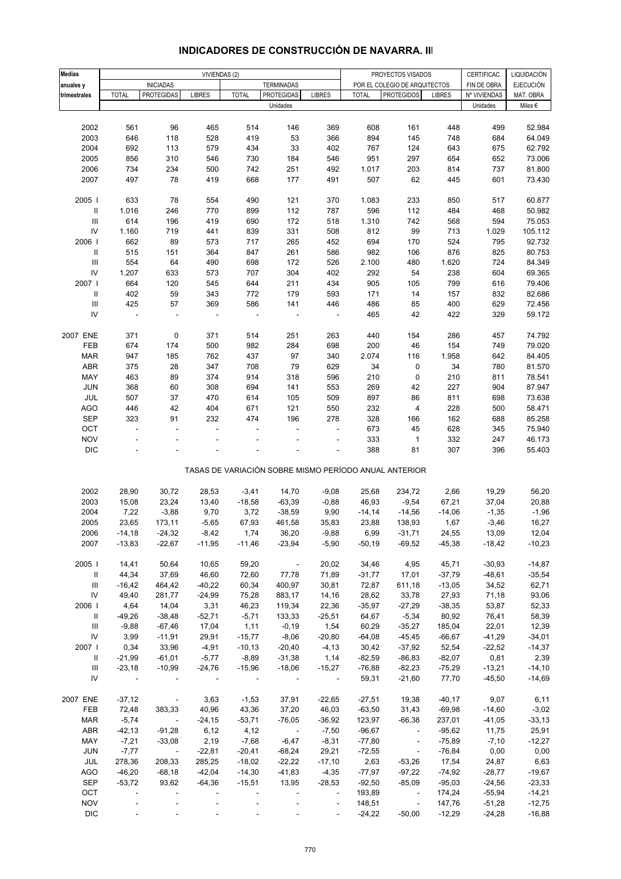# INDICADORES DE CONSTRUCCIÓN DE NAVARRA. III

| Medias anuales y trimestrales | VIVIENDAS (2) | | | | | | PROYECTOS VISADOS POR EL COLEGIO DE ARQUITECTOS | | | CERTIFICAC. FIN DE OBRA | LIQUIDACIÓN EJECUCIÓN |
|---|---|---|---|---|---|---|---|---|---|---|---|
| | INICIADAS | | | TERMINADAS | | | | | | | |
| | TOTAL | PROTEGIDAS | LIBRES | TOTAL | PROTEGIDAS | LIBRES | TOTAL | PROTEGIDOS | LIBRES | Nº VIVIENDAS | MAT. OBRA |
| | Unidades | | | | | | | | | Unidades | Miles € |
| 2002 | 561 | 96 | 465 | 514 | 146 | 369 | 608 | 161 | 448 | 499 | 52.984 |
| 2003 | 646 | 118 | 528 | 419 | 53 | 366 | 894 | 145 | 748 | 684 | 64.049 |
| 2004 | 692 | 113 | 579 | 434 | 33 | 402 | 767 | 124 | 643 | 675 | 62.792 |
| 2005 | 856 | 310 | 546 | 730 | 184 | 546 | 951 | 297 | 654 | 652 | 73.006 |
| 2006 | 734 | 234 | 500 | 742 | 251 | 492 | 1.017 | 203 | 814 | 737 | 81.800 |
| 2007 | 497 | 78 | 419 | 668 | 177 | 491 | 507 | 62 | 445 | 601 | 73.430 |
| 2005 I | 633 | 78 | 554 | 490 | 121 | 370 | 1.083 | 233 | 850 | 517 | 60.877 |
| II | 1.016 | 246 | 770 | 899 | 112 | 787 | 596 | 112 | 484 | 468 | 50.982 |
| III | 614 | 196 | 419 | 690 | 172 | 518 | 1.310 | 742 | 568 | 594 | 75.053 |
| IV | 1.160 | 719 | 441 | 839 | 331 | 508 | 812 | 99 | 713 | 1.029 | 105.112 |
| 2006 I | 662 | 89 | 573 | 717 | 265 | 452 | 694 | 170 | 524 | 795 | 92.732 |
| II | 515 | 151 | 364 | 847 | 261 | 586 | 982 | 106 | 876 | 825 | 80.753 |
| III | 554 | 64 | 490 | 698 | 172 | 526 | 2.100 | 480 | 1.620 | 724 | 84.349 |
| IV | 1.207 | 633 | 573 | 707 | 304 | 402 | 292 | 54 | 238 | 604 | 69.365 |
| 2007 I | 664 | 120 | 545 | 644 | 211 | 434 | 905 | 105 | 799 | 616 | 79.406 |
| II | 402 | 59 | 343 | 772 | 179 | 593 | 171 | 14 | 157 | 832 | 82.686 |
| III | 425 | 57 | 369 | 586 | 141 | 446 | 486 | 85 | 400 | 629 | 72.456 |
| IV | - | - | - | - | - | - | 465 | 42 | 422 | 329 | 59.172 |
| 2007 ENE | 371 | 0 | 371 | 514 | 251 | 263 | 440 | 154 | 286 | 457 | 74.792 |
| FEB | 674 | 174 | 500 | 982 | 284 | 698 | 200 | 46 | 154 | 749 | 79.020 |
| MAR | 947 | 185 | 762 | 437 | 97 | 340 | 2.074 | 116 | 1.958 | 642 | 84.405 |
| ABR | 375 | 28 | 347 | 708 | 79 | 629 | 34 | 0 | 34 | 780 | 81.570 |
| MAY | 463 | 89 | 374 | 914 | 318 | 596 | 210 | 0 | 210 | 811 | 78.541 |
| JUN | 368 | 60 | 308 | 694 | 141 | 553 | 269 | 42 | 227 | 904 | 87.947 |
| JUL | 507 | 37 | 470 | 614 | 105 | 509 | 897 | 86 | 811 | 698 | 73.638 |
| AGO | 446 | 42 | 404 | 671 | 121 | 550 | 232 | 4 | 228 | 500 | 58.471 |
| SEP | 323 | 91 | 232 | 474 | 196 | 278 | 328 | 166 | 162 | 688 | 85.258 |
| OCT | - | - | - | - | - | - | 673 | 45 | 628 | 345 | 75.940 |
| NOV | - | - | - | - | - | - | 333 | 1 | 332 | 247 | 46.173 |
| DIC | - | - | - | - | - | - | 388 | 81 | 307 | 396 | 55.403 |
| | TASAS DE VARIACIÓN SOBRE MISMO PERÍODO ANUAL ANTERIOR | | | | | | | | | | |
| 2002 | 28,90 | 30,72 | 28,53 | -3,41 | 14,70 | -9,08 | 25,68 | 234,72 | 2,66 | 19,29 | 56,20 |
| 2003 | 15,08 | 23,24 | 13,40 | -18,58 | -63,39 | -0,88 | 46,93 | -9,54 | 67,21 | 37,04 | 20,88 |
| 2004 | 7,22 | -3,88 | 9,70 | 3,72 | -38,59 | 9,90 | -14,14 | -14,56 | -14,06 | -1,35 | -1,96 |
| 2005 | 23,65 | 173,11 | -5,65 | 67,93 | 461,58 | 35,83 | 23,88 | 138,93 | 1,67 | -3,46 | 16,27 |
| 2006 | -14,18 | -24,32 | -8,42 | 1,74 | 36,20 | -9,88 | 6,99 | -31,71 | 24,55 | 13,09 | 12,04 |
| 2007 | -13,83 | -22,67 | -11,95 | -11,46 | -23,94 | -5,90 | -50,19 | -69,52 | -45,38 | -18,42 | -10,23 |
| 2005 I | 14,41 | 50,64 | 10,65 | 59,20 | - | 20,02 | 34,46 | 4,95 | 45,71 | -30,93 | -14,87 |
| II | 44,34 | 37,69 | 46,60 | 72,60 | 77,78 | 71,89 | -31,77 | 17,01 | -37,79 | -48,61 | -35,54 |
| III | -16,42 | 464,42 | -40,22 | 60,34 | 400,97 | 30,81 | 72,87 | 611,18 | -13,05 | 34,52 | 62,71 |
| IV | 49,40 | 281,77 | -24,99 | 75,28 | 883,17 | 14,16 | 28,62 | 33,78 | 27,93 | 71,18 | 93,06 |
| 2006 I | 4,64 | 14,04 | 3,31 | 46,23 | 119,34 | 22,36 | -35,97 | -27,29 | -38,35 | 53,87 | 52,33 |
| II | -49,26 | -38,48 | -52,71 | -5,71 | 133,33 | -25,51 | 64,67 | -5,34 | 80,92 | 76,41 | 58,39 |
| III | -9,88 | -67,46 | 17,04 | 1,11 | -0,19 | 1,54 | 60,29 | -35,27 | 185,04 | 22,01 | 12,39 |
| IV | 3,99 | -11,91 | 29,91 | -15,77 | -8,06 | -20,80 | -64,08 | -45,45 | -66,67 | -41,29 | -34,01 |
| 2007 I | 0,34 | 33,96 | -4,91 | -10,13 | -20,40 | -4,13 | 30,42 | -37,92 | 52,54 | -22,52 | -14,37 |
| II | -21,99 | -61,01 | -5,77 | -8,89 | -31,38 | 1,14 | -82,59 | -86,83 | -82,07 | 0,81 | 2,39 |
| III | -23,18 | -10,99 | -24,76 | -15,96 | -18,06 | -15,27 | -76,88 | -82,23 | -75,29 | -13,21 | -14,10 |
| IV | - | - | - | - | - | - | 59,31 | -21,60 | 77,70 | -45,50 | -14,69 |
| 2007 ENE | -37,12 | - | 3,63 | -1,53 | 37,91 | -22,65 | -27,51 | 19,38 | -40,17 | 9,07 | 6,11 |
| FEB | 72,48 | 383,33 | 40,96 | 43,36 | 37,20 | 46,03 | -63,50 | 31,43 | -69,98 | -14,60 | -3,02 |
| MAR | -5,74 | - | -24,15 | -53,71 | -76,05 | -36,92 | 123,97 | -66,38 | 237,01 | -41,05 | -33,13 |
| ABR | -42,13 | -91,28 | 6,12 | 4,12 | - | -7,50 | -96,67 | - | -95,62 | 11,75 | 25,91 |
| MAY | -7,21 | -33,08 | 2,19 | -7,68 | -6,47 | -8,31 | -77,80 | - | -75,89 | -7,10 | -12,27 |
| JUN | -7,77 | - | -22,81 | -20,41 | -68,24 | 29,21 | -72,55 | - | -76,84 | 0,00 | 0,00 |
| JUL | 278,36 | 208,33 | 285,25 | -18,02 | -22,22 | -17,10 | 2,63 | -53,26 | 17,54 | 24,87 | 6,63 |
| AGO | -46,20 | -68,18 | -42,04 | -14,30 | -41,83 | -4,35 | -77,97 | -97,22 | -74,92 | -28,77 | -19,67 |
| SEP | -53,72 | 93,62 | -64,36 | -15,51 | 13,95 | -28,53 | -92,50 | -85,09 | -95,03 | -24,56 | -23,33 |
| OCT | - | - | - | - | - | - | 193,89 | - | 174,24 | -55,94 | -14,21 |
| NOV | - | - | - | - | - | - | 148,51 | - | 147,76 | -51,28 | -12,75 |
| DIC | - | - | - | - | - | - | -24,22 | -50,00 | -12,29 | -24,28 | -16,88 |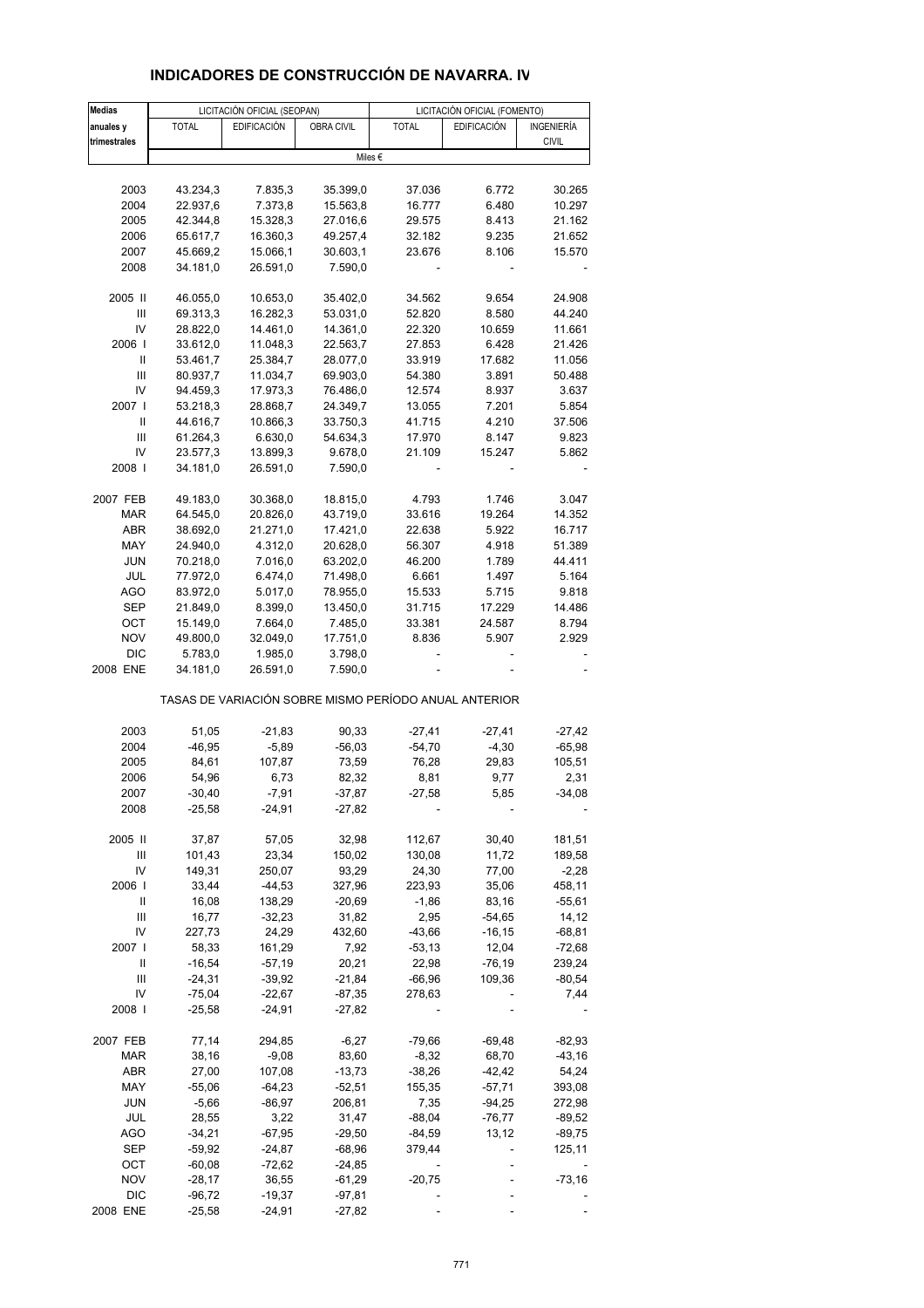## INDICADORES DE CONSTRUCCIÓN DE NAVARRA. IV

| Medias anuales y trimestrales | LICITACIÓN OFICIAL (SEOPAN) | | | LICITACIÓN OFICIAL (FOMENTO) | | |
|---|---|---|---|---|---|---|
| | TOTAL | EDIFICACIÓN | OBRA CIVIL | TOTAL | EDIFICACIÓN | INGENIERÍA CIVIL |
| | Miles € | | | | | |
| 2003 | 43.234,3 | 7.835,3 | 35.399,0 | 37.036 | 6.772 | 30.265 |
| 2004 | 22.937,6 | 7.373,8 | 15.563,8 | 16.777 | 6.480 | 10.297 |
| 2005 | 42.344,8 | 15.328,3 | 27.016,6 | 29.575 | 8.413 | 21.162 |
| 2006 | 65.617,7 | 16.360,3 | 49.257,4 | 32.182 | 9.235 | 21.652 |
| 2007 | 45.669,2 | 15.066,1 | 30.603,1 | 23.676 | 8.106 | 15.570 |
| 2008 | 34.181,0 | 26.591,0 | 7.590,0 | - | - | - |
| 2005 II | 46.055,0 | 10.653,0 | 35.402,0 | 34.562 | 9.654 | 24.908 |
| III | 69.313,3 | 16.282,3 | 53.031,0 | 52.820 | 8.580 | 44.240 |
| IV | 28.822,0 | 14.461,0 | 14.361,0 | 22.320 | 10.659 | 11.661 |
| 2006 I | 33.612,0 | 11.048,3 | 22.563,7 | 27.853 | 6.428 | 21.426 |
| II | 53.461,7 | 25.384,7 | 28.077,0 | 33.919 | 17.682 | 11.056 |
| III | 80.937,7 | 11.034,7 | 69.903,0 | 54.380 | 3.891 | 50.488 |
| IV | 94.459,3 | 17.973,3 | 76.486,0 | 12.574 | 8.937 | 3.637 |
| 2007 I | 53.218,3 | 28.868,7 | 24.349,7 | 13.055 | 7.201 | 5.854 |
| II | 44.616,7 | 10.866,3 | 33.750,3 | 41.715 | 4.210 | 37.506 |
| III | 61.264,3 | 6.630,0 | 54.634,3 | 17.970 | 8.147 | 9.823 |
| IV | 23.577,3 | 13.899,3 | 9.678,0 | 21.109 | 15.247 | 5.862 |
| 2008 I | 34.181,0 | 26.591,0 | 7.590,0 | - | - | - |
| 2007 FEB | 49.183,0 | 30.368,0 | 18.815,0 | 4.793 | 1.746 | 3.047 |
| MAR | 64.545,0 | 20.826,0 | 43.719,0 | 33.616 | 19.264 | 14.352 |
| ABR | 38.692,0 | 21.271,0 | 17.421,0 | 22.638 | 5.922 | 16.717 |
| MAY | 24.940,0 | 4.312,0 | 20.628,0 | 56.307 | 4.918 | 51.389 |
| JUN | 70.218,0 | 7.016,0 | 63.202,0 | 46.200 | 1.789 | 44.411 |
| JUL | 77.972,0 | 6.474,0 | 71.498,0 | 6.661 | 1.497 | 5.164 |
| AGO | 83.972,0 | 5.017,0 | 78.955,0 | 15.533 | 5.715 | 9.818 |
| SEP | 21.849,0 | 8.399,0 | 13.450,0 | 31.715 | 17.229 | 14.486 |
| OCT | 15.149,0 | 7.664,0 | 7.485,0 | 33.381 | 24.587 | 8.794 |
| NOV | 49.800,0 | 32.049,0 | 17.751,0 | 8.836 | 5.907 | 2.929 |
| DIC | 5.783,0 | 1.985,0 | 3.798,0 | - | - | - |
| 2008 ENE | 34.181,0 | 26.591,0 | 7.590,0 | - | - | - |
| | TASAS DE VARIACIÓN SOBRE MISMO PERÍODO ANUAL ANTERIOR | | | | | |
| 2003 | 51,05 | -21,83 | 90,33 | -27,41 | -27,41 | -27,42 |
| 2004 | -46,95 | -5,89 | -56,03 | -54,70 | -4,30 | -65,98 |
| 2005 | 84,61 | 107,87 | 73,59 | 76,28 | 29,83 | 105,51 |
| 2006 | 54,96 | 6,73 | 82,32 | 8,81 | 9,77 | 2,31 |
| 2007 | -30,40 | -7,91 | -37,87 | -27,58 | 5,85 | -34,08 |
| 2008 | -25,58 | -24,91 | -27,82 | - | - | - |
| 2005 II | 37,87 | 57,05 | 32,98 | 112,67 | 30,40 | 181,51 |
| III | 101,43 | 23,34 | 150,02 | 130,08 | 11,72 | 189,58 |
| IV | 149,31 | 250,07 | 93,29 | 24,30 | 77,00 | -2,28 |
| 2006 I | 33,44 | -44,53 | 327,96 | 223,93 | 35,06 | 458,11 |
| II | 16,08 | 138,29 | -20,69 | -1,86 | 83,16 | -55,61 |
| III | 16,77 | -32,23 | 31,82 | 2,95 | -54,65 | 14,12 |
| IV | 227,73 | 24,29 | 432,60 | -43,66 | -16,15 | -68,81 |
| 2007 I | 58,33 | 161,29 | 7,92 | -53,13 | 12,04 | -72,68 |
| II | -16,54 | -57,19 | 20,21 | 22,98 | -76,19 | 239,24 |
| III | -24,31 | -39,92 | -21,84 | -66,96 | 109,36 | -80,54 |
| IV | -75,04 | -22,67 | -87,35 | 278,63 | - | 7,44 |
| 2008 I | -25,58 | -24,91 | -27,82 | - | - | - |
| 2007 FEB | 77,14 | 294,85 | -6,27 | -79,66 | -69,48 | -82,93 |
| MAR | 38,16 | -9,08 | 83,60 | -8,32 | 68,70 | -43,16 |
| ABR | 27,00 | 107,08 | -13,73 | -38,26 | -42,42 | 54,24 |
| MAY | -55,06 | -64,23 | -52,51 | 155,35 | -57,71 | 393,08 |
| JUN | -5,66 | -86,97 | 206,81 | 7,35 | -94,25 | 272,98 |
| JUL | 28,55 | 3,22 | 31,47 | -88,04 | -76,77 | -89,52 |
| AGO | -34,21 | -67,95 | -29,50 | -84,59 | 13,12 | -89,75 |
| SEP | -59,92 | -24,87 | -68,96 | 379,44 | - | 125,11 |
| OCT | -60,08 | -72,62 | -24,85 | - | - | - |
| NOV | -28,17 | 36,55 | -61,29 | -20,75 | - | -73,16 |
| DIC | -96,72 | -19,37 | -97,81 | - | - | - |
| 2008 ENE | -25,58 | -24,91 | -27,82 | - | - | - |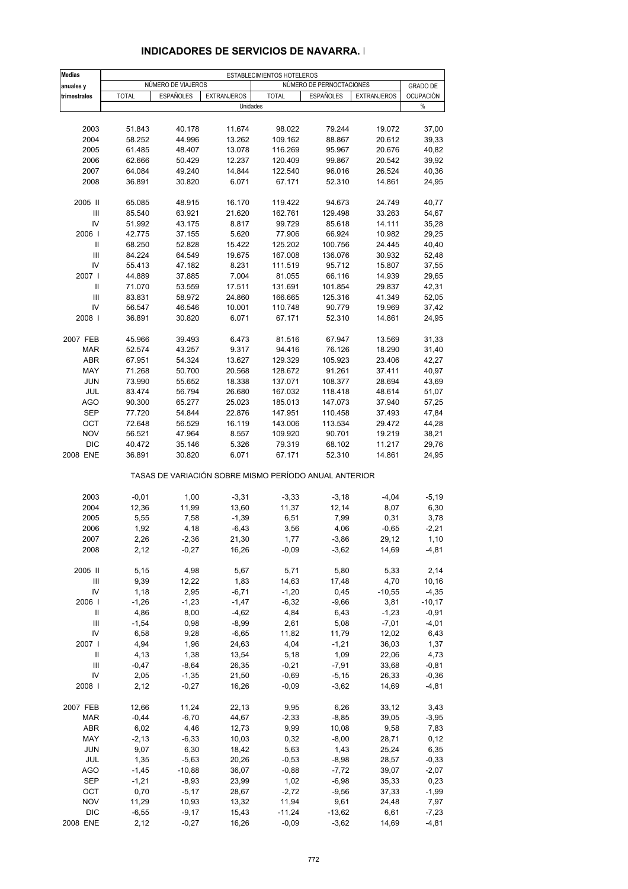## INDICADORES DE SERVICIOS DE NAVARRA. I

| Medias anuales y trimestrales | ESTABLECIMIENTOS HOTELEROS | | | | | | |
|---|---|---|---|---|---|---|---|
| | NÚMERO DE VIAJEROS | | | NÚMERO DE PERNOCTACIONES | | | GRADO DE OCUPACIÓN |
| | TOTAL | ESPAÑOLES | EXTRANJEROS | TOTAL | ESPAÑOLES | EXTRANJEROS | |
| | Unidades | | | | | | % |
| 2003 | 51.843 | 40.178 | 11.674 | 98.022 | 79.244 | 19.072 | 37,00 |
| 2004 | 58.252 | 44.996 | 13.262 | 109.162 | 88.867 | 20.612 | 39,33 |
| 2005 | 61.485 | 48.407 | 13.078 | 116.269 | 95.967 | 20.676 | 40,82 |
| 2006 | 62.666 | 50.429 | 12.237 | 120.409 | 99.867 | 20.542 | 39,92 |
| 2007 | 64.084 | 49.240 | 14.844 | 122.540 | 96.016 | 26.524 | 40,36 |
| 2008 | 36.891 | 30.820 | 6.071 | 67.171 | 52.310 | 14.861 | 24,95 |
| 2005 II | 65.085 | 48.915 | 16.170 | 119.422 | 94.673 | 24.749 | 40,77 |
| III | 85.540 | 63.921 | 21.620 | 162.761 | 129.498 | 33.263 | 54,67 |
| IV | 51.992 | 43.175 | 8.817 | 99.729 | 85.618 | 14.111 | 35,28 |
| 2006 I | 42.775 | 37.155 | 5.620 | 77.906 | 66.924 | 10.982 | 29,25 |
| II | 68.250 | 52.828 | 15.422 | 125.202 | 100.756 | 24.445 | 40,40 |
| III | 84.224 | 64.549 | 19.675 | 167.008 | 136.076 | 30.932 | 52,48 |
| IV | 55.413 | 47.182 | 8.231 | 111.519 | 95.712 | 15.807 | 37,55 |
| 2007 I | 44.889 | 37.885 | 7.004 | 81.055 | 66.116 | 14.939 | 29,65 |
| II | 71.070 | 53.559 | 17.511 | 131.691 | 101.854 | 29.837 | 42,31 |
| III | 83.831 | 58.972 | 24.860 | 166.665 | 125.316 | 41.349 | 52,05 |
| IV | 56.547 | 46.546 | 10.001 | 110.748 | 90.779 | 19.969 | 37,42 |
| 2008 I | 36.891 | 30.820 | 6.071 | 67.171 | 52.310 | 14.861 | 24,95 |
| 2007 FEB | 45.966 | 39.493 | 6.473 | 81.516 | 67.947 | 13.569 | 31,33 |
| MAR | 52.574 | 43.257 | 9.317 | 94.416 | 76.126 | 18.290 | 31,40 |
| ABR | 67.951 | 54.324 | 13.627 | 129.329 | 105.923 | 23.406 | 42,27 |
| MAY | 71.268 | 50.700 | 20.568 | 128.672 | 91.261 | 37.411 | 40,97 |
| JUN | 73.990 | 55.652 | 18.338 | 137.071 | 108.377 | 28.694 | 43,69 |
| JUL | 83.474 | 56.794 | 26.680 | 167.032 | 118.418 | 48.614 | 51,07 |
| AGO | 90.300 | 65.277 | 25.023 | 185.013 | 147.073 | 37.940 | 57,25 |
| SEP | 77.720 | 54.844 | 22.876 | 147.951 | 110.458 | 37.493 | 47,84 |
| OCT | 72.648 | 56.529 | 16.119 | 143.006 | 113.534 | 29.472 | 44,28 |
| NOV | 56.521 | 47.964 | 8.557 | 109.920 | 90.701 | 19.219 | 38,21 |
| DIC | 40.472 | 35.146 | 5.326 | 79.319 | 68.102 | 11.217 | 29,76 |
| 2008 ENE | 36.891 | 30.820 | 6.071 | 67.171 | 52.310 | 14.861 | 24,95 |
| | TASAS DE VARIACIÓN SOBRE MISMO PERÍODO ANUAL ANTERIOR | | | | | | |
| 2003 | -0,01 | 1,00 | -3,31 | -3,33 | -3,18 | -4,04 | -5,19 |
| 2004 | 12,36 | 11,99 | 13,60 | 11,37 | 12,14 | 8,07 | 6,30 |
| 2005 | 5,55 | 7,58 | -1,39 | 6,51 | 7,99 | 0,31 | 3,78 |
| 2006 | 1,92 | 4,18 | -6,43 | 3,56 | 4,06 | -0,65 | -2,21 |
| 2007 | 2,26 | -2,36 | 21,30 | 1,77 | -3,86 | 29,12 | 1,10 |
| 2008 | 2,12 | -0,27 | 16,26 | -0,09 | -3,62 | 14,69 | -4,81 |
| 2005 II | 5,15 | 4,98 | 5,67 | 5,71 | 5,80 | 5,33 | 2,14 |
| III | 9,39 | 12,22 | 1,83 | 14,63 | 17,48 | 4,70 | 10,16 |
| IV | 1,18 | 2,95 | -6,71 | -1,20 | 0,45 | -10,55 | -4,35 |
| 2006 I | -1,26 | -1,23 | -1,47 | -6,32 | -9,66 | 3,81 | -10,17 |
| II | 4,86 | 8,00 | -4,62 | 4,84 | 6,43 | -1,23 | -0,91 |
| III | -1,54 | 0,98 | -8,99 | 2,61 | 5,08 | -7,01 | -4,01 |
| IV | 6,58 | 9,28 | -6,65 | 11,82 | 11,79 | 12,02 | 6,43 |
| 2007 I | 4,94 | 1,96 | 24,63 | 4,04 | -1,21 | 36,03 | 1,37 |
| II | 4,13 | 1,38 | 13,54 | 5,18 | 1,09 | 22,06 | 4,73 |
| III | -0,47 | -8,64 | 26,35 | -0,21 | -7,91 | 33,68 | -0,81 |
| IV | 2,05 | -1,35 | 21,50 | -0,69 | -5,15 | 26,33 | -0,36 |
| 2008 I | 2,12 | -0,27 | 16,26 | -0,09 | -3,62 | 14,69 | -4,81 |
| 2007 FEB | 12,66 | 11,24 | 22,13 | 9,95 | 6,26 | 33,12 | 3,43 |
| MAR | -0,44 | -6,70 | 44,67 | -2,33 | -8,85 | 39,05 | -3,95 |
| ABR | 6,02 | 4,46 | 12,73 | 9,99 | 10,08 | 9,58 | 7,83 |
| MAY | -2,13 | -6,33 | 10,03 | 0,32 | -8,00 | 28,71 | 0,12 |
| JUN | 9,07 | 6,30 | 18,42 | 5,63 | 1,43 | 25,24 | 6,35 |
| JUL | 1,35 | -5,63 | 20,26 | -0,53 | -8,98 | 28,57 | -0,33 |
| AGO | -1,45 | -10,88 | 36,07 | -0,88 | -7,72 | 39,07 | -2,07 |
| SEP | -1,21 | -8,93 | 23,99 | 1,02 | -6,98 | 35,33 | 0,23 |
| OCT | 0,70 | -5,17 | 28,67 | -2,72 | -9,56 | 37,33 | -1,99 |
| NOV | 11,29 | 10,93 | 13,32 | 11,94 | 9,61 | 24,48 | 7,97 |
| DIC | -6,55 | -9,17 | 15,43 | -11,24 | -13,62 | 6,61 | -7,23 |
| 2008 ENE | 2,12 | -0,27 | 16,26 | -0,09 | -3,62 | 14,69 | -4,81 |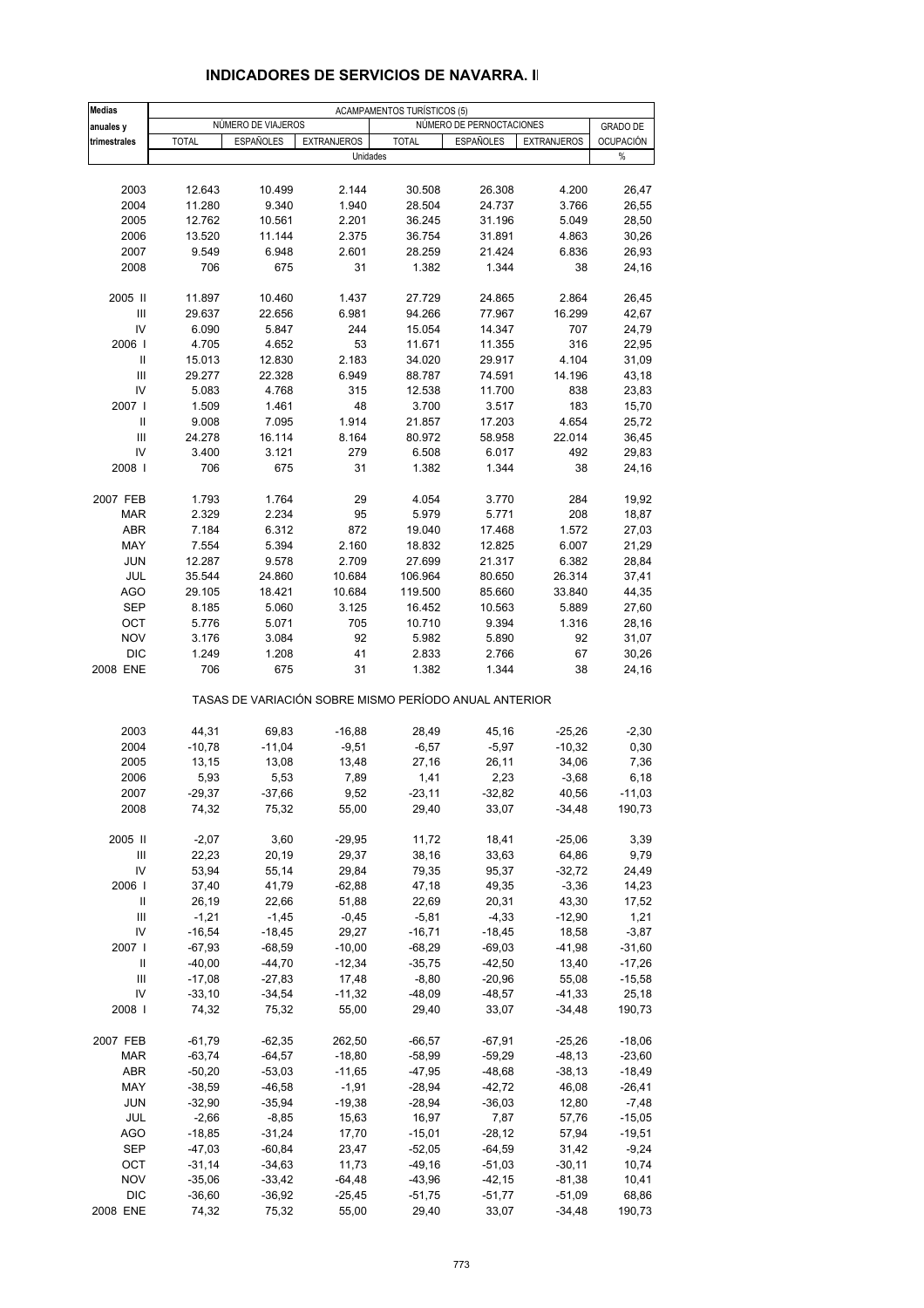## INDICADORES DE SERVICIOS DE NAVARRA. I

| Medias anuales y trimestrales | ACAMPAMENTOS TURÍSTICOS (5) | | | | | | |
|---|---|---|---|---|---|---|---|
| | NÚMERO DE VIAJEROS | | | NÚMERO DE PERNOCTACIONES | | | GRADO DE OCUPACIÓN |
| | TOTAL | ESPAÑOLES | EXTRANJEROS | TOTAL | ESPAÑOLES | EXTRANJEROS | |
| | Unidades | | | | | | % |
| 2003 | 12.643 | 10.499 | 2.144 | 30.508 | 26.308 | 4.200 | 26,47 |
| 2004 | 11.280 | 9.340 | 1.940 | 28.504 | 24.737 | 3.766 | 26,55 |
| 2005 | 12.762 | 10.561 | 2.201 | 36.245 | 31.196 | 5.049 | 28,50 |
| 2006 | 13.520 | 11.144 | 2.375 | 36.754 | 31.891 | 4.863 | 30,26 |
| 2007 | 9.549 | 6.948 | 2.601 | 28.259 | 21.424 | 6.836 | 26,93 |
| 2008 | 706 | 675 | 31 | 1.382 | 1.344 | 38 | 24,16 |
| 2005 II | 11.897 | 10.460 | 1.437 | 27.729 | 24.865 | 2.864 | 26,45 |
| III | 29.637 | 22.656 | 6.981 | 94.266 | 77.967 | 16.299 | 42,67 |
| IV | 6.090 | 5.847 | 244 | 15.054 | 14.347 | 707 | 24,79 |
| 2006 I | 4.705 | 4.652 | 53 | 11.671 | 11.355 | 316 | 22,95 |
| II | 15.013 | 12.830 | 2.183 | 34.020 | 29.917 | 4.104 | 31,09 |
| III | 29.277 | 22.328 | 6.949 | 88.787 | 74.591 | 14.196 | 43,18 |
| IV | 5.083 | 4.768 | 315 | 12.538 | 11.700 | 838 | 23,83 |
| 2007 I | 1.509 | 1.461 | 48 | 3.700 | 3.517 | 183 | 15,70 |
| II | 9.008 | 7.095 | 1.914 | 21.857 | 17.203 | 4.654 | 25,72 |
| III | 24.278 | 16.114 | 8.164 | 80.972 | 58.958 | 22.014 | 36,45 |
| IV | 3.400 | 3.121 | 279 | 6.508 | 6.017 | 492 | 29,83 |
| 2008 I | 706 | 675 | 31 | 1.382 | 1.344 | 38 | 24,16 |
| 2007 FEB | 1.793 | 1.764 | 29 | 4.054 | 3.770 | 284 | 19,92 |
| MAR | 2.329 | 2.234 | 95 | 5.979 | 5.771 | 208 | 18,87 |
| ABR | 7.184 | 6.312 | 872 | 19.040 | 17.468 | 1.572 | 27,03 |
| MAY | 7.554 | 5.394 | 2.160 | 18.832 | 12.825 | 6.007 | 21,29 |
| JUN | 12.287 | 9.578 | 2.709 | 27.699 | 21.317 | 6.382 | 28,84 |
| JUL | 35.544 | 24.860 | 10.684 | 106.964 | 80.650 | 26.314 | 37,41 |
| AGO | 29.105 | 18.421 | 10.684 | 119.500 | 85.660 | 33.840 | 44,35 |
| SEP | 8.185 | 5.060 | 3.125 | 16.452 | 10.563 | 5.889 | 27,60 |
| OCT | 5.776 | 5.071 | 705 | 10.710 | 9.394 | 1.316 | 28,16 |
| NOV | 3.176 | 3.084 | 92 | 5.982 | 5.890 | 92 | 31,07 |
| DIC | 1.249 | 1.208 | 41 | 2.833 | 2.766 | 67 | 30,26 |
| 2008 ENE | 706 | 675 | 31 | 1.382 | 1.344 | 38 | 24,16 |
| | TASAS DE VARIACIÓN SOBRE MISMO PERÍODO ANUAL ANTERIOR | | | | | | |
| 2003 | 44,31 | 69,83 | -16,88 | 28,49 | 45,16 | -25,26 | -2,30 |
| 2004 | -10,78 | -11,04 | -9,51 | -6,57 | -5,97 | -10,32 | 0,30 |
| 2005 | 13,15 | 13,08 | 13,48 | 27,16 | 26,11 | 34,06 | 7,36 |
| 2006 | 5,93 | 5,53 | 7,89 | 1,41 | 2,23 | -3,68 | 6,18 |
| 2007 | -29,37 | -37,66 | 9,52 | -23,11 | -32,82 | 40,56 | -11,03 |
| 2008 | 74,32 | 75,32 | 55,00 | 29,40 | 33,07 | -34,48 | 190,73 |
| 2005 II | -2,07 | 3,60 | -29,95 | 11,72 | 18,41 | -25,06 | 3,39 |
| III | 22,23 | 20,19 | 29,37 | 38,16 | 33,63 | 64,86 | 9,79 |
| IV | 53,94 | 55,14 | 29,84 | 79,35 | 95,37 | -32,72 | 24,49 |
| 2006 I | 37,40 | 41,79 | -62,88 | 47,18 | 49,35 | -3,36 | 14,23 |
| II | 26,19 | 22,66 | 51,88 | 22,69 | 20,31 | 43,30 | 17,52 |
| III | -1,21 | -1,45 | -0,45 | -5,81 | -4,33 | -12,90 | 1,21 |
| IV | -16,54 | -18,45 | 29,27 | -16,71 | -18,45 | 18,58 | -3,87 |
| 2007 I | -67,93 | -68,59 | -10,00 | -68,29 | -69,03 | -41,98 | -31,60 |
| II | -40,00 | -44,70 | -12,34 | -35,75 | -42,50 | 13,40 | -17,26 |
| III | -17,08 | -27,83 | 17,48 | -8,80 | -20,96 | 55,08 | -15,58 |
| IV | -33,10 | -34,54 | -11,32 | -48,09 | -48,57 | -41,33 | 25,18 |
| 2008 I | 74,32 | 75,32 | 55,00 | 29,40 | 33,07 | -34,48 | 190,73 |
| 2007 FEB | -61,79 | -62,35 | 262,50 | -66,57 | -67,91 | -25,26 | -18,06 |
| MAR | -63,74 | -64,57 | -18,80 | -58,99 | -59,29 | -48,13 | -23,60 |
| ABR | -50,20 | -53,03 | -11,65 | -47,95 | -48,68 | -38,13 | -18,49 |
| MAY | -38,59 | -46,58 | -1,91 | -28,94 | -42,72 | 46,08 | -26,41 |
| JUN | -32,90 | -35,94 | -19,38 | -28,94 | -36,03 | 12,80 | -7,48 |
| JUL | -2,66 | -8,85 | 15,63 | 16,97 | 7,87 | 57,76 | -15,05 |
| AGO | -18,85 | -31,24 | 17,70 | -15,01 | -28,12 | 57,94 | -19,51 |
| SEP | -47,03 | -60,84 | 23,47 | -52,05 | -64,59 | 31,42 | -9,24 |
| OCT | -31,14 | -34,63 | 11,73 | -49,16 | -51,03 | -30,11 | 10,74 |
| NOV | -35,06 | -33,42 | -64,48 | -43,96 | -42,15 | -81,38 | 10,41 |
| DIC | -36,60 | -36,92 | -25,45 | -51,75 | -51,77 | -51,09 | 68,86 |
| 2008 ENE | 74,32 | 75,32 | 55,00 | 29,40 | 33,07 | -34,48 | 190,73 |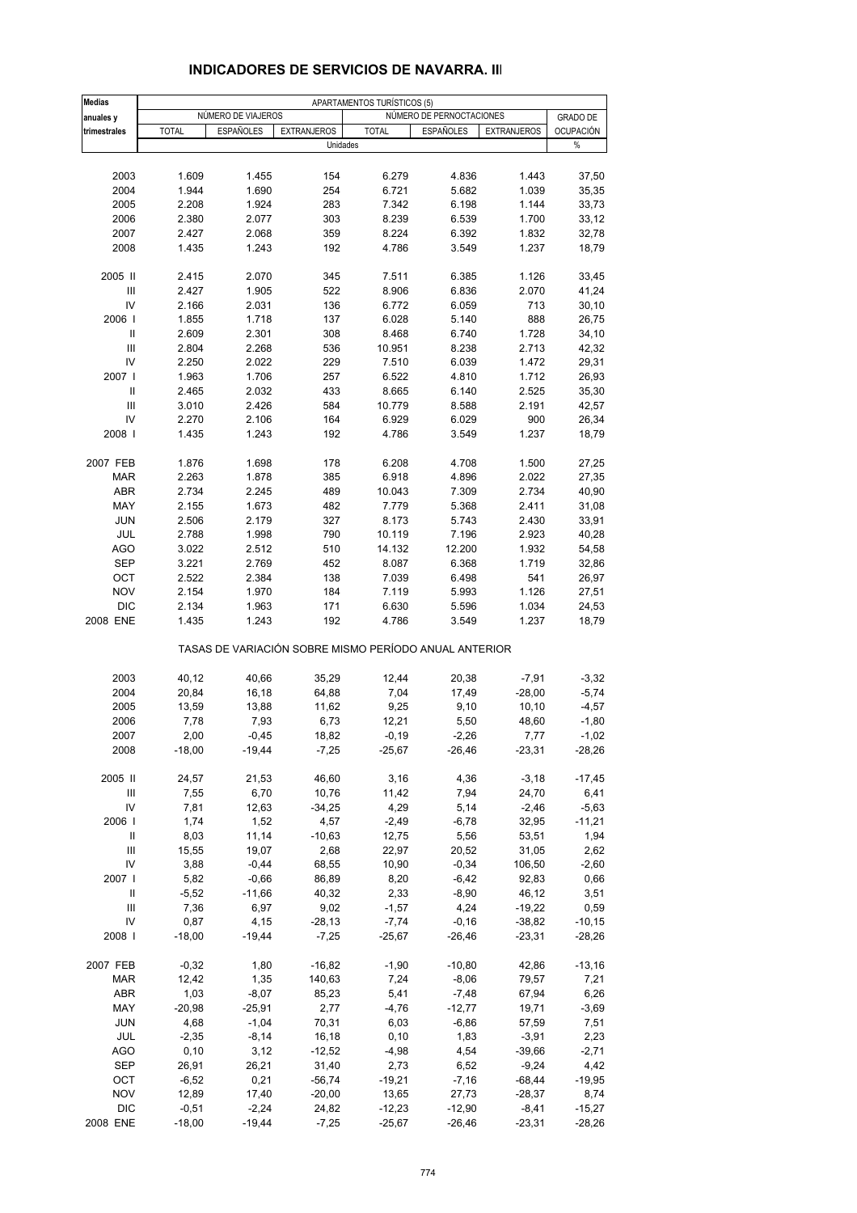# INDICADORES DE SERVICIOS DE NAVARRA. III

| Medias anuales y trimestrales | APARTAMENTOS TURÍSTICOS (5) | | | | | | |
|---|---|---|---|---|---|---|---|
| | NÚMERO DE VIAJEROS | | | NÚMERO DE PERNOCTACIONES | | | GRADO DE OCUPACIÓN |
| | TOTAL | ESPAÑOLES | EXTRANJEROS | TOTAL | ESPAÑOLES | EXTRANJEROS | |
| | Unidades | | | | | | % |
| 2003 | 1.609 | 1.455 | 154 | 6.279 | 4.836 | 1.443 | 37,50 |
| 2004 | 1.944 | 1.690 | 254 | 6.721 | 5.682 | 1.039 | 35,35 |
| 2005 | 2.208 | 1.924 | 283 | 7.342 | 6.198 | 1.144 | 33,73 |
| 2006 | 2.380 | 2.077 | 303 | 8.239 | 6.539 | 1.700 | 33,12 |
| 2007 | 2.427 | 2.068 | 359 | 8.224 | 6.392 | 1.832 | 32,78 |
| 2008 | 1.435 | 1.243 | 192 | 4.786 | 3.549 | 1.237 | 18,79 |
| 2005 II | 2.415 | 2.070 | 345 | 7.511 | 6.385 | 1.126 | 33,45 |
| III | 2.427 | 1.905 | 522 | 8.906 | 6.836 | 2.070 | 41,24 |
| IV | 2.166 | 2.031 | 136 | 6.772 | 6.059 | 713 | 30,10 |
| 2006 I | 1.855 | 1.718 | 137 | 6.028 | 5.140 | 888 | 26,75 |
| II | 2.609 | 2.301 | 308 | 8.468 | 6.740 | 1.728 | 34,10 |
| III | 2.804 | 2.268 | 536 | 10.951 | 8.238 | 2.713 | 42,32 |
| IV | 2.250 | 2.022 | 229 | 7.510 | 6.039 | 1.472 | 29,31 |
| 2007 I | 1.963 | 1.706 | 257 | 6.522 | 4.810 | 1.712 | 26,93 |
| II | 2.465 | 2.032 | 433 | 8.665 | 6.140 | 2.525 | 35,30 |
| III | 3.010 | 2.426 | 584 | 10.779 | 8.588 | 2.191 | 42,57 |
| IV | 2.270 | 2.106 | 164 | 6.929 | 6.029 | 900 | 26,34 |
| 2008 I | 1.435 | 1.243 | 192 | 4.786 | 3.549 | 1.237 | 18,79 |
| 2007 FEB | 1.876 | 1.698 | 178 | 6.208 | 4.708 | 1.500 | 27,25 |
| MAR | 2.263 | 1.878 | 385 | 6.918 | 4.896 | 2.022 | 27,35 |
| ABR | 2.734 | 2.245 | 489 | 10.043 | 7.309 | 2.734 | 40,90 |
| MAY | 2.155 | 1.673 | 482 | 7.779 | 5.368 | 2.411 | 31,08 |
| JUN | 2.506 | 2.179 | 327 | 8.173 | 5.743 | 2.430 | 33,91 |
| JUL | 2.788 | 1.998 | 790 | 10.119 | 7.196 | 2.923 | 40,28 |
| AGO | 3.022 | 2.512 | 510 | 14.132 | 12.200 | 1.932 | 54,58 |
| SEP | 3.221 | 2.769 | 452 | 8.087 | 6.368 | 1.719 | 32,86 |
| OCT | 2.522 | 2.384 | 138 | 7.039 | 6.498 | 541 | 26,97 |
| NOV | 2.154 | 1.970 | 184 | 7.119 | 5.993 | 1.126 | 27,51 |
| DIC | 2.134 | 1.963 | 171 | 6.630 | 5.596 | 1.034 | 24,53 |
| 2008 ENE | 1.435 | 1.243 | 192 | 4.786 | 3.549 | 1.237 | 18,79 |
| | TASAS DE VARIACIÓN SOBRE MISMO PERÍODO ANUAL ANTERIOR | | | | | | |
| 2003 | 40,12 | 40,66 | 35,29 | 12,44 | 20,38 | -7,91 | -3,32 |
| 2004 | 20,84 | 16,18 | 64,88 | 7,04 | 17,49 | -28,00 | -5,74 |
| 2005 | 13,59 | 13,88 | 11,62 | 9,25 | 9,10 | 10,10 | -4,57 |
| 2006 | 7,78 | 7,93 | 6,73 | 12,21 | 5,50 | 48,60 | -1,80 |
| 2007 | 2,00 | -0,45 | 18,82 | -0,19 | -2,26 | 7,77 | -1,02 |
| 2008 | -18,00 | -19,44 | -7,25 | -25,67 | -26,46 | -23,31 | -28,26 |
| 2005 II | 24,57 | 21,53 | 46,60 | 3,16 | 4,36 | -3,18 | -17,45 |
| III | 7,55 | 6,70 | 10,76 | 11,42 | 7,94 | 24,70 | 6,41 |
| IV | 7,81 | 12,63 | -34,25 | 4,29 | 5,14 | -2,46 | -5,63 |
| 2006 I | 1,74 | 1,52 | 4,57 | -2,49 | -6,78 | 32,95 | -11,21 |
| II | 8,03 | 11,14 | -10,63 | 12,75 | 5,56 | 53,51 | 1,94 |
| III | 15,55 | 19,07 | 2,68 | 22,97 | 20,52 | 31,05 | 2,62 |
| IV | 3,88 | -0,44 | 68,55 | 10,90 | -0,34 | 106,50 | -2,60 |
| 2007 I | 5,82 | -0,66 | 86,89 | 8,20 | -6,42 | 92,83 | 0,66 |
| II | -5,52 | -11,66 | 40,32 | 2,33 | -8,90 | 46,12 | 3,51 |
| III | 7,36 | 6,97 | 9,02 | -1,57 | 4,24 | -19,22 | 0,59 |
| IV | 0,87 | 4,15 | -28,13 | -7,74 | -0,16 | -38,82 | -10,15 |
| 2008 I | -18,00 | -19,44 | -7,25 | -25,67 | -26,46 | -23,31 | -28,26 |
| 2007 FEB | -0,32 | 1,80 | -16,82 | -1,90 | -10,80 | 42,86 | -13,16 |
| MAR | 12,42 | 1,35 | 140,63 | 7,24 | -8,06 | 79,57 | 7,21 |
| ABR | 1,03 | -8,07 | 85,23 | 5,41 | -7,48 | 67,94 | 6,26 |
| MAY | -20,98 | -25,91 | 2,77 | -4,76 | -12,77 | 19,71 | -3,69 |
| JUN | 4,68 | -1,04 | 70,31 | 6,03 | -6,86 | 57,59 | 7,51 |
| JUL | -2,35 | -8,14 | 16,18 | 0,10 | 1,83 | -3,91 | 2,23 |
| AGO | 0,10 | 3,12 | -12,52 | -4,98 | 4,54 | -39,66 | -2,71 |
| SEP | 26,91 | 26,21 | 31,40 | 2,73 | 6,52 | -9,24 | 4,42 |
| OCT | -6,52 | 0,21 | -56,74 | -19,21 | -7,16 | -68,44 | -19,95 |
| NOV | 12,89 | 17,40 | -20,00 | 13,65 | 27,73 | -28,37 | 8,74 |
| DIC | -0,51 | -2,24 | 24,82 | -12,23 | -12,90 | -8,41 | -15,27 |
| 2008 ENE | -18,00 | -19,44 | -7,25 | -25,67 | -26,46 | -23,31 | -28,26 |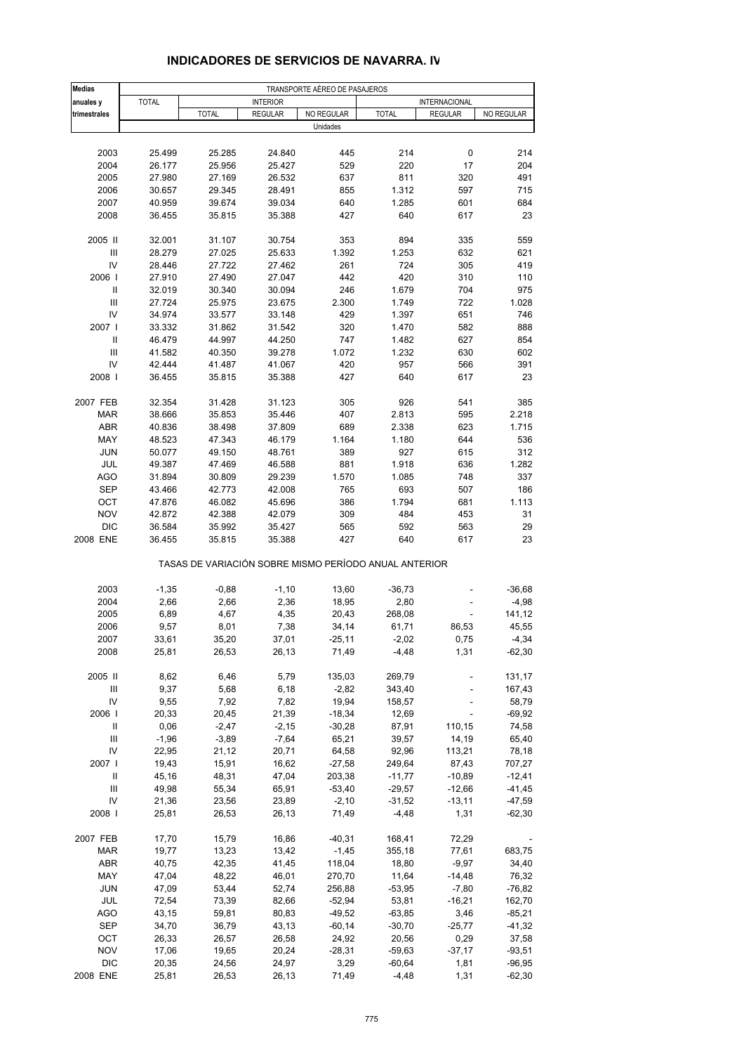## INDICADORES DE SERVICIOS DE NAVARRA. IV

| Medias anuales y trimestrales | TRANSPORTE AÉREO DE PASAJEROS | | | | | | |
|---|---|---|---|---|---|---|---|
| | TOTAL | INTERIOR | | | INTERNACIONAL | | |
| | | TOTAL | REGULAR | NO REGULAR | TOTAL | REGULAR | NO REGULAR |
| | Unidades | | | | | | |
| 2003 | 25.499 | 25.285 | 24.840 | 445 | 214 | 0 | 214 |
| 2004 | 26.177 | 25.956 | 25.427 | 529 | 220 | 17 | 204 |
| 2005 | 27.980 | 27.169 | 26.532 | 637 | 811 | 320 | 491 |
| 2006 | 30.657 | 29.345 | 28.491 | 855 | 1.312 | 597 | 715 |
| 2007 | 40.959 | 39.674 | 39.034 | 640 | 1.285 | 601 | 684 |
| 2008 | 36.455 | 35.815 | 35.388 | 427 | 640 | 617 | 23 |
| 2005 II | 32.001 | 31.107 | 30.754 | 353 | 894 | 335 | 559 |
| III | 28.279 | 27.025 | 25.633 | 1.392 | 1.253 | 632 | 621 |
| IV | 28.446 | 27.722 | 27.462 | 261 | 724 | 305 | 419 |
| 2006 I | 27.910 | 27.490 | 27.047 | 442 | 420 | 310 | 110 |
| II | 32.019 | 30.340 | 30.094 | 246 | 1.679 | 704 | 975 |
| III | 27.724 | 25.975 | 23.675 | 2.300 | 1.749 | 722 | 1.028 |
| IV | 34.974 | 33.577 | 33.148 | 429 | 1.397 | 651 | 746 |
| 2007 I | 33.332 | 31.862 | 31.542 | 320 | 1.470 | 582 | 888 |
| II | 46.479 | 44.997 | 44.250 | 747 | 1.482 | 627 | 854 |
| III | 41.582 | 40.350 | 39.278 | 1.072 | 1.232 | 630 | 602 |
| IV | 42.444 | 41.487 | 41.067 | 420 | 957 | 566 | 391 |
| 2008 I | 36.455 | 35.815 | 35.388 | 427 | 640 | 617 | 23 |
| 2007 FEB | 32.354 | 31.428 | 31.123 | 305 | 926 | 541 | 385 |
| MAR | 38.666 | 35.853 | 35.446 | 407 | 2.813 | 595 | 2.218 |
| ABR | 40.836 | 38.498 | 37.809 | 689 | 2.338 | 623 | 1.715 |
| MAY | 48.523 | 47.343 | 46.179 | 1.164 | 1.180 | 644 | 536 |
| JUN | 50.077 | 49.150 | 48.761 | 389 | 927 | 615 | 312 |
| JUL | 49.387 | 47.469 | 46.588 | 881 | 1.918 | 636 | 1.282 |
| AGO | 31.894 | 30.809 | 29.239 | 1.570 | 1.085 | 748 | 337 |
| SEP | 43.466 | 42.773 | 42.008 | 765 | 693 | 507 | 186 |
| OCT | 47.876 | 46.082 | 45.696 | 386 | 1.794 | 681 | 1.113 |
| NOV | 42.872 | 42.388 | 42.079 | 309 | 484 | 453 | 31 |
| DIC | 36.584 | 35.992 | 35.427 | 565 | 592 | 563 | 29 |
| 2008 ENE | 36.455 | 35.815 | 35.388 | 427 | 640 | 617 | 23 |
| | TASAS DE VARIACIÓN SOBRE MISMO PERÍODO ANUAL ANTERIOR | | | | | | |
| 2003 | -1,35 | -0,88 | -1,10 | 13,60 | -36,73 | - | -36,68 |
| 2004 | 2,66 | 2,66 | 2,36 | 18,95 | 2,80 | - | -4,98 |
| 2005 | 6,89 | 4,67 | 4,35 | 20,43 | 268,08 | - | 141,12 |
| 2006 | 9,57 | 8,01 | 7,38 | 34,14 | 61,71 | 86,53 | 45,55 |
| 2007 | 33,61 | 35,20 | 37,01 | -25,11 | -2,02 | 0,75 | -4,34 |
| 2008 | 25,81 | 26,53 | 26,13 | 71,49 | -4,48 | 1,31 | -62,30 |
| 2005 II | 8,62 | 6,46 | 5,79 | 135,03 | 269,79 | - | 131,17 |
| III | 9,37 | 5,68 | 6,18 | -2,82 | 343,40 | - | 167,43 |
| IV | 9,55 | 7,92 | 7,82 | 19,94 | 158,57 | - | 58,79 |
| 2006 I | 20,33 | 20,45 | 21,39 | -18,34 | 12,69 | - | -69,92 |
| II | 0,06 | -2,47 | -2,15 | -30,28 | 87,91 | 110,15 | 74,58 |
| III | -1,96 | -3,89 | -7,64 | 65,21 | 39,57 | 14,19 | 65,40 |
| IV | 22,95 | 21,12 | 20,71 | 64,58 | 92,96 | 113,21 | 78,18 |
| 2007 I | 19,43 | 15,91 | 16,62 | -27,58 | 249,64 | 87,43 | 707,27 |
| II | 45,16 | 48,31 | 47,04 | 203,38 | -11,77 | -10,89 | -12,41 |
| III | 49,98 | 55,34 | 65,91 | -53,40 | -29,57 | -12,66 | -41,45 |
| IV | 21,36 | 23,56 | 23,89 | -2,10 | -31,52 | -13,11 | -47,59 |
| 2008 I | 25,81 | 26,53 | 26,13 | 71,49 | -4,48 | 1,31 | -62,30 |
| 2007 FEB | 17,70 | 15,79 | 16,86 | -40,31 | 168,41 | 72,29 | - |
| MAR | 19,77 | 13,23 | 13,42 | -1,45 | 355,18 | 77,61 | 683,75 |
| ABR | 40,75 | 42,35 | 41,45 | 118,04 | 18,80 | -9,97 | 34,40 |
| MAY | 47,04 | 48,22 | 46,01 | 270,70 | 11,64 | -14,48 | 76,32 |
| JUN | 47,09 | 53,44 | 52,74 | 256,88 | -53,95 | -7,80 | -76,82 |
| JUL | 72,54 | 73,39 | 82,66 | -52,94 | 53,81 | -16,21 | 162,70 |
| AGO | 43,15 | 59,81 | 80,83 | -49,52 | -63,85 | 3,46 | -85,21 |
| SEP | 34,70 | 36,79 | 43,13 | -60,14 | -30,70 | -25,77 | -41,32 |
| OCT | 26,33 | 26,57 | 26,58 | 24,92 | 20,56 | 0,29 | 37,58 |
| NOV | 17,06 | 19,65 | 20,24 | -28,31 | -59,63 | -37,17 | -93,51 |
| DIC | 20,35 | 24,56 | 24,97 | 3,29 | -60,64 | 1,81 | -96,95 |
| 2008 ENE | 25,81 | 26,53 | 26,13 | 71,49 | -4,48 | 1,31 | -62,30 |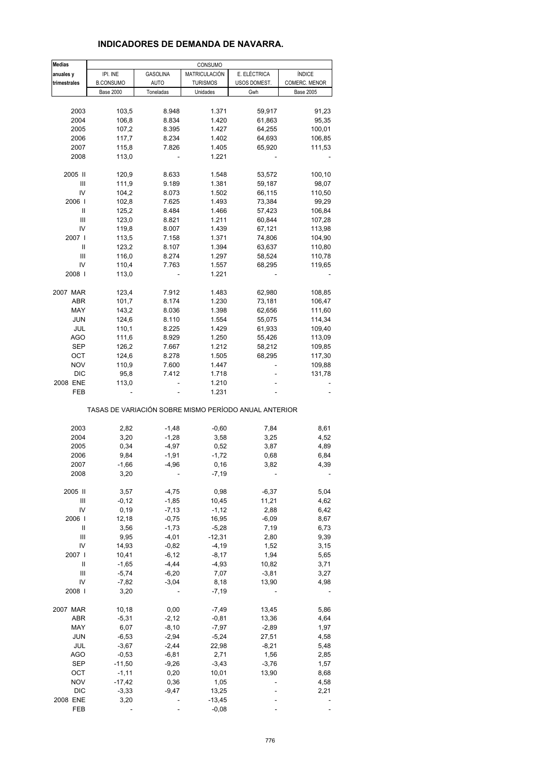## INDICADORES DE DEMANDA DE NAVARRA.

| Medias anuales y trimestrales | CONSUMO | | | | |
|---|---|---|---|---|---|
| | IPI. INE B.CONSUMO | GASOLINA AUTO | MATRICULACIÓN TURISMOS | E. ELÉCTRICA USOS DOMEST. | ÍNDICE COMERC. MENOR |
| | Base 2000 | Toneladas | Unidades | Gwh | Base 2005 |
| 2003 | 103,5 | 8.948 | 1.371 | 59,917 | 91,23 |
| 2004 | 106,8 | 8.834 | 1.420 | 61,863 | 95,35 |
| 2005 | 107,2 | 8.395 | 1.427 | 64,255 | 100,01 |
| 2006 | 117,7 | 8.234 | 1.402 | 64,693 | 106,85 |
| 2007 | 115,8 | 7.826 | 1.405 | 65,920 | 111,53 |
| 2008 | 113,0 | - | 1.221 | - | - |
| 2005 II | 120,9 | 8.633 | 1.548 | 53,572 | 100,10 |
| III | 111,9 | 9.189 | 1.381 | 59,187 | 98,07 |
| IV | 104,2 | 8.073 | 1.502 | 66,115 | 110,50 |
| 2006 I | 102,8 | 7.625 | 1.493 | 73,384 | 99,29 |
| II | 125,2 | 8.484 | 1.466 | 57,423 | 106,84 |
| III | 123,0 | 8.821 | 1.211 | 60,844 | 107,28 |
| IV | 119,8 | 8.007 | 1.439 | 67,121 | 113,98 |
| 2007 I | 113,5 | 7.158 | 1.371 | 74,806 | 104,90 |
| II | 123,2 | 8.107 | 1.394 | 63,637 | 110,80 |
| III | 116,0 | 8.274 | 1.297 | 58,524 | 110,78 |
| IV | 110,4 | 7.763 | 1.557 | 68,295 | 119,65 |
| 2008 I | 113,0 | - | 1.221 | - | - |
| 2007 MAR | 123,4 | 7.912 | 1.483 | 62,980 | 108,85 |
| ABR | 101,7 | 8.174 | 1.230 | 73,181 | 106,47 |
| MAY | 143,2 | 8.036 | 1.398 | 62,656 | 111,60 |
| JUN | 124,6 | 8.110 | 1.554 | 55,075 | 114,34 |
| JUL | 110,1 | 8.225 | 1.429 | 61,933 | 109,40 |
| AGO | 111,6 | 8.929 | 1.250 | 55,426 | 113,09 |
| SEP | 126,2 | 7.667 | 1.212 | 58,212 | 109,85 |
| OCT | 124,6 | 8.278 | 1.505 | 68,295 | 117,30 |
| NOV | 110,9 | 7.600 | 1.447 | - | 109,88 |
| DIC | 95,8 | 7.412 | 1.718 | - | 131,78 |
| 2008 ENE | 113,0 | - | 1.210 | - | - |
| FEB | - | - | 1.231 | - | - |
| TASAS DE VARIACIÓN SOBRE MISMO PERÍODO ANUAL ANTERIOR | | | | | |
| 2003 | 2,82 | -1,48 | -0,60 | 7,84 | 8,61 |
| 2004 | 3,20 | -1,28 | 3,58 | 3,25 | 4,52 |
| 2005 | 0,34 | -4,97 | 0,52 | 3,87 | 4,89 |
| 2006 | 9,84 | -1,91 | -1,72 | 0,68 | 6,84 |
| 2007 | -1,66 | -4,96 | 0,16 | 3,82 | 4,39 |
| 2008 | 3,20 | - | -7,19 | - | - |
| 2005 II | 3,57 | -4,75 | 0,98 | -6,37 | 5,04 |
| III | -0,12 | -1,85 | 10,45 | 11,21 | 4,62 |
| IV | 0,19 | -7,13 | -1,12 | 2,88 | 6,42 |
| 2006 I | 12,18 | -0,75 | 16,95 | -6,09 | 8,67 |
| II | 3,56 | -1,73 | -5,28 | 7,19 | 6,73 |
| III | 9,95 | -4,01 | -12,31 | 2,80 | 9,39 |
| IV | 14,93 | -0,82 | -4,19 | 1,52 | 3,15 |
| 2007 I | 10,41 | -6,12 | -8,17 | 1,94 | 5,65 |
| II | -1,65 | -4,44 | -4,93 | 10,82 | 3,71 |
| III | -5,74 | -6,20 | 7,07 | -3,81 | 3,27 |
| IV | -7,82 | -3,04 | 8,18 | 13,90 | 4,98 |
| 2008 I | 3,20 | - | -7,19 | - | - |
| 2007 MAR | 10,18 | 0,00 | -7,49 | 13,45 | 5,86 |
| ABR | -5,31 | -2,12 | -0,81 | 13,36 | 4,64 |
| MAY | 6,07 | -8,10 | -7,97 | -2,89 | 1,97 |
| JUN | -6,53 | -2,94 | -5,24 | 27,51 | 4,58 |
| JUL | -3,67 | -2,44 | 22,98 | -8,21 | 5,48 |
| AGO | -0,53 | -6,81 | 2,71 | 1,56 | 2,85 |
| SEP | -11,50 | -9,26 | -3,43 | -3,76 | 1,57 |
| OCT | -1,11 | 0,20 | 10,01 | 13,90 | 8,68 |
| NOV | -17,42 | 0,36 | 1,05 | - | 4,58 |
| DIC | -3,33 | -9,47 | 13,25 | - | 2,21 |
| 2008 ENE | 3,20 | - | -13,45 | - | - |
| FEB | - | - | -0,08 | - | - |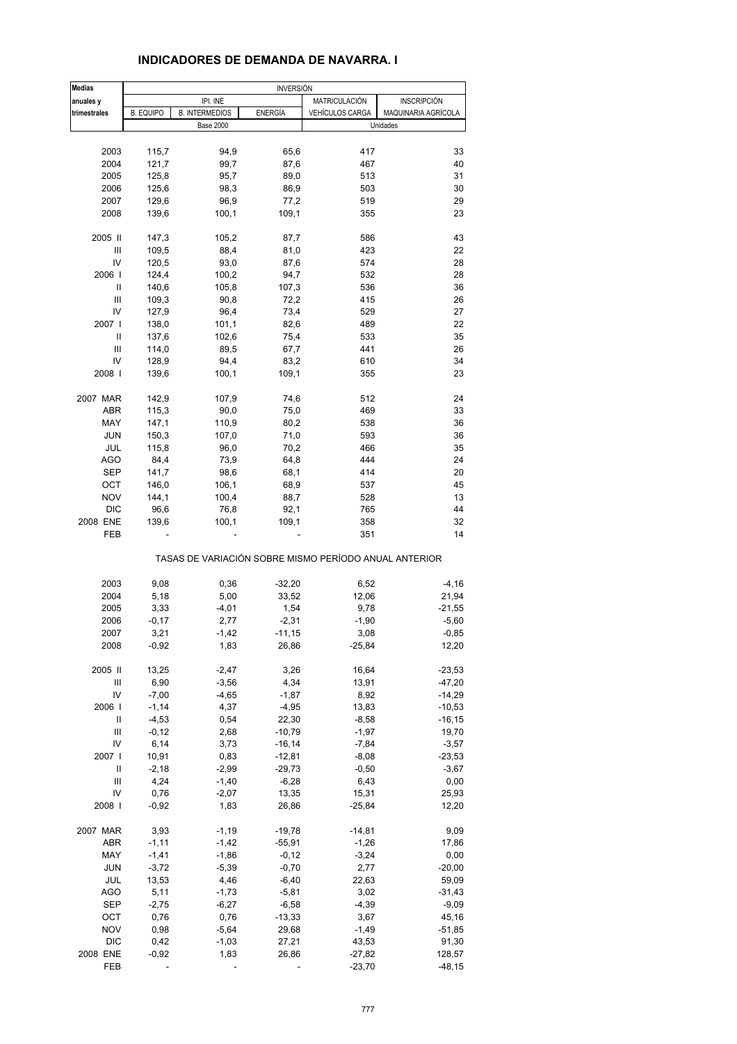# INDICADORES DE DEMANDA DE NAVARRA. I

| Medias anuales y trimestrales | INVERSIÓN | | | | |
|---|---|---|---|---|---|
| | IPI. INE | | | MATRICULACIÓN | INSCRIPCIÓN |
| | B. EQUIPO | B. INTERMEDIOS | ENERGÍA | VEHÍCULOS CARGA | MAQUINARIA AGRÍCOLA |
| | Base 2000 | | | Unidades | |
| 2003 | 115,7 | 94,9 | 65,6 | 417 | 33 |
| 2004 | 121,7 | 99,7 | 87,6 | 467 | 40 |
| 2005 | 125,8 | 95,7 | 89,0 | 513 | 31 |
| 2006 | 125,6 | 98,3 | 86,9 | 503 | 30 |
| 2007 | 129,6 | 96,9 | 77,2 | 519 | 29 |
| 2008 | 139,6 | 100,1 | 109,1 | 355 | 23 |
| 2005 II | 147,3 | 105,2 | 87,7 | 586 | 43 |
| III | 109,5 | 88,4 | 81,0 | 423 | 22 |
| IV | 120,5 | 93,0 | 87,6 | 574 | 28 |
| 2006 I | 124,4 | 100,2 | 94,7 | 532 | 28 |
| II | 140,6 | 105,8 | 107,3 | 536 | 36 |
| III | 109,3 | 90,8 | 72,2 | 415 | 26 |
| IV | 127,9 | 96,4 | 73,4 | 529 | 27 |
| 2007 I | 138,0 | 101,1 | 82,6 | 489 | 22 |
| II | 137,6 | 102,6 | 75,4 | 533 | 35 |
| III | 114,0 | 89,5 | 67,7 | 441 | 26 |
| IV | 128,9 | 94,4 | 83,2 | 610 | 34 |
| 2008 I | 139,6 | 100,1 | 109,1 | 355 | 23 |
| 2007 MAR | 142,9 | 107,9 | 74,6 | 512 | 24 |
| ABR | 115,3 | 90,0 | 75,0 | 469 | 33 |
| MAY | 147,1 | 110,9 | 80,2 | 538 | 36 |
| JUN | 150,3 | 107,0 | 71,0 | 593 | 36 |
| JUL | 115,8 | 96,0 | 70,2 | 466 | 35 |
| AGO | 84,4 | 73,9 | 64,8 | 444 | 24 |
| SEP | 141,7 | 98,6 | 68,1 | 414 | 20 |
| OCT | 146,0 | 106,1 | 68,9 | 537 | 45 |
| NOV | 144,1 | 100,4 | 88,7 | 528 | 13 |
| DIC | 96,6 | 76,8 | 92,1 | 765 | 44 |
| 2008 ENE | 139,6 | 100,1 | 109,1 | 358 | 32 |
| FEB | - | - | - | 351 | 14 |
| | TASAS DE VARIACIÓN SOBRE MISMO PERÍODO ANUAL ANTERIOR | | | | |
| 2003 | 9,08 | 0,36 | -32,20 | 6,52 | -4,16 |
| 2004 | 5,18 | 5,00 | 33,52 | 12,06 | 21,94 |
| 2005 | 3,33 | -4,01 | 1,54 | 9,78 | -21,55 |
| 2006 | -0,17 | 2,77 | -2,31 | -1,90 | -5,60 |
| 2007 | 3,21 | -1,42 | -11,15 | 3,08 | -0,85 |
| 2008 | -0,92 | 1,83 | 26,86 | -25,84 | 12,20 |
| 2005 II | 13,25 | -2,47 | 3,26 | 16,64 | -23,53 |
| III | 6,90 | -3,56 | 4,34 | 13,91 | -47,20 |
| IV | -7,00 | -4,65 | -1,87 | 8,92 | -14,29 |
| 2006 I | -1,14 | 4,37 | -4,95 | 13,83 | -10,53 |
| II | -4,53 | 0,54 | 22,30 | -8,58 | -16,15 |
| III | -0,12 | 2,68 | -10,79 | -1,97 | 19,70 |
| IV | 6,14 | 3,73 | -16,14 | -7,84 | -3,57 |
| 2007 I | 10,91 | 0,83 | -12,81 | -8,08 | -23,53 |
| II | -2,18 | -2,99 | -29,73 | -0,50 | -3,67 |
| III | 4,24 | -1,40 | -6,28 | 6,43 | 0,00 |
| IV | 0,76 | -2,07 | 13,35 | 15,31 | 25,93 |
| 2008 I | -0,92 | 1,83 | 26,86 | -25,84 | 12,20 |
| 2007 MAR | 3,93 | -1,19 | -19,78 | -14,81 | 9,09 |
| ABR | -1,11 | -1,42 | -55,91 | -1,26 | 17,86 |
| MAY | -1,41 | -1,86 | -0,12 | -3,24 | 0,00 |
| JUN | -3,72 | -5,39 | -0,70 | 2,77 | -20,00 |
| JUL | 13,53 | 4,46 | -6,40 | 22,63 | 59,09 |
| AGO | 5,11 | -1,73 | -5,81 | 3,02 | -31,43 |
| SEP | -2,75 | -6,27 | -6,58 | -4,39 | -9,09 |
| OCT | 0,76 | 0,76 | -13,33 | 3,67 | 45,16 |
| NOV | 0,98 | -5,64 | 29,68 | -1,49 | -51,85 |
| DIC | 0,42 | -1,03 | 27,21 | 43,53 | 91,30 |
| 2008 ENE | -0,92 | 1,83 | 26,86 | -27,82 | 128,57 |
| FEB | - | - | - | -23,70 | -48,15 |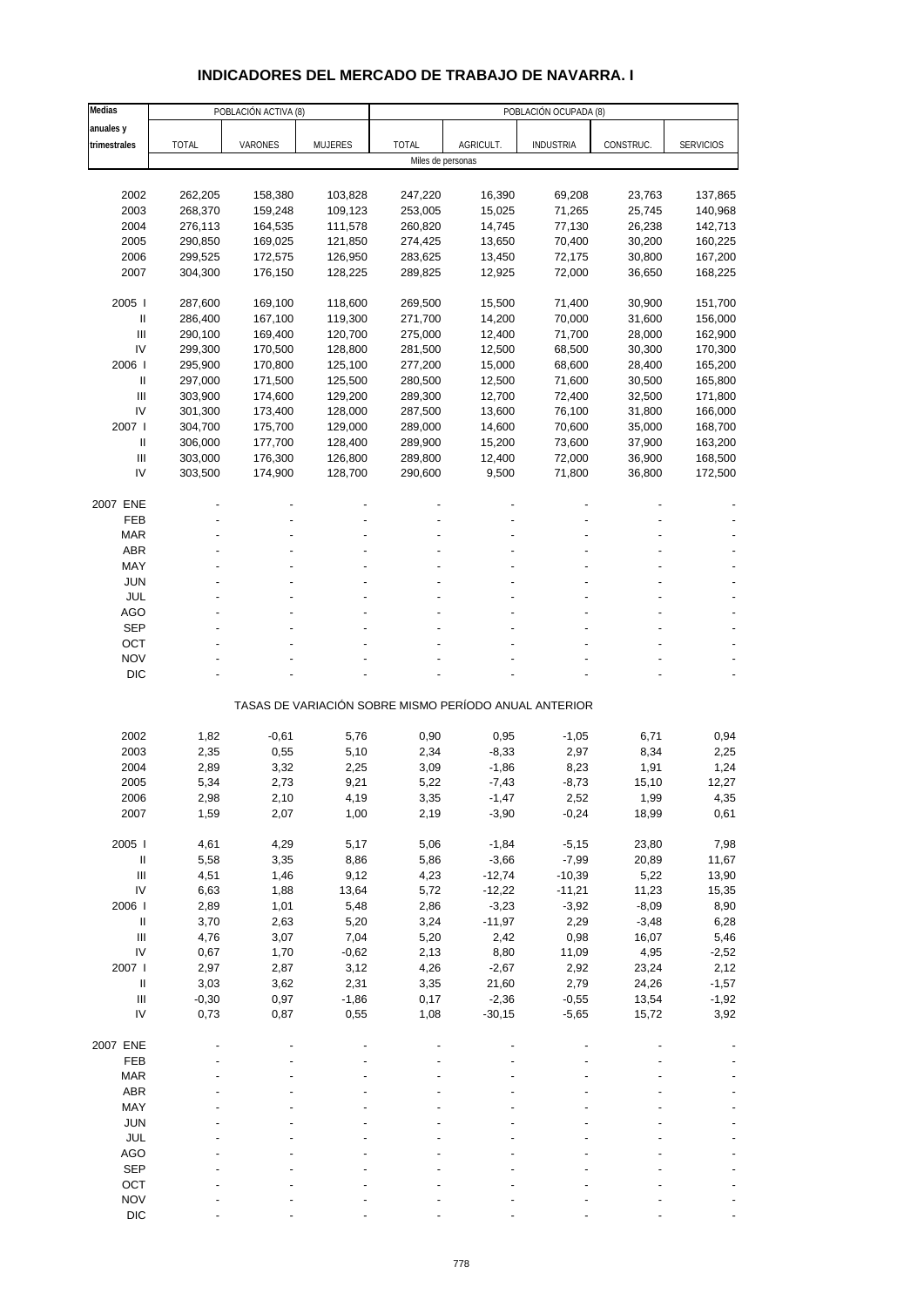## INDICADORES DEL MERCADO DE TRABAJO DE NAVARRA. I

| Medias anuales y trimestrales | POBLACIÓN ACTIVA (8) | | | POBLACIÓN OCUPADA (8) | | | | |
|---|---|---|---|---|---|---|---|---|
| | TOTAL | VARONES | MUJERES | TOTAL | AGRICULT. | INDUSTRIA | CONSTRUC. | SERVICIOS |
| | Miles de personas | | | | | | | |
| 2002 | 262,205 | 158,380 | 103,828 | 247,220 | 16,390 | 69,208 | 23,763 | 137,865 |
| 2003 | 268,370 | 159,248 | 109,123 | 253,005 | 15,025 | 71,265 | 25,745 | 140,968 |
| 2004 | 276,113 | 164,535 | 111,578 | 260,820 | 14,745 | 77,130 | 26,238 | 142,713 |
| 2005 | 290,850 | 169,025 | 121,850 | 274,425 | 13,650 | 70,400 | 30,200 | 160,225 |
| 2006 | 299,525 | 172,575 | 126,950 | 283,625 | 13,450 | 72,175 | 30,800 | 167,200 |
| 2007 | 304,300 | 176,150 | 128,225 | 289,825 | 12,925 | 72,000 | 36,650 | 168,225 |
| 2005 I | 287,600 | 169,100 | 118,600 | 269,500 | 15,500 | 71,400 | 30,900 | 151,700 |
| II | 286,400 | 167,100 | 119,300 | 271,700 | 14,200 | 70,000 | 31,600 | 156,000 |
| III | 290,100 | 169,400 | 120,700 | 275,000 | 12,400 | 71,700 | 28,000 | 162,900 |
| IV | 299,300 | 170,500 | 128,800 | 281,500 | 12,500 | 68,500 | 30,300 | 170,300 |
| 2006 I | 295,900 | 170,800 | 125,100 | 277,200 | 15,000 | 68,600 | 28,400 | 165,200 |
| II | 297,000 | 171,500 | 125,500 | 280,500 | 12,500 | 71,600 | 30,500 | 165,800 |
| III | 303,900 | 174,600 | 129,200 | 289,300 | 12,700 | 72,400 | 32,500 | 171,800 |
| IV | 301,300 | 173,400 | 128,000 | 287,500 | 13,600 | 76,100 | 31,800 | 166,000 |
| 2007 I | 304,700 | 175,700 | 129,000 | 289,000 | 14,600 | 70,600 | 35,000 | 168,700 |
| II | 306,000 | 177,700 | 128,400 | 289,900 | 15,200 | 73,600 | 37,900 | 163,200 |
| III | 303,000 | 176,300 | 126,800 | 289,800 | 12,400 | 72,000 | 36,900 | 168,500 |
| IV | 303,500 | 174,900 | 128,700 | 290,600 | 9,500 | 71,800 | 36,800 | 172,500 |
| 2007 ENE | - | - | - | - | - | - | - | - |
| FEB | - | - | - | - | - | - | - | - |
| MAR | - | - | - | - | - | - | - | - |
| ABR | - | - | - | - | - | - | - | - |
| MAY | - | - | - | - | - | - | - | - |
| JUN | - | - | - | - | - | - | - | - |
| JUL | - | - | - | - | - | - | - | - |
| AGO | - | - | - | - | - | - | - | - |
| SEP | - | - | - | - | - | - | - | - |
| OCT | - | - | - | - | - | - | - | - |
| NOV | - | - | - | - | - | - | - | - |
| DIC | - | - | - | - | - | - | - | - |
| | TASAS DE VARIACIÓN SOBRE MISMO PERÍODO ANUAL ANTERIOR | | | | | | | |
| 2002 | 1,82 | -0,61 | 5,76 | 0,90 | 0,95 | -1,05 | 6,71 | 0,94 |
| 2003 | 2,35 | 0,55 | 5,10 | 2,34 | -8,33 | 2,97 | 8,34 | 2,25 |
| 2004 | 2,89 | 3,32 | 2,25 | 3,09 | -1,86 | 8,23 | 1,91 | 1,24 |
| 2005 | 5,34 | 2,73 | 9,21 | 5,22 | -7,43 | -8,73 | 15,10 | 12,27 |
| 2006 | 2,98 | 2,10 | 4,19 | 3,35 | -1,47 | 2,52 | 1,99 | 4,35 |
| 2007 | 1,59 | 2,07 | 1,00 | 2,19 | -3,90 | -0,24 | 18,99 | 0,61 |
| 2005 I | 4,61 | 4,29 | 5,17 | 5,06 | -1,84 | -5,15 | 23,80 | 7,98 |
| II | 5,58 | 3,35 | 8,86 | 5,86 | -3,66 | -7,99 | 20,89 | 11,67 |
| III | 4,51 | 1,46 | 9,12 | 4,23 | -12,74 | -10,39 | 5,22 | 13,90 |
| IV | 6,63 | 1,88 | 13,64 | 5,72 | -12,22 | -11,21 | 11,23 | 15,35 |
| 2006 I | 2,89 | 1,01 | 5,48 | 2,86 | -3,23 | -3,92 | -8,09 | 8,90 |
| II | 3,70 | 2,63 | 5,20 | 3,24 | -11,97 | 2,29 | -3,48 | 6,28 |
| III | 4,76 | 3,07 | 7,04 | 5,20 | 2,42 | 0,98 | 16,07 | 5,46 |
| IV | 0,67 | 1,70 | -0,62 | 2,13 | 8,80 | 11,09 | 4,95 | -2,52 |
| 2007 I | 2,97 | 2,87 | 3,12 | 4,26 | -2,67 | 2,92 | 23,24 | 2,12 |
| II | 3,03 | 3,62 | 2,31 | 3,35 | 21,60 | 2,79 | 24,26 | -1,57 |
| III | -0,30 | 0,97 | -1,86 | 0,17 | -2,36 | -0,55 | 13,54 | -1,92 |
| IV | 0,73 | 0,87 | 0,55 | 1,08 | -30,15 | -5,65 | 15,72 | 3,92 |
| 2007 ENE | - | - | - | - | - | - | - | - |
| FEB | - | - | - | - | - | - | - | - |
| MAR | - | - | - | - | - | - | - | - |
| ABR | - | - | - | - | - | - | - | - |
| MAY | - | - | - | - | - | - | - | - |
| JUN | - | - | - | - | - | - | - | - |
| JUL | - | - | - | - | - | - | - | - |
| AGO | - | - | - | - | - | - | - | - |
| SEP | - | - | - | - | - | - | - | - |
| OCT | - | - | - | - | - | - | - | - |
| NOV | - | - | - | - | - | - | - | - |
| DIC | - | - | - | - | - | - | - | - |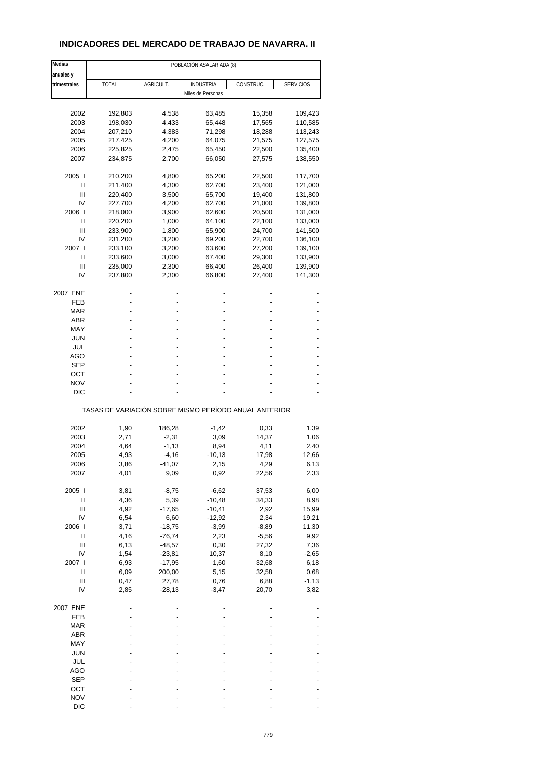# INDICADORES DEL MERCADO DE TRABAJO DE NAVARRA. II

| Medias anuales y trimestrales | POBLACIÓN ASALARIADA (8) | | | | |
|---|---|---|---|---|---|
| | TOTAL | AGRICULT. | INDUSTRIA | CONSTRUC. | SERVICIOS |
| | Miles de Personas | | | | |
| 2002 | 192,803 | 4,538 | 63,485 | 15,358 | 109,423 |
| 2003 | 198,030 | 4,433 | 65,448 | 17,565 | 110,585 |
| 2004 | 207,210 | 4,383 | 71,298 | 18,288 | 113,243 |
| 2005 | 217,425 | 4,200 | 64,075 | 21,575 | 127,575 |
| 2006 | 225,825 | 2,475 | 65,450 | 22,500 | 135,400 |
| 2007 | 234,875 | 2,700 | 66,050 | 27,575 | 138,550 |
| 2005 I | 210,200 | 4,800 | 65,200 | 22,500 | 117,700 |
| II | 211,400 | 4,300 | 62,700 | 23,400 | 121,000 |
| III | 220,400 | 3,500 | 65,700 | 19,400 | 131,800 |
| IV | 227,700 | 4,200 | 62,700 | 21,000 | 139,800 |
| 2006 I | 218,000 | 3,900 | 62,600 | 20,500 | 131,000 |
| II | 220,200 | 1,000 | 64,100 | 22,100 | 133,000 |
| III | 233,900 | 1,800 | 65,900 | 24,700 | 141,500 |
| IV | 231,200 | 3,200 | 69,200 | 22,700 | 136,100 |
| 2007 I | 233,100 | 3,200 | 63,600 | 27,200 | 139,100 |
| II | 233,600 | 3,000 | 67,400 | 29,300 | 133,900 |
| III | 235,000 | 2,300 | 66,400 | 26,400 | 139,900 |
| IV | 237,800 | 2,300 | 66,800 | 27,400 | 141,300 |
| 2007 ENE | - | - | - | - | - |
| FEB | - | - | - | - | - |
| MAR | - | - | - | - | - |
| ABR | - | - | - | - | - |
| MAY | - | - | - | - | - |
| JUN | - | - | - | - | - |
| JUL | - | - | - | - | - |
| AGO | - | - | - | - | - |
| SEP | - | - | - | - | - |
| OCT | - | - | - | - | - |
| NOV | - | - | - | - | - |
| DIC | - | - | - | - | - |
| | TASAS DE VARIACIÓN SOBRE MISMO PERÍODO ANUAL ANTERIOR | | | | |
| 2002 | 1,90 | 186,28 | -1,42 | 0,33 | 1,39 |
| 2003 | 2,71 | -2,31 | 3,09 | 14,37 | 1,06 |
| 2004 | 4,64 | -1,13 | 8,94 | 4,11 | 2,40 |
| 2005 | 4,93 | -4,16 | -10,13 | 17,98 | 12,66 |
| 2006 | 3,86 | -41,07 | 2,15 | 4,29 | 6,13 |
| 2007 | 4,01 | 9,09 | 0,92 | 22,56 | 2,33 |
| 2005 I | 3,81 | -8,75 | -6,62 | 37,53 | 6,00 |
| II | 4,36 | 5,39 | -10,48 | 34,33 | 8,98 |
| III | 4,92 | -17,65 | -10,41 | 2,92 | 15,99 |
| IV | 6,54 | 6,60 | -12,92 | 2,34 | 19,21 |
| 2006 I | 3,71 | -18,75 | -3,99 | -8,89 | 11,30 |
| II | 4,16 | -76,74 | 2,23 | -5,56 | 9,92 |
| III | 6,13 | -48,57 | 0,30 | 27,32 | 7,36 |
| IV | 1,54 | -23,81 | 10,37 | 8,10 | -2,65 |
| 2007 I | 6,93 | -17,95 | 1,60 | 32,68 | 6,18 |
| II | 6,09 | 200,00 | 5,15 | 32,58 | 0,68 |
| III | 0,47 | 27,78 | 0,76 | 6,88 | -1,13 |
| IV | 2,85 | -28,13 | -3,47 | 20,70 | 3,82 |
| 2007 ENE | - | - | - | - | - |
| FEB | - | - | - | - | - |
| MAR | - | - | - | - | - |
| ABR | - | - | - | - | - |
| MAY | - | - | - | - | - |
| JUN | - | - | - | - | - |
| JUL | - | - | - | - | - |
| AGO | - | - | - | - | - |
| SEP | - | - | - | - | - |
| OCT | - | - | - | - | - |
| NOV | - | - | - | - | - |
| DIC | - | - | - | - | - |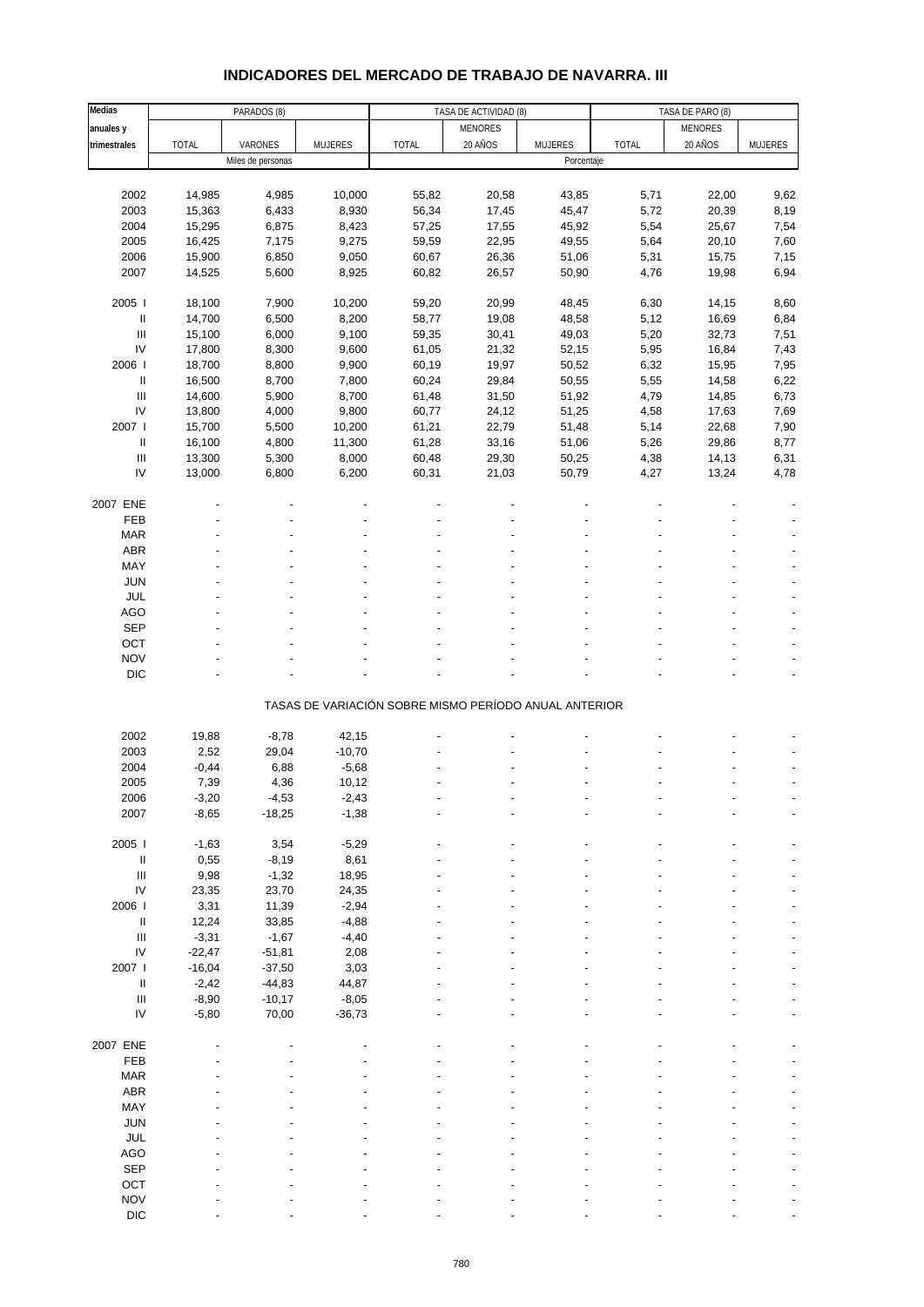# INDICADORES DEL MERCADO DE TRABAJO DE NAVARRA. III

| Medias anuales y trimestrales | PARADOS (8) | | | TASA DE ACTIVIDAD (8) | | | TASA DE PARO (8) | | |
|---|---|---|---|---|---|---|---|---|---|
| | TOTAL | VARONES | MUJERES | TOTAL | MENORES 20 AÑOS | MUJERES | TOTAL | MENORES 20 AÑOS | MUJERES |
| | Miles de personas | | | Porcentaje | | | | | |
| 2002 | 14,985 | 4,985 | 10,000 | 55,82 | 20,58 | 43,85 | 5,71 | 22,00 | 9,62 |
| 2003 | 15,363 | 6,433 | 8,930 | 56,34 | 17,45 | 45,47 | 5,72 | 20,39 | 8,19 |
| 2004 | 15,295 | 6,875 | 8,423 | 57,25 | 17,55 | 45,92 | 5,54 | 25,67 | 7,54 |
| 2005 | 16,425 | 7,175 | 9,275 | 59,59 | 22,95 | 49,55 | 5,64 | 20,10 | 7,60 |
| 2006 | 15,900 | 6,850 | 9,050 | 60,67 | 26,36 | 51,06 | 5,31 | 15,75 | 7,15 |
| 2007 | 14,525 | 5,600 | 8,925 | 60,82 | 26,57 | 50,90 | 4,76 | 19,98 | 6,94 |
| 2005 I | 18,100 | 7,900 | 10,200 | 59,20 | 20,99 | 48,45 | 6,30 | 14,15 | 8,60 |
| II | 14,700 | 6,500 | 8,200 | 58,77 | 19,08 | 48,58 | 5,12 | 16,69 | 6,84 |
| III | 15,100 | 6,000 | 9,100 | 59,35 | 30,41 | 49,03 | 5,20 | 32,73 | 7,51 |
| IV | 17,800 | 8,300 | 9,600 | 61,05 | 21,32 | 52,15 | 5,95 | 16,84 | 7,43 |
| 2006 I | 18,700 | 8,800 | 9,900 | 60,19 | 19,97 | 50,52 | 6,32 | 15,95 | 7,95 |
| II | 16,500 | 8,700 | 7,800 | 60,24 | 29,84 | 50,55 | 5,55 | 14,58 | 6,22 |
| III | 14,600 | 5,900 | 8,700 | 61,48 | 31,50 | 51,92 | 4,79 | 14,85 | 6,73 |
| IV | 13,800 | 4,000 | 9,800 | 60,77 | 24,12 | 51,25 | 4,58 | 17,63 | 7,69 |
| 2007 I | 15,700 | 5,500 | 10,200 | 61,21 | 22,79 | 51,48 | 5,14 | 22,68 | 7,90 |
| II | 16,100 | 4,800 | 11,300 | 61,28 | 33,16 | 51,06 | 5,26 | 29,86 | 8,77 |
| III | 13,300 | 5,300 | 8,000 | 60,48 | 29,30 | 50,25 | 4,38 | 14,13 | 6,31 |
| IV | 13,000 | 6,800 | 6,200 | 60,31 | 21,03 | 50,79 | 4,27 | 13,24 | 4,78 |
| 2007 ENE | - | - | - | - | - | - | - | - | - |
| FEB | - | - | - | - | - | - | - | - | - |
| MAR | - | - | - | - | - | - | - | - | - |
| ABR | - | - | - | - | - | - | - | - | - |
| MAY | - | - | - | - | - | - | - | - | - |
| JUN | - | - | - | - | - | - | - | - | - |
| JUL | - | - | - | - | - | - | - | - | - |
| AGO | - | - | - | - | - | - | - | - | - |
| SEP | - | - | - | - | - | - | - | - | - |
| OCT | - | - | - | - | - | - | - | - | - |
| NOV | - | - | - | - | - | - | - | - | - |
| DIC | - | - | - | - | - | - | - | - | - |

TASAS DE VARIACIÓN SOBRE MISMO PERÍODO ANUAL ANTERIOR

| | TOTAL | VARONES | MUJERES | TOTAL | MENORES 20 AÑOS | MUJERES | TOTAL | MENORES 20 AÑOS | MUJERES |
|---|---|---|---|---|---|---|---|---|---|
| 2002 | 19,88 | -8,78 | 42,15 | - | - | - | - | - | - |
| 2003 | 2,52 | 29,04 | -10,70 | - | - | - | - | - | - |
| 2004 | -0,44 | 6,88 | -5,68 | - | - | - | - | - | - |
| 2005 | 7,39 | 4,36 | 10,12 | - | - | - | - | - | - |
| 2006 | -3,20 | -4,53 | -2,43 | - | - | - | - | - | - |
| 2007 | -8,65 | -18,25 | -1,38 | - | - | - | - | - | - |
| 2005 I | -1,63 | 3,54 | -5,29 | - | - | - | - | - | - |
| II | 0,55 | -8,19 | 8,61 | - | - | - | - | - | - |
| III | 9,98 | -1,32 | 18,95 | - | - | - | - | - | - |
| IV | 23,35 | 23,70 | 24,35 | - | - | - | - | - | - |
| 2006 I | 3,31 | 11,39 | -2,94 | - | - | - | - | - | - |
| II | 12,24 | 33,85 | -4,88 | - | - | - | - | - | - |
| III | -3,31 | -1,67 | -4,40 | - | - | - | - | - | - |
| IV | -22,47 | -51,81 | 2,08 | - | - | - | - | - | - |
| 2007 I | -16,04 | -37,50 | 3,03 | - | - | - | - | - | - |
| II | -2,42 | -44,83 | 44,87 | - | - | - | - | - | - |
| III | -8,90 | -10,17 | -8,05 | - | - | - | - | - | - |
| IV | -5,80 | 70,00 | -36,73 | - | - | - | - | - | - |
| 2007 ENE | - | - | - | - | - | - | - | - | - |
| FEB | - | - | - | - | - | - | - | - | - |
| MAR | - | - | - | - | - | - | - | - | - |
| ABR | - | - | - | - | - | - | - | - | - |
| MAY | - | - | - | - | - | - | - | - | - |
| JUN | - | - | - | - | - | - | - | - | - |
| JUL | - | - | - | - | - | - | - | - | - |
| AGO | - | - | - | - | - | - | - | - | - |
| SEP | - | - | - | - | - | - | - | - | - |
| OCT | - | - | - | - | - | - | - | - | - |
| NOV | - | - | - | - | - | - | - | - | - |
| DIC | - | - | - | - | - | - | - | - | - |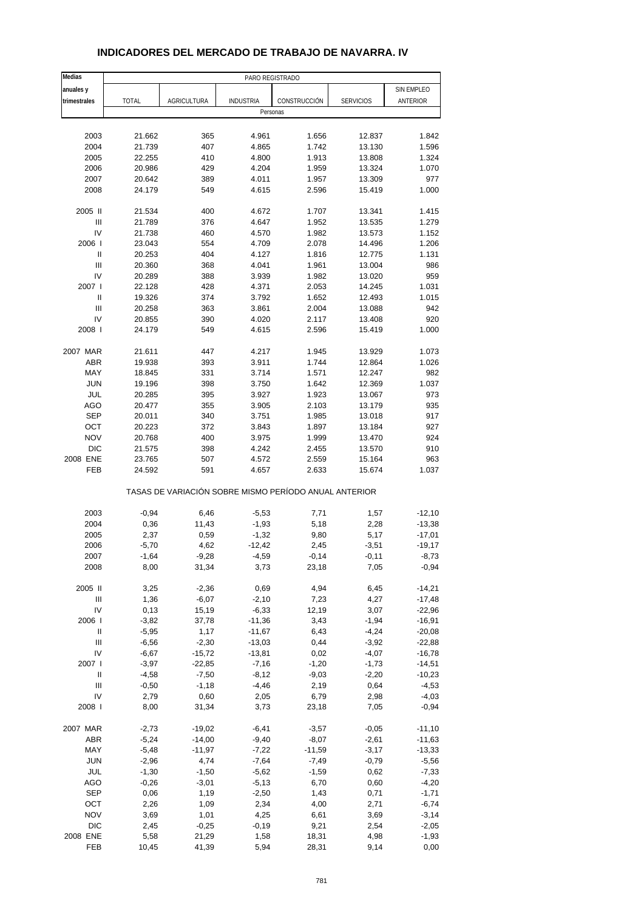# INDICADORES DEL MERCADO DE TRABAJO DE NAVARRA. IV

| Medias anuales y trimestrales | PARO REGISTRADO | | | | | |
|---|---|---|---|---|---|---|
| | TOTAL | AGRICULTURA | INDUSTRIA | CONSTRUCCIÓN | SERVICIOS | SIN EMPLEO ANTERIOR |
| | Personas | | | | | |
| 2003 | 21.662 | 365 | 4.961 | 1.656 | 12.837 | 1.842 |
| 2004 | 21.739 | 407 | 4.865 | 1.742 | 13.130 | 1.596 |
| 2005 | 22.255 | 410 | 4.800 | 1.913 | 13.808 | 1.324 |
| 2006 | 20.986 | 429 | 4.204 | 1.959 | 13.324 | 1.070 |
| 2007 | 20.642 | 389 | 4.011 | 1.957 | 13.309 | 977 |
| 2008 | 24.179 | 549 | 4.615 | 2.596 | 15.419 | 1.000 |
| 2005 II | 21.534 | 400 | 4.672 | 1.707 | 13.341 | 1.415 |
| III | 21.789 | 376 | 4.647 | 1.952 | 13.535 | 1.279 |
| IV | 21.738 | 460 | 4.570 | 1.982 | 13.573 | 1.152 |
| 2006 I | 23.043 | 554 | 4.709 | 2.078 | 14.496 | 1.206 |
| II | 20.253 | 404 | 4.127 | 1.816 | 12.775 | 1.131 |
| III | 20.360 | 368 | 4.041 | 1.961 | 13.004 | 986 |
| IV | 20.289 | 388 | 3.939 | 1.982 | 13.020 | 959 |
| 2007 I | 22.128 | 428 | 4.371 | 2.053 | 14.245 | 1.031 |
| II | 19.326 | 374 | 3.792 | 1.652 | 12.493 | 1.015 |
| III | 20.258 | 363 | 3.861 | 2.004 | 13.088 | 942 |
| IV | 20.855 | 390 | 4.020 | 2.117 | 13.408 | 920 |
| 2008 I | 24.179 | 549 | 4.615 | 2.596 | 15.419 | 1.000 |
| 2007 MAR | 21.611 | 447 | 4.217 | 1.945 | 13.929 | 1.073 |
| ABR | 19.938 | 393 | 3.911 | 1.744 | 12.864 | 1.026 |
| MAY | 18.845 | 331 | 3.714 | 1.571 | 12.247 | 982 |
| JUN | 19.196 | 398 | 3.750 | 1.642 | 12.369 | 1.037 |
| JUL | 20.285 | 395 | 3.927 | 1.923 | 13.067 | 973 |
| AGO | 20.477 | 355 | 3.905 | 2.103 | 13.179 | 935 |
| SEP | 20.011 | 340 | 3.751 | 1.985 | 13.018 | 917 |
| OCT | 20.223 | 372 | 3.843 | 1.897 | 13.184 | 927 |
| NOV | 20.768 | 400 | 3.975 | 1.999 | 13.470 | 924 |
| DIC | 21.575 | 398 | 4.242 | 2.455 | 13.570 | 910 |
| 2008 ENE | 23.765 | 507 | 4.572 | 2.559 | 15.164 | 963 |
| FEB | 24.592 | 591 | 4.657 | 2.633 | 15.674 | 1.037 |
| | TASAS DE VARIACIÓN SOBRE MISMO PERÍODO ANUAL ANTERIOR | | | | | |
| 2003 | -0,94 | 6,46 | -5,53 | 7,71 | 1,57 | -12,10 |
| 2004 | 0,36 | 11,43 | -1,93 | 5,18 | 2,28 | -13,38 |
| 2005 | 2,37 | 0,59 | -1,32 | 9,80 | 5,17 | -17,01 |
| 2006 | -5,70 | 4,62 | -12,42 | 2,45 | -3,51 | -19,17 |
| 2007 | -1,64 | -9,28 | -4,59 | -0,14 | -0,11 | -8,73 |
| 2008 | 8,00 | 31,34 | 3,73 | 23,18 | 7,05 | -0,94 |
| 2005 II | 3,25 | -2,36 | 0,69 | 4,94 | 6,45 | -14,21 |
| III | 1,36 | -6,07 | -2,10 | 7,23 | 4,27 | -17,48 |
| IV | 0,13 | 15,19 | -6,33 | 12,19 | 3,07 | -22,96 |
| 2006 I | -3,82 | 37,78 | -11,36 | 3,43 | -1,94 | -16,91 |
| II | -5,95 | 1,17 | -11,67 | 6,43 | -4,24 | -20,08 |
| III | -6,56 | -2,30 | -13,03 | 0,44 | -3,92 | -22,88 |
| IV | -6,67 | -15,72 | -13,81 | 0,02 | -4,07 | -16,78 |
| 2007 I | -3,97 | -22,85 | -7,16 | -1,20 | -1,73 | -14,51 |
| II | -4,58 | -7,50 | -8,12 | -9,03 | -2,20 | -10,23 |
| III | -0,50 | -1,18 | -4,46 | 2,19 | 0,64 | -4,53 |
| IV | 2,79 | 0,60 | 2,05 | 6,79 | 2,98 | -4,03 |
| 2008 I | 8,00 | 31,34 | 3,73 | 23,18 | 7,05 | -0,94 |
| 2007 MAR | -2,73 | -19,02 | -6,41 | -3,57 | -0,05 | -11,10 |
| ABR | -5,24 | -14,00 | -9,40 | -8,07 | -2,61 | -11,63 |
| MAY | -5,48 | -11,97 | -7,22 | -11,59 | -3,17 | -13,33 |
| JUN | -2,96 | 4,74 | -7,64 | -7,49 | -0,79 | -5,56 |
| JUL | -1,30 | -1,50 | -5,62 | -1,59 | 0,62 | -7,33 |
| AGO | -0,26 | -3,01 | -5,13 | 6,70 | 0,60 | -4,20 |
| SEP | 0,06 | 1,19 | -2,50 | 1,43 | 0,71 | -1,71 |
| OCT | 2,26 | 1,09 | 2,34 | 4,00 | 2,71 | -6,74 |
| NOV | 3,69 | 1,01 | 4,25 | 6,61 | 3,69 | -3,14 |
| DIC | 2,45 | -0,25 | -0,19 | 9,21 | 2,54 | -2,05 |
| 2008 ENE | 5,58 | 21,29 | 1,58 | 18,31 | 4,98 | -1,93 |
| FEB | 10,45 | 41,39 | 5,94 | 28,31 | 9,14 | 0,00 |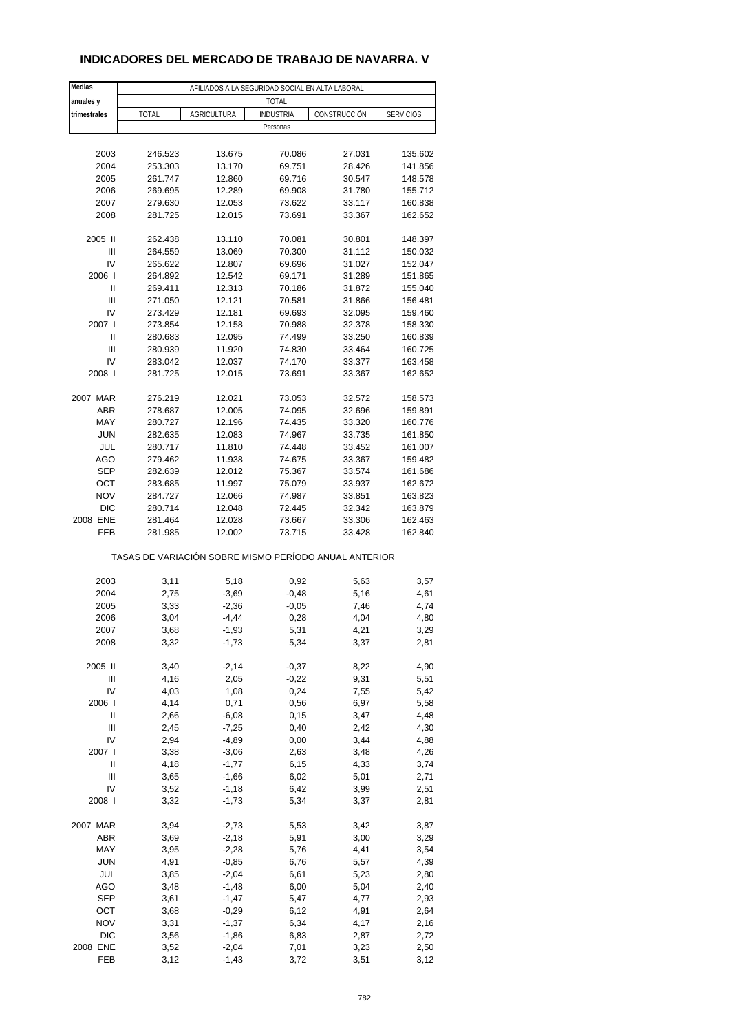# INDICADORES DEL MERCADO DE TRABAJO DE NAVARRA. V

| Medias anuales y trimestrales | AFILIADOS A LA SEGURIDAD SOCIAL EN ALTA LABORAL | | | | |
|---|---|---|---|---|---|
| | TOTAL | | | | |
| | TOTAL | AGRICULTURA | INDUSTRIA | CONSTRUCCIÓN | SERVICIOS |
| | Personas | | | | |
| 2003 | 246.523 | 13.675 | 70.086 | 27.031 | 135.602 |
| 2004 | 253.303 | 13.170 | 69.751 | 28.426 | 141.856 |
| 2005 | 261.747 | 12.860 | 69.716 | 30.547 | 148.578 |
| 2006 | 269.695 | 12.289 | 69.908 | 31.780 | 155.712 |
| 2007 | 279.630 | 12.053 | 73.622 | 33.117 | 160.838 |
| 2008 | 281.725 | 12.015 | 73.691 | 33.367 | 162.652 |
| 2005 II | 262.438 | 13.110 | 70.081 | 30.801 | 148.397 |
| III | 264.559 | 13.069 | 70.300 | 31.112 | 150.032 |
| IV | 265.622 | 12.807 | 69.696 | 31.027 | 152.047 |
| 2006 I | 264.892 | 12.542 | 69.171 | 31.289 | 151.865 |
| II | 269.411 | 12.313 | 70.186 | 31.872 | 155.040 |
| III | 271.050 | 12.121 | 70.581 | 31.866 | 156.481 |
| IV | 273.429 | 12.181 | 69.693 | 32.095 | 159.460 |
| 2007 I | 273.854 | 12.158 | 70.988 | 32.378 | 158.330 |
| II | 280.683 | 12.095 | 74.499 | 33.250 | 160.839 |
| III | 280.939 | 11.920 | 74.830 | 33.464 | 160.725 |
| IV | 283.042 | 12.037 | 74.170 | 33.377 | 163.458 |
| 2008 I | 281.725 | 12.015 | 73.691 | 33.367 | 162.652 |
| 2007 MAR | 276.219 | 12.021 | 73.053 | 32.572 | 158.573 |
| ABR | 278.687 | 12.005 | 74.095 | 32.696 | 159.891 |
| MAY | 280.727 | 12.196 | 74.435 | 33.320 | 160.776 |
| JUN | 282.635 | 12.083 | 74.967 | 33.735 | 161.850 |
| JUL | 280.717 | 11.810 | 74.448 | 33.452 | 161.007 |
| AGO | 279.462 | 11.938 | 74.675 | 33.367 | 159.482 |
| SEP | 282.639 | 12.012 | 75.367 | 33.574 | 161.686 |
| OCT | 283.685 | 11.997 | 75.079 | 33.937 | 162.672 |
| NOV | 284.727 | 12.066 | 74.987 | 33.851 | 163.823 |
| DIC | 280.714 | 12.048 | 72.445 | 32.342 | 163.879 |
| 2008 ENE | 281.464 | 12.028 | 73.667 | 33.306 | 162.463 |
| FEB | 281.985 | 12.002 | 73.715 | 33.428 | 162.840 |
| | TASAS DE VARIACIÓN SOBRE MISMO PERÍODO ANUAL ANTERIOR | | | | |
| 2003 | 3,11 | 5,18 | 0,92 | 5,63 | 3,57 |
| 2004 | 2,75 | -3,69 | -0,48 | 5,16 | 4,61 |
| 2005 | 3,33 | -2,36 | -0,05 | 7,46 | 4,74 |
| 2006 | 3,04 | -4,44 | 0,28 | 4,04 | 4,80 |
| 2007 | 3,68 | -1,93 | 5,31 | 4,21 | 3,29 |
| 2008 | 3,32 | -1,73 | 5,34 | 3,37 | 2,81 |
| 2005 II | 3,40 | -2,14 | -0,37 | 8,22 | 4,90 |
| III | 4,16 | 2,05 | -0,22 | 9,31 | 5,51 |
| IV | 4,03 | 1,08 | 0,24 | 7,55 | 5,42 |
| 2006 I | 4,14 | 0,71 | 0,56 | 6,97 | 5,58 |
| II | 2,66 | -6,08 | 0,15 | 3,47 | 4,48 |
| III | 2,45 | -7,25 | 0,40 | 2,42 | 4,30 |
| IV | 2,94 | -4,89 | 0,00 | 3,44 | 4,88 |
| 2007 I | 3,38 | -3,06 | 2,63 | 3,48 | 4,26 |
| II | 4,18 | -1,77 | 6,15 | 4,33 | 3,74 |
| III | 3,65 | -1,66 | 6,02 | 5,01 | 2,71 |
| IV | 3,52 | -1,18 | 6,42 | 3,99 | 2,51 |
| 2008 I | 3,32 | -1,73 | 5,34 | 3,37 | 2,81 |
| 2007 MAR | 3,94 | -2,73 | 5,53 | 3,42 | 3,87 |
| ABR | 3,69 | -2,18 | 5,91 | 3,00 | 3,29 |
| MAY | 3,95 | -2,28 | 5,76 | 4,41 | 3,54 |
| JUN | 4,91 | -0,85 | 6,76 | 5,57 | 4,39 |
| JUL | 3,85 | -2,04 | 6,61 | 5,23 | 2,80 |
| AGO | 3,48 | -1,48 | 6,00 | 5,04 | 2,40 |
| SEP | 3,61 | -1,47 | 5,47 | 4,77 | 2,93 |
| OCT | 3,68 | -0,29 | 6,12 | 4,91 | 2,64 |
| NOV | 3,31 | -1,37 | 6,34 | 4,17 | 2,16 |
| DIC | 3,56 | -1,86 | 6,83 | 2,87 | 2,72 |
| 2008 ENE | 3,52 | -2,04 | 7,01 | 3,23 | 2,50 |
| FEB | 3,12 | -1,43 | 3,72 | 3,51 | 3,12 |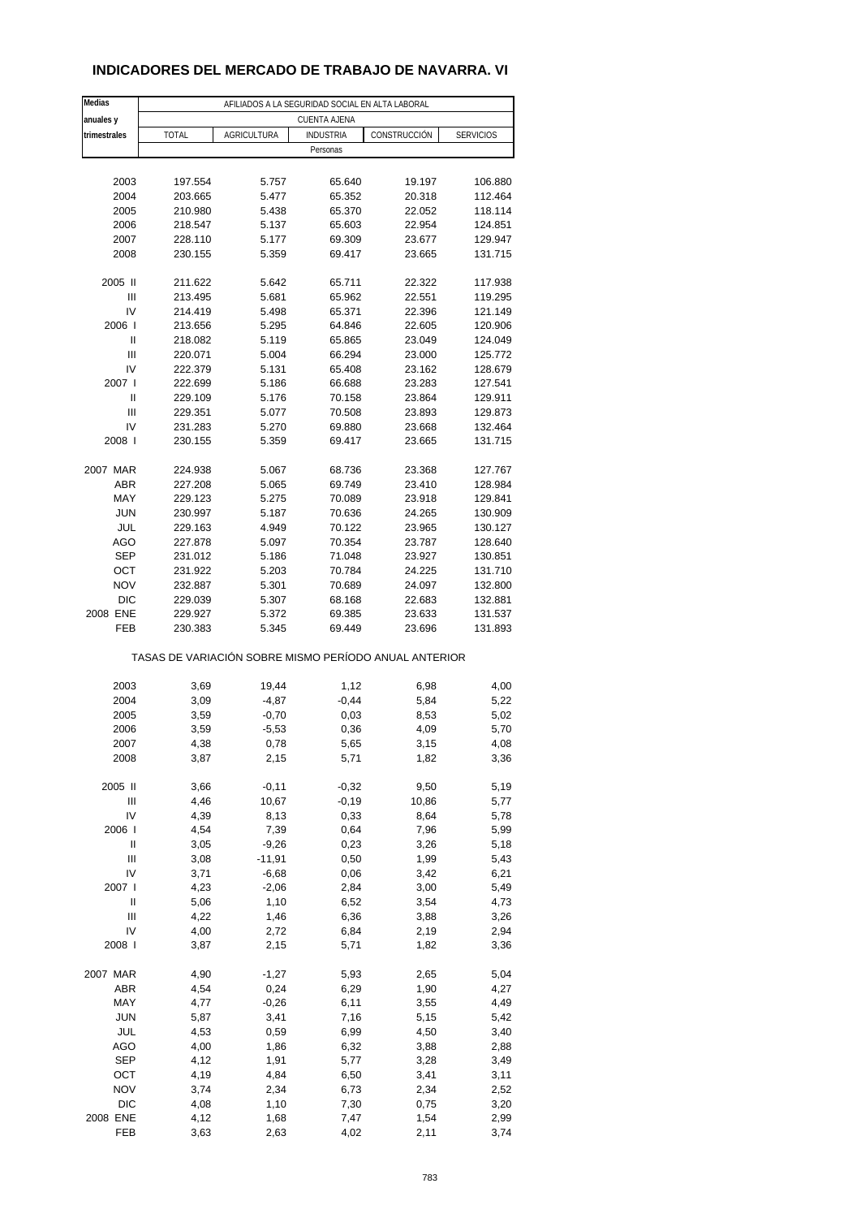# INDICADORES DEL MERCADO DE TRABAJO DE NAVARRA. VI

| Medias anuales y trimestrales | AFILIADOS A LA SEGURIDAD SOCIAL EN ALTA LABORAL | | | | |
|---|---|---|---|---|---|
| | CUENTA AJENA | | | | |
| | TOTAL | AGRICULTURA | INDUSTRIA | CONSTRUCCIÓN | SERVICIOS |
| | Personas | | | | |
| 2003 | 197.554 | 5.757 | 65.640 | 19.197 | 106.880 |
| 2004 | 203.665 | 5.477 | 65.352 | 20.318 | 112.464 |
| 2005 | 210.980 | 5.438 | 65.370 | 22.052 | 118.114 |
| 2006 | 218.547 | 5.137 | 65.603 | 22.954 | 124.851 |
| 2007 | 228.110 | 5.177 | 69.309 | 23.677 | 129.947 |
| 2008 | 230.155 | 5.359 | 69.417 | 23.665 | 131.715 |
| 2005 II | 211.622 | 5.642 | 65.711 | 22.322 | 117.938 |
| III | 213.495 | 5.681 | 65.962 | 22.551 | 119.295 |
| IV | 214.419 | 5.498 | 65.371 | 22.396 | 121.149 |
| 2006 I | 213.656 | 5.295 | 64.846 | 22.605 | 120.906 |
| II | 218.082 | 5.119 | 65.865 | 23.049 | 124.049 |
| III | 220.071 | 5.004 | 66.294 | 23.000 | 125.772 |
| IV | 222.379 | 5.131 | 65.408 | 23.162 | 128.679 |
| 2007 I | 222.699 | 5.186 | 66.688 | 23.283 | 127.541 |
| II | 229.109 | 5.176 | 70.158 | 23.864 | 129.911 |
| III | 229.351 | 5.077 | 70.508 | 23.893 | 129.873 |
| IV | 231.283 | 5.270 | 69.880 | 23.668 | 132.464 |
| 2008 I | 230.155 | 5.359 | 69.417 | 23.665 | 131.715 |
| 2007 MAR | 224.938 | 5.067 | 68.736 | 23.368 | 127.767 |
| ABR | 227.208 | 5.065 | 69.749 | 23.410 | 128.984 |
| MAY | 229.123 | 5.275 | 70.089 | 23.918 | 129.841 |
| JUN | 230.997 | 5.187 | 70.636 | 24.265 | 130.909 |
| JUL | 229.163 | 4.949 | 70.122 | 23.965 | 130.127 |
| AGO | 227.878 | 5.097 | 70.354 | 23.787 | 128.640 |
| SEP | 231.012 | 5.186 | 71.048 | 23.927 | 130.851 |
| OCT | 231.922 | 5.203 | 70.784 | 24.225 | 131.710 |
| NOV | 232.887 | 5.301 | 70.689 | 24.097 | 132.800 |
| DIC | 229.039 | 5.307 | 68.168 | 22.683 | 132.881 |
| 2008 ENE | 229.927 | 5.372 | 69.385 | 23.633 | 131.537 |
| FEB | 230.383 | 5.345 | 69.449 | 23.696 | 131.893 |
| | TASAS DE VARIACIÓN SOBRE MISMO PERÍODO ANUAL ANTERIOR | | | | |
| 2003 | 3,69 | 19,44 | 1,12 | 6,98 | 4,00 |
| 2004 | 3,09 | -4,87 | -0,44 | 5,84 | 5,22 |
| 2005 | 3,59 | -0,70 | 0,03 | 8,53 | 5,02 |
| 2006 | 3,59 | -5,53 | 0,36 | 4,09 | 5,70 |
| 2007 | 4,38 | 0,78 | 5,65 | 3,15 | 4,08 |
| 2008 | 3,87 | 2,15 | 5,71 | 1,82 | 3,36 |
| 2005 II | 3,66 | -0,11 | -0,32 | 9,50 | 5,19 |
| III | 4,46 | 10,67 | -0,19 | 10,86 | 5,77 |
| IV | 4,39 | 8,13 | 0,33 | 8,64 | 5,78 |
| 2006 I | 4,54 | 7,39 | 0,64 | 7,96 | 5,99 |
| II | 3,05 | -9,26 | 0,23 | 3,26 | 5,18 |
| III | 3,08 | -11,91 | 0,50 | 1,99 | 5,43 |
| IV | 3,71 | -6,68 | 0,06 | 3,42 | 6,21 |
| 2007 I | 4,23 | -2,06 | 2,84 | 3,00 | 5,49 |
| II | 5,06 | 1,10 | 6,52 | 3,54 | 4,73 |
| III | 4,22 | 1,46 | 6,36 | 3,88 | 3,26 |
| IV | 4,00 | 2,72 | 6,84 | 2,19 | 2,94 |
| 2008 I | 3,87 | 2,15 | 5,71 | 1,82 | 3,36 |
| 2007 MAR | 4,90 | -1,27 | 5,93 | 2,65 | 5,04 |
| ABR | 4,54 | 0,24 | 6,29 | 1,90 | 4,27 |
| MAY | 4,77 | -0,26 | 6,11 | 3,55 | 4,49 |
| JUN | 5,87 | 3,41 | 7,16 | 5,15 | 5,42 |
| JUL | 4,53 | 0,59 | 6,99 | 4,50 | 3,40 |
| AGO | 4,00 | 1,86 | 6,32 | 3,88 | 2,88 |
| SEP | 4,12 | 1,91 | 5,77 | 3,28 | 3,49 |
| OCT | 4,19 | 4,84 | 6,50 | 3,41 | 3,11 |
| NOV | 3,74 | 2,34 | 6,73 | 2,34 | 2,52 |
| DIC | 4,08 | 1,10 | 7,30 | 0,75 | 3,20 |
| 2008 ENE | 4,12 | 1,68 | 7,47 | 1,54 | 2,99 |
| FEB | 3,63 | 2,63 | 4,02 | 2,11 | 3,74 |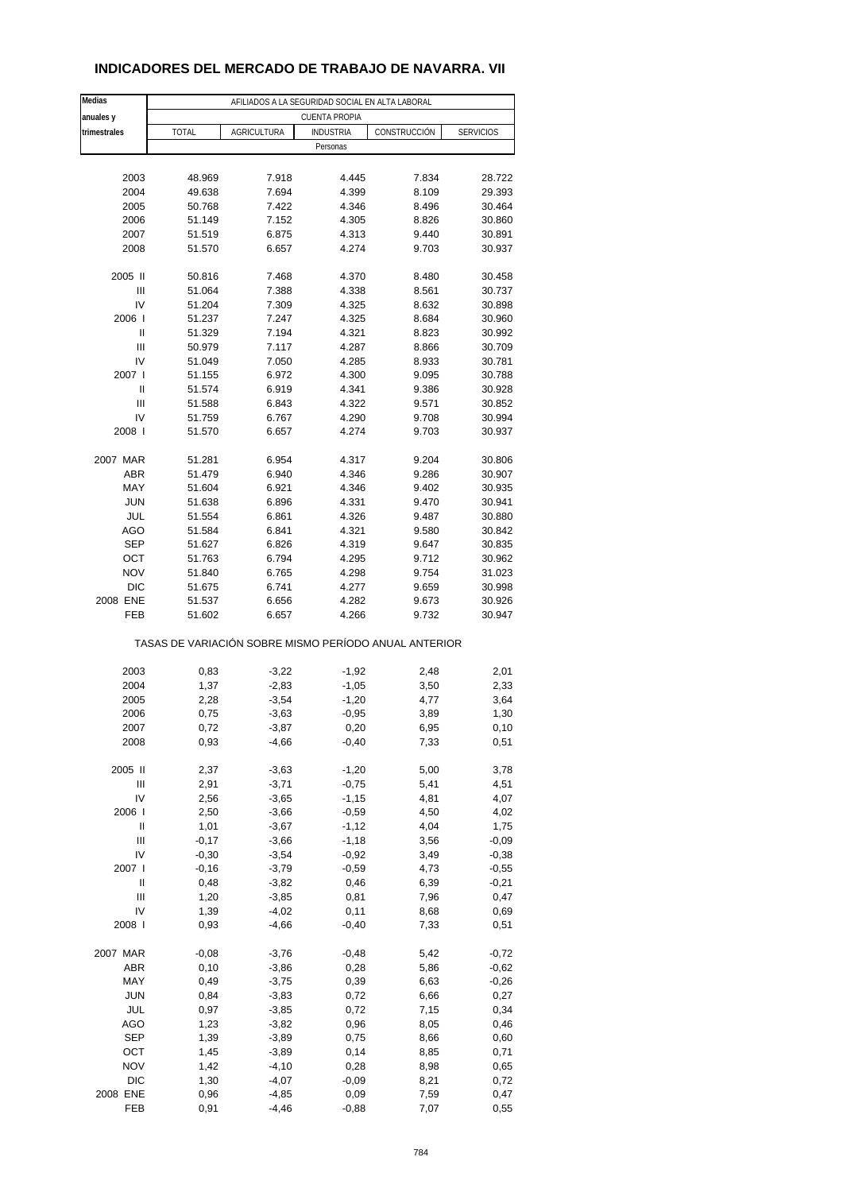## INDICADORES DEL MERCADO DE TRABAJO DE NAVARRA. VII

| Medias anuales y trimestrales | AFILIADOS A LA SEGURIDAD SOCIAL EN ALTA LABORAL | | | | |
|---|---|---|---|---|---|
| | CUENTA PROPIA | | | | |
| | TOTAL | AGRICULTURA | INDUSTRIA | CONSTRUCCIÓN | SERVICIOS |
| | Personas | | | | |
| 2003 | 48.969 | 7.918 | 4.445 | 7.834 | 28.722 |
| 2004 | 49.638 | 7.694 | 4.399 | 8.109 | 29.393 |
| 2005 | 50.768 | 7.422 | 4.346 | 8.496 | 30.464 |
| 2006 | 51.149 | 7.152 | 4.305 | 8.826 | 30.860 |
| 2007 | 51.519 | 6.875 | 4.313 | 9.440 | 30.891 |
| 2008 | 51.570 | 6.657 | 4.274 | 9.703 | 30.937 |
| 2005 II | 50.816 | 7.468 | 4.370 | 8.480 | 30.458 |
| III | 51.064 | 7.388 | 4.338 | 8.561 | 30.737 |
| IV | 51.204 | 7.309 | 4.325 | 8.632 | 30.898 |
| 2006 I | 51.237 | 7.247 | 4.325 | 8.684 | 30.960 |
| II | 51.329 | 7.194 | 4.321 | 8.823 | 30.992 |
| III | 50.979 | 7.117 | 4.287 | 8.866 | 30.709 |
| IV | 51.049 | 7.050 | 4.285 | 8.933 | 30.781 |
| 2007 I | 51.155 | 6.972 | 4.300 | 9.095 | 30.788 |
| II | 51.574 | 6.919 | 4.341 | 9.386 | 30.928 |
| III | 51.588 | 6.843 | 4.322 | 9.571 | 30.852 |
| IV | 51.759 | 6.767 | 4.290 | 9.708 | 30.994 |
| 2008 I | 51.570 | 6.657 | 4.274 | 9.703 | 30.937 |
| 2007 MAR | 51.281 | 6.954 | 4.317 | 9.204 | 30.806 |
| ABR | 51.479 | 6.940 | 4.346 | 9.286 | 30.907 |
| MAY | 51.604 | 6.921 | 4.346 | 9.402 | 30.935 |
| JUN | 51.638 | 6.896 | 4.331 | 9.470 | 30.941 |
| JUL | 51.554 | 6.861 | 4.326 | 9.487 | 30.880 |
| AGO | 51.584 | 6.841 | 4.321 | 9.580 | 30.842 |
| SEP | 51.627 | 6.826 | 4.319 | 9.647 | 30.835 |
| OCT | 51.763 | 6.794 | 4.295 | 9.712 | 30.962 |
| NOV | 51.840 | 6.765 | 4.298 | 9.754 | 31.023 |
| DIC | 51.675 | 6.741 | 4.277 | 9.659 | 30.998 |
| 2008 ENE | 51.537 | 6.656 | 4.282 | 9.673 | 30.926 |
| FEB | 51.602 | 6.657 | 4.266 | 9.732 | 30.947 |
| | TASAS DE VARIACIÓN SOBRE MISMO PERÍODO ANUAL ANTERIOR | | | | |
| 2003 | 0,83 | -3,22 | -1,92 | 2,48 | 2,01 |
| 2004 | 1,37 | -2,83 | -1,05 | 3,50 | 2,33 |
| 2005 | 2,28 | -3,54 | -1,20 | 4,77 | 3,64 |
| 2006 | 0,75 | -3,63 | -0,95 | 3,89 | 1,30 |
| 2007 | 0,72 | -3,87 | 0,20 | 6,95 | 0,10 |
| 2008 | 0,93 | -4,66 | -0,40 | 7,33 | 0,51 |
| 2005 II | 2,37 | -3,63 | -1,20 | 5,00 | 3,78 |
| III | 2,91 | -3,71 | -0,75 | 5,41 | 4,51 |
| IV | 2,56 | -3,65 | -1,15 | 4,81 | 4,07 |
| 2006 I | 2,50 | -3,66 | -0,59 | 4,50 | 4,02 |
| II | 1,01 | -3,67 | -1,12 | 4,04 | 1,75 |
| III | -0,17 | -3,66 | -1,18 | 3,56 | -0,09 |
| IV | -0,30 | -3,54 | -0,92 | 3,49 | -0,38 |
| 2007 I | -0,16 | -3,79 | -0,59 | 4,73 | -0,55 |
| II | 0,48 | -3,82 | 0,46 | 6,39 | -0,21 |
| III | 1,20 | -3,85 | 0,81 | 7,96 | 0,47 |
| IV | 1,39 | -4,02 | 0,11 | 8,68 | 0,69 |
| 2008 I | 0,93 | -4,66 | -0,40 | 7,33 | 0,51 |
| 2007 MAR | -0,08 | -3,76 | -0,48 | 5,42 | -0,72 |
| ABR | 0,10 | -3,86 | 0,28 | 5,86 | -0,62 |
| MAY | 0,49 | -3,75 | 0,39 | 6,63 | -0,26 |
| JUN | 0,84 | -3,83 | 0,72 | 6,66 | 0,27 |
| JUL | 0,97 | -3,85 | 0,72 | 7,15 | 0,34 |
| AGO | 1,23 | -3,82 | 0,96 | 8,05 | 0,46 |
| SEP | 1,39 | -3,89 | 0,75 | 8,66 | 0,60 |
| OCT | 1,45 | -3,89 | 0,14 | 8,85 | 0,71 |
| NOV | 1,42 | -4,10 | 0,28 | 8,98 | 0,65 |
| DIC | 1,30 | -4,07 | -0,09 | 8,21 | 0,72 |
| 2008 ENE | 0,96 | -4,85 | 0,09 | 7,59 | 0,47 |
| FEB | 0,91 | -4,46 | -0,88 | 7,07 | 0,55 |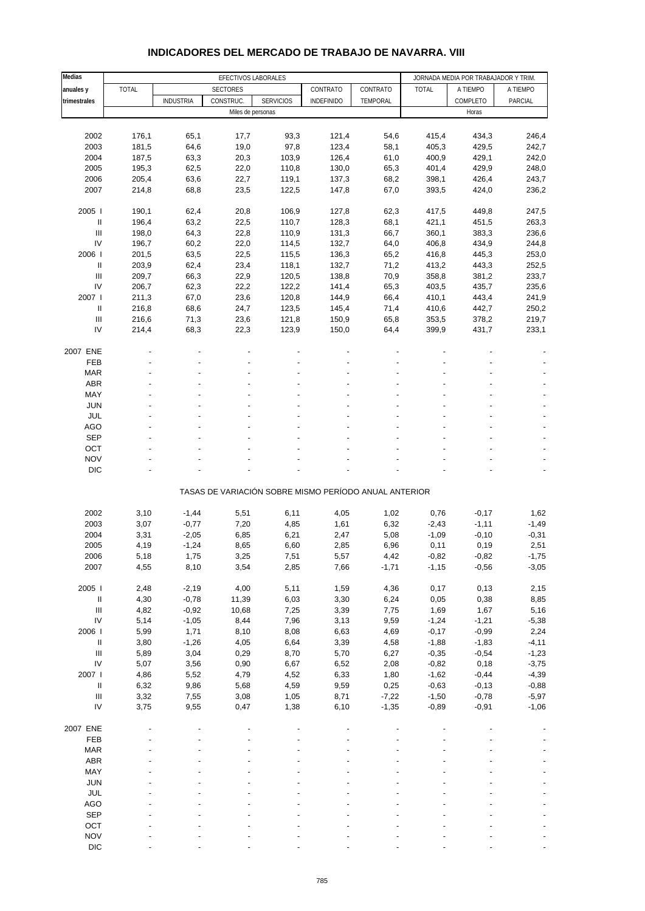# INDICADORES DEL MERCADO DE TRABAJO DE NAVARRA. VIII

| Medias anuales y trimestrales | EFECTIVOS LABORALES | | | | | | JORNADA MEDIA POR TRABAJADOR Y TRIM. | | |
|---|---|---|---|---|---|---|---|---|---|
| | TOTAL | SECTORES | | | CONTRATO | CONTRATO | TOTAL | A TIEMPO | A TIEMPO |
| | | INDUSTRIA | CONSTRUC. | SERVICIOS | INDEFINIDO | TEMPORAL | | COMPLETO | PARCIAL |
| | Miles de personas | | | | | | Horas | | |
| 2002 | 176,1 | 65,1 | 17,7 | 93,3 | 121,4 | 54,6 | 415,4 | 434,3 | 246,4 |
| 2003 | 181,5 | 64,6 | 19,0 | 97,8 | 123,4 | 58,1 | 405,3 | 429,5 | 242,7 |
| 2004 | 187,5 | 63,3 | 20,3 | 103,9 | 126,4 | 61,0 | 400,9 | 429,1 | 242,0 |
| 2005 | 195,3 | 62,5 | 22,0 | 110,8 | 130,0 | 65,3 | 401,4 | 429,9 | 248,0 |
| 2006 | 205,4 | 63,6 | 22,7 | 119,1 | 137,3 | 68,2 | 398,1 | 426,4 | 243,7 |
| 2007 | 214,8 | 68,8 | 23,5 | 122,5 | 147,8 | 67,0 | 393,5 | 424,0 | 236,2 |
| 2005 I | 190,1 | 62,4 | 20,8 | 106,9 | 127,8 | 62,3 | 417,5 | 449,8 | 247,5 |
| II | 196,4 | 63,2 | 22,5 | 110,7 | 128,3 | 68,1 | 421,1 | 451,5 | 263,3 |
| III | 198,0 | 64,3 | 22,8 | 110,9 | 131,3 | 66,7 | 360,1 | 383,3 | 236,6 |
| IV | 196,7 | 60,2 | 22,0 | 114,5 | 132,7 | 64,0 | 406,8 | 434,9 | 244,8 |
| 2006 I | 201,5 | 63,5 | 22,5 | 115,5 | 136,3 | 65,2 | 416,8 | 445,3 | 253,0 |
| II | 203,9 | 62,4 | 23,4 | 118,1 | 132,7 | 71,2 | 413,2 | 443,3 | 252,5 |
| III | 209,7 | 66,3 | 22,9 | 120,5 | 138,8 | 70,9 | 358,8 | 381,2 | 233,7 |
| IV | 206,7 | 62,3 | 22,2 | 122,2 | 141,4 | 65,3 | 403,5 | 435,7 | 235,6 |
| 2007 I | 211,3 | 67,0 | 23,6 | 120,8 | 144,9 | 66,4 | 410,1 | 443,4 | 241,9 |
| II | 216,8 | 68,6 | 24,7 | 123,5 | 145,4 | 71,4 | 410,6 | 442,7 | 250,2 |
| III | 216,6 | 71,3 | 23,6 | 121,8 | 150,9 | 65,8 | 353,5 | 378,2 | 219,7 |
| IV | 214,4 | 68,3 | 22,3 | 123,9 | 150,0 | 64,4 | 399,9 | 431,7 | 233,1 |
| 2007 ENE | - | - | - | - | - | - | - | - | - |
| FEB | - | - | - | - | - | - | - | - | - |
| MAR | - | - | - | - | - | - | - | - | - |
| ABR | - | - | - | - | - | - | - | - | - |
| MAY | - | - | - | - | - | - | - | - | - |
| JUN | - | - | - | - | - | - | - | - | - |
| JUL | - | - | - | - | - | - | - | - | - |
| AGO | - | - | - | - | - | - | - | - | - |
| SEP | - | - | - | - | - | - | - | - | - |
| OCT | - | - | - | - | - | - | - | - | - |
| NOV | - | - | - | - | - | - | - | - | - |
| DIC | - | - | - | - | - | - | - | - | - |
| | TASAS DE VARIACIÓN SOBRE MISMO PERÍODO ANUAL ANTERIOR | | | | | | | | |
| 2002 | 3,10 | -1,44 | 5,51 | 6,11 | 4,05 | 1,02 | 0,76 | -0,17 | 1,62 |
| 2003 | 3,07 | -0,77 | 7,20 | 4,85 | 1,61 | 6,32 | -2,43 | -1,11 | -1,49 |
| 2004 | 3,31 | -2,05 | 6,85 | 6,21 | 2,47 | 5,08 | -1,09 | -0,10 | -0,31 |
| 2005 | 4,19 | -1,24 | 8,65 | 6,60 | 2,85 | 6,96 | 0,11 | 0,19 | 2,51 |
| 2006 | 5,18 | 1,75 | 3,25 | 7,51 | 5,57 | 4,42 | -0,82 | -0,82 | -1,75 |
| 2007 | 4,55 | 8,10 | 3,54 | 2,85 | 7,66 | -1,71 | -1,15 | -0,56 | -3,05 |
| 2005 I | 2,48 | -2,19 | 4,00 | 5,11 | 1,59 | 4,36 | 0,17 | 0,13 | 2,15 |
| II | 4,30 | -0,78 | 11,39 | 6,03 | 3,30 | 6,24 | 0,05 | 0,38 | 8,85 |
| III | 4,82 | -0,92 | 10,68 | 7,25 | 3,39 | 7,75 | 1,69 | 1,67 | 5,16 |
| IV | 5,14 | -1,05 | 8,44 | 7,96 | 3,13 | 9,59 | -1,24 | -1,21 | -5,38 |
| 2006 I | 5,99 | 1,71 | 8,10 | 8,08 | 6,63 | 4,69 | -0,17 | -0,99 | 2,24 |
| II | 3,80 | -1,26 | 4,05 | 6,64 | 3,39 | 4,58 | -1,88 | -1,83 | -4,11 |
| III | 5,89 | 3,04 | 0,29 | 8,70 | 5,70 | 6,27 | -0,35 | -0,54 | -1,23 |
| IV | 5,07 | 3,56 | 0,90 | 6,67 | 6,52 | 2,08 | -0,82 | 0,18 | -3,75 |
| 2007 I | 4,86 | 5,52 | 4,79 | 4,52 | 6,33 | 1,80 | -1,62 | -0,44 | -4,39 |
| II | 6,32 | 9,86 | 5,68 | 4,59 | 9,59 | 0,25 | -0,63 | -0,13 | -0,88 |
| III | 3,32 | 7,55 | 3,08 | 1,05 | 8,71 | -7,22 | -1,50 | -0,78 | -5,97 |
| IV | 3,75 | 9,55 | 0,47 | 1,38 | 6,10 | -1,35 | -0,89 | -0,91 | -1,06 |
| 2007 ENE | - | - | - | - | - | - | - | - | - |
| FEB | - | - | - | - | - | - | - | - | - |
| MAR | - | - | - | - | - | - | - | - | - |
| ABR | - | - | - | - | - | - | - | - | - |
| MAY | - | - | - | - | - | - | - | - | - |
| JUN | - | - | - | - | - | - | - | - | - |
| JUL | - | - | - | - | - | - | - | - | - |
| AGO | - | - | - | - | - | - | - | - | - |
| SEP | - | - | - | - | - | - | - | - | - |
| OCT | - | - | - | - | - | - | - | - | - |
| NOV | - | - | - | - | - | - | - | - | - |
| DIC | - | - | - | - | - | - | - | - | - |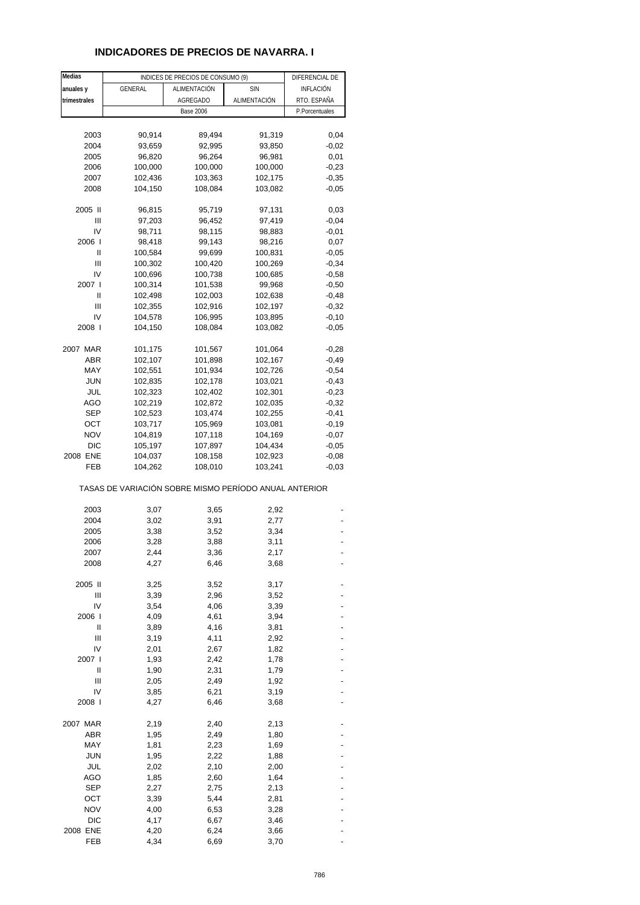# INDICADORES DE PRECIOS DE NAVARRA. I

| Medias anuales y trimestrales | INDICES DE PRECIOS DE CONSUMO (9) | | | DIFERENCIAL DE INFLACIÓN RTO. ESPAÑA |
|---|---|---|---|---|
| | GENERAL | ALIMENTACIÓN AGREGADO | SIN ALIMENTACIÓN | |
| | Base 2006 | | | P.Porcentuales |
| 2003 | 90,914 | 89,494 | 91,319 | 0,04 |
| 2004 | 93,659 | 92,995 | 93,850 | -0,02 |
| 2005 | 96,820 | 96,264 | 96,981 | 0,01 |
| 2006 | 100,000 | 100,000 | 100,000 | -0,23 |
| 2007 | 102,436 | 103,363 | 102,175 | -0,35 |
| 2008 | 104,150 | 108,084 | 103,082 | -0,05 |
| 2005 II | 96,815 | 95,719 | 97,131 | 0,03 |
| III | 97,203 | 96,452 | 97,419 | -0,04 |
| IV | 98,711 | 98,115 | 98,883 | -0,01 |
| 2006 I | 98,418 | 99,143 | 98,216 | 0,07 |
| II | 100,584 | 99,699 | 100,831 | -0,05 |
| III | 100,302 | 100,420 | 100,269 | -0,34 |
| IV | 100,696 | 100,738 | 100,685 | -0,58 |
| 2007 I | 100,314 | 101,538 | 99,968 | -0,50 |
| II | 102,498 | 102,003 | 102,638 | -0,48 |
| III | 102,355 | 102,916 | 102,197 | -0,32 |
| IV | 104,578 | 106,995 | 103,895 | -0,10 |
| 2008 I | 104,150 | 108,084 | 103,082 | -0,05 |
| 2007 MAR | 101,175 | 101,567 | 101,064 | -0,28 |
| ABR | 102,107 | 101,898 | 102,167 | -0,49 |
| MAY | 102,551 | 101,934 | 102,726 | -0,54 |
| JUN | 102,835 | 102,178 | 103,021 | -0,43 |
| JUL | 102,323 | 102,402 | 102,301 | -0,23 |
| AGO | 102,219 | 102,872 | 102,035 | -0,32 |
| SEP | 102,523 | 103,474 | 102,255 | -0,41 |
| OCT | 103,717 | 105,969 | 103,081 | -0,19 |
| NOV | 104,819 | 107,118 | 104,169 | -0,07 |
| DIC | 105,197 | 107,897 | 104,434 | -0,05 |
| 2008 ENE | 104,037 | 108,158 | 102,923 | -0,08 |
| FEB | 104,262 | 108,010 | 103,241 | -0,03 |
| TASAS DE VARIACIÓN SOBRE MISMO PERÍODO ANUAL ANTERIOR | | | | |
| 2003 | 3,07 | 3,65 | 2,92 | - |
| 2004 | 3,02 | 3,91 | 2,77 | - |
| 2005 | 3,38 | 3,52 | 3,34 | - |
| 2006 | 3,28 | 3,88 | 3,11 | - |
| 2007 | 2,44 | 3,36 | 2,17 | - |
| 2008 | 4,27 | 6,46 | 3,68 | - |
| 2005 II | 3,25 | 3,52 | 3,17 | - |
| III | 3,39 | 2,96 | 3,52 | - |
| IV | 3,54 | 4,06 | 3,39 | - |
| 2006 I | 4,09 | 4,61 | 3,94 | - |
| II | 3,89 | 4,16 | 3,81 | - |
| III | 3,19 | 4,11 | 2,92 | - |
| IV | 2,01 | 2,67 | 1,82 | - |
| 2007 I | 1,93 | 2,42 | 1,78 | - |
| II | 1,90 | 2,31 | 1,79 | - |
| III | 2,05 | 2,49 | 1,92 | - |
| IV | 3,85 | 6,21 | 3,19 | - |
| 2008 I | 4,27 | 6,46 | 3,68 | - |
| 2007 MAR | 2,19 | 2,40 | 2,13 | - |
| ABR | 1,95 | 2,49 | 1,80 | - |
| MAY | 1,81 | 2,23 | 1,69 | - |
| JUN | 1,95 | 2,22 | 1,88 | - |
| JUL | 2,02 | 2,10 | 2,00 | - |
| AGO | 1,85 | 2,60 | 1,64 | - |
| SEP | 2,27 | 2,75 | 2,13 | - |
| OCT | 3,39 | 5,44 | 2,81 | - |
| NOV | 4,00 | 6,53 | 3,28 | - |
| DIC | 4,17 | 6,67 | 3,46 | - |
| 2008 ENE | 4,20 | 6,24 | 3,66 | - |
| FEB | 4,34 | 6,69 | 3,70 | - |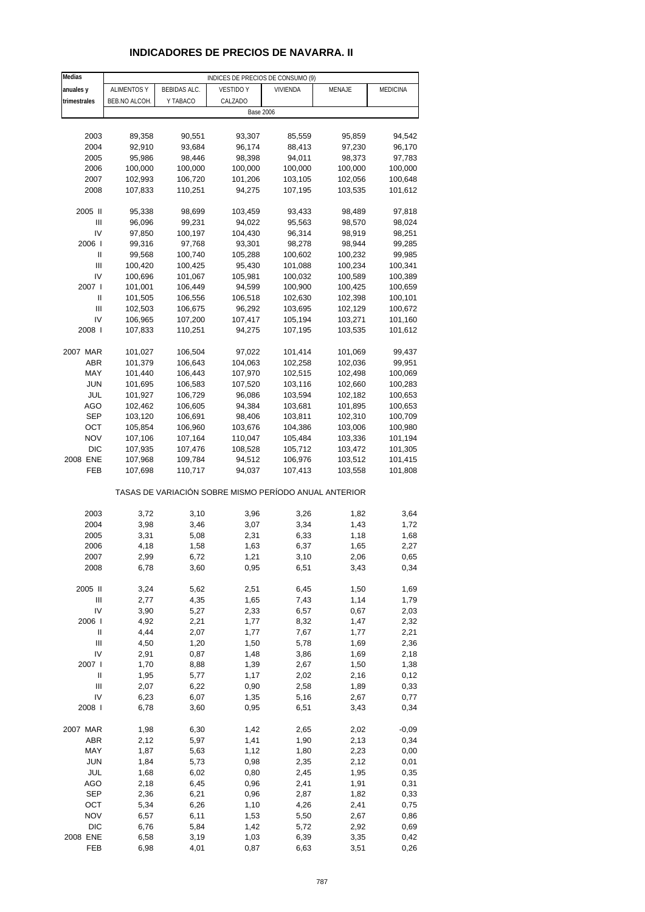# INDICADORES DE PRECIOS DE NAVARRA. II

| Medias anuales y trimestrales | INDICES DE PRECIOS DE CONSUMO (9) | | | | | |
|---|---|---|---|---|---|---|
| | ALIMENTOS Y BEB.NO ALCOH. | BEBIDAS ALC. Y TABACO | VESTIDO Y CALZADO | VIVIENDA | MENAJE | MEDICINA |
| | Base 2006 | | | | | |
| 2003 | 89,358 | 90,551 | 93,307 | 85,559 | 95,859 | 94,542 |
| 2004 | 92,910 | 93,684 | 96,174 | 88,413 | 97,230 | 96,170 |
| 2005 | 95,986 | 98,446 | 98,398 | 94,011 | 98,373 | 97,783 |
| 2006 | 100,000 | 100,000 | 100,000 | 100,000 | 100,000 | 100,000 |
| 2007 | 102,993 | 106,720 | 101,206 | 103,105 | 102,056 | 100,648 |
| 2008 | 107,833 | 110,251 | 94,275 | 107,195 | 103,535 | 101,612 |
| 2005 II | 95,338 | 98,699 | 103,459 | 93,433 | 98,489 | 97,818 |
| III | 96,096 | 99,231 | 94,022 | 95,563 | 98,570 | 98,024 |
| IV | 97,850 | 100,197 | 104,430 | 96,314 | 98,919 | 98,251 |
| 2006 I | 99,316 | 97,768 | 93,301 | 98,278 | 98,944 | 99,285 |
| II | 99,568 | 100,740 | 105,288 | 100,602 | 100,232 | 99,985 |
| III | 100,420 | 100,425 | 95,430 | 101,088 | 100,234 | 100,341 |
| IV | 100,696 | 101,067 | 105,981 | 100,032 | 100,589 | 100,389 |
| 2007 I | 101,001 | 106,449 | 94,599 | 100,900 | 100,425 | 100,659 |
| II | 101,505 | 106,556 | 106,518 | 102,630 | 102,398 | 100,101 |
| III | 102,503 | 106,675 | 96,292 | 103,695 | 102,129 | 100,672 |
| IV | 106,965 | 107,200 | 107,417 | 105,194 | 103,271 | 101,160 |
| 2008 I | 107,833 | 110,251 | 94,275 | 107,195 | 103,535 | 101,612 |
| 2007 MAR | 101,027 | 106,504 | 97,022 | 101,414 | 101,069 | 99,437 |
| ABR | 101,379 | 106,643 | 104,063 | 102,258 | 102,036 | 99,951 |
| MAY | 101,440 | 106,443 | 107,970 | 102,515 | 102,498 | 100,069 |
| JUN | 101,695 | 106,583 | 107,520 | 103,116 | 102,660 | 100,283 |
| JUL | 101,927 | 106,729 | 96,086 | 103,594 | 102,182 | 100,653 |
| AGO | 102,462 | 106,605 | 94,384 | 103,681 | 101,895 | 100,653 |
| SEP | 103,120 | 106,691 | 98,406 | 103,811 | 102,310 | 100,709 |
| OCT | 105,854 | 106,960 | 103,676 | 104,386 | 103,006 | 100,980 |
| NOV | 107,106 | 107,164 | 110,047 | 105,484 | 103,336 | 101,194 |
| DIC | 107,935 | 107,476 | 108,528 | 105,712 | 103,472 | 101,305 |
| 2008 ENE | 107,968 | 109,784 | 94,512 | 106,976 | 103,512 | 101,415 |
| FEB | 107,698 | 110,717 | 94,037 | 107,413 | 103,558 | 101,808 |
| | TASAS DE VARIACIÓN SOBRE MISMO PERÍODO ANUAL ANTERIOR | | | | | |
| 2003 | 3,72 | 3,10 | 3,96 | 3,26 | 1,82 | 3,64 |
| 2004 | 3,98 | 3,46 | 3,07 | 3,34 | 1,43 | 1,72 |
| 2005 | 3,31 | 5,08 | 2,31 | 6,33 | 1,18 | 1,68 |
| 2006 | 4,18 | 1,58 | 1,63 | 6,37 | 1,65 | 2,27 |
| 2007 | 2,99 | 6,72 | 1,21 | 3,10 | 2,06 | 0,65 |
| 2008 | 6,78 | 3,60 | 0,95 | 6,51 | 3,43 | 0,34 |
| 2005 II | 3,24 | 5,62 | 2,51 | 6,45 | 1,50 | 1,69 |
| III | 2,77 | 4,35 | 1,65 | 7,43 | 1,14 | 1,79 |
| IV | 3,90 | 5,27 | 2,33 | 6,57 | 0,67 | 2,03 |
| 2006 I | 4,92 | 2,21 | 1,77 | 8,32 | 1,47 | 2,32 |
| II | 4,44 | 2,07 | 1,77 | 7,67 | 1,77 | 2,21 |
| III | 4,50 | 1,20 | 1,50 | 5,78 | 1,69 | 2,36 |
| IV | 2,91 | 0,87 | 1,48 | 3,86 | 1,69 | 2,18 |
| 2007 I | 1,70 | 8,88 | 1,39 | 2,67 | 1,50 | 1,38 |
| II | 1,95 | 5,77 | 1,17 | 2,02 | 2,16 | 0,12 |
| III | 2,07 | 6,22 | 0,90 | 2,58 | 1,89 | 0,33 |
| IV | 6,23 | 6,07 | 1,35 | 5,16 | 2,67 | 0,77 |
| 2008 I | 6,78 | 3,60 | 0,95 | 6,51 | 3,43 | 0,34 |
| 2007 MAR | 1,98 | 6,30 | 1,42 | 2,65 | 2,02 | -0,09 |
| ABR | 2,12 | 5,97 | 1,41 | 1,90 | 2,13 | 0,34 |
| MAY | 1,87 | 5,63 | 1,12 | 1,80 | 2,23 | 0,00 |
| JUN | 1,84 | 5,73 | 0,98 | 2,35 | 2,12 | 0,01 |
| JUL | 1,68 | 6,02 | 0,80 | 2,45 | 1,95 | 0,35 |
| AGO | 2,18 | 6,45 | 0,96 | 2,41 | 1,91 | 0,31 |
| SEP | 2,36 | 6,21 | 0,96 | 2,87 | 1,82 | 0,33 |
| OCT | 5,34 | 6,26 | 1,10 | 4,26 | 2,41 | 0,75 |
| NOV | 6,57 | 6,11 | 1,53 | 5,50 | 2,67 | 0,86 |
| DIC | 6,76 | 5,84 | 1,42 | 5,72 | 2,92 | 0,69 |
| 2008 ENE | 6,58 | 3,19 | 1,03 | 6,39 | 3,35 | 0,42 |
| FEB | 6,98 | 4,01 | 0,87 | 6,63 | 3,51 | 0,26 |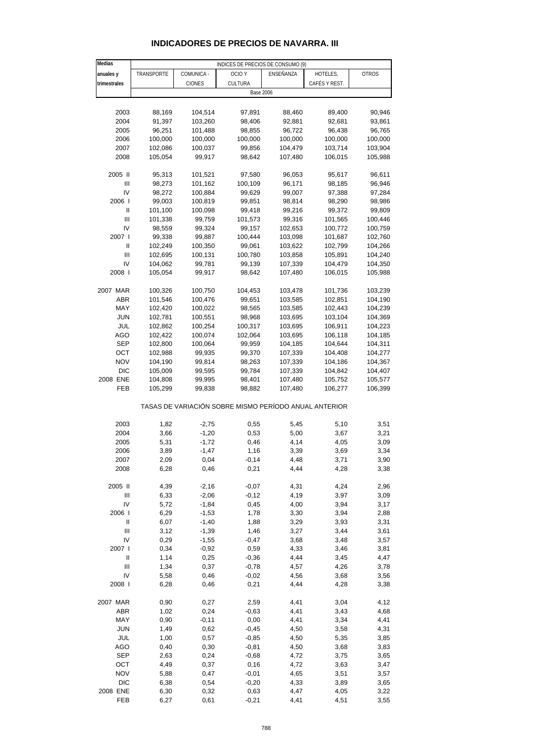# INDICADORES DE PRECIOS DE NAVARRA. III

| Medias anuales y trimestrales | INDICES DE PRECIOS DE CONSUMO (9) | | | | | |
|---|---|---|---|---|---|---|
| | TRANSPORTE | COMUNICA - CIONES | OCIO Y CULTURA | ENSEÑANZA | HOTELES, CAFÉS Y REST. | OTROS |
| | Base 2006 | | | | | |
| 2003 | 88,169 | 104,514 | 97,891 | 88,460 | 89,400 | 90,946 |
| 2004 | 91,397 | 103,260 | 98,406 | 92,881 | 92,681 | 93,861 |
| 2005 | 96,251 | 101,488 | 98,855 | 96,722 | 96,438 | 96,765 |
| 2006 | 100,000 | 100,000 | 100,000 | 100,000 | 100,000 | 100,000 |
| 2007 | 102,086 | 100,037 | 99,856 | 104,479 | 103,714 | 103,904 |
| 2008 | 105,054 | 99,917 | 98,642 | 107,480 | 106,015 | 105,988 |
| 2005 II | 95,313 | 101,521 | 97,580 | 96,053 | 95,617 | 96,611 |
| III | 98,273 | 101,162 | 100,109 | 96,171 | 98,185 | 96,946 |
| IV | 98,272 | 100,884 | 99,629 | 99,007 | 97,388 | 97,284 |
| 2006 I | 99,003 | 100,819 | 99,851 | 98,814 | 98,290 | 98,986 |
| II | 101,100 | 100,098 | 99,418 | 99,216 | 99,372 | 99,809 |
| III | 101,338 | 99,759 | 101,573 | 99,316 | 101,565 | 100,446 |
| IV | 98,559 | 99,324 | 99,157 | 102,653 | 100,772 | 100,759 |
| 2007 I | 99,338 | 99,887 | 100,444 | 103,098 | 101,687 | 102,760 |
| II | 102,249 | 100,350 | 99,061 | 103,622 | 102,799 | 104,266 |
| III | 102,695 | 100,131 | 100,780 | 103,858 | 105,891 | 104,240 |
| IV | 104,062 | 99,781 | 99,139 | 107,339 | 104,479 | 104,350 |
| 2008 I | 105,054 | 99,917 | 98,642 | 107,480 | 106,015 | 105,988 |
| 2007 MAR | 100,326 | 100,750 | 104,453 | 103,478 | 101,736 | 103,239 |
| ABR | 101,546 | 100,476 | 99,651 | 103,585 | 102,851 | 104,190 |
| MAY | 102,420 | 100,022 | 98,565 | 103,585 | 102,443 | 104,239 |
| JUN | 102,781 | 100,551 | 98,968 | 103,695 | 103,104 | 104,369 |
| JUL | 102,862 | 100,254 | 100,317 | 103,695 | 106,911 | 104,223 |
| AGO | 102,422 | 100,074 | 102,064 | 103,695 | 106,118 | 104,185 |
| SEP | 102,800 | 100,064 | 99,959 | 104,185 | 104,644 | 104,311 |
| OCT | 102,988 | 99,935 | 99,370 | 107,339 | 104,408 | 104,277 |
| NOV | 104,190 | 99,814 | 98,263 | 107,339 | 104,186 | 104,367 |
| DIC | 105,009 | 99,595 | 99,784 | 107,339 | 104,842 | 104,407 |
| 2008 ENE | 104,808 | 99,995 | 98,401 | 107,480 | 105,752 | 105,577 |
| FEB | 105,299 | 99,838 | 98,882 | 107,480 | 106,277 | 106,399 |
| | TASAS DE VARIACIÓN SOBRE MISMO PERÍODO ANUAL ANTERIOR | | | | | |
| 2003 | 1,82 | -2,75 | 0,55 | 5,45 | 5,10 | 3,51 |
| 2004 | 3,66 | -1,20 | 0,53 | 5,00 | 3,67 | 3,21 |
| 2005 | 5,31 | -1,72 | 0,46 | 4,14 | 4,05 | 3,09 |
| 2006 | 3,89 | -1,47 | 1,16 | 3,39 | 3,69 | 3,34 |
| 2007 | 2,09 | 0,04 | -0,14 | 4,48 | 3,71 | 3,90 |
| 2008 | 6,28 | 0,46 | 0,21 | 4,44 | 4,28 | 3,38 |
| 2005 II | 4,39 | -2,16 | -0,07 | 4,31 | 4,24 | 2,96 |
| III | 6,33 | -2,06 | -0,12 | 4,19 | 3,97 | 3,09 |
| IV | 5,72 | -1,84 | 0,45 | 4,00 | 3,94 | 3,17 |
| 2006 I | 6,29 | -1,53 | 1,78 | 3,30 | 3,94 | 2,88 |
| II | 6,07 | -1,40 | 1,88 | 3,29 | 3,93 | 3,31 |
| III | 3,12 | -1,39 | 1,46 | 3,27 | 3,44 | 3,61 |
| IV | 0,29 | -1,55 | -0,47 | 3,68 | 3,48 | 3,57 |
| 2007 I | 0,34 | -0,92 | 0,59 | 4,33 | 3,46 | 3,81 |
| II | 1,14 | 0,25 | -0,36 | 4,44 | 3,45 | 4,47 |
| III | 1,34 | 0,37 | -0,78 | 4,57 | 4,26 | 3,78 |
| IV | 5,58 | 0,46 | -0,02 | 4,56 | 3,68 | 3,56 |
| 2008 I | 6,28 | 0,46 | 0,21 | 4,44 | 4,28 | 3,38 |
| 2007 MAR | 0,90 | 0,27 | 2,59 | 4,41 | 3,04 | 4,12 |
| ABR | 1,02 | 0,24 | -0,63 | 4,41 | 3,43 | 4,68 |
| MAY | 0,90 | -0,11 | 0,00 | 4,41 | 3,34 | 4,41 |
| JUN | 1,49 | 0,62 | -0,45 | 4,50 | 3,58 | 4,31 |
| JUL | 1,00 | 0,57 | -0,85 | 4,50 | 5,35 | 3,85 |
| AGO | 0,40 | 0,30 | -0,81 | 4,50 | 3,68 | 3,83 |
| SEP | 2,63 | 0,24 | -0,68 | 4,72 | 3,75 | 3,65 |
| OCT | 4,49 | 0,37 | 0,16 | 4,72 | 3,63 | 3,47 |
| NOV | 5,88 | 0,47 | -0,01 | 4,65 | 3,51 | 3,57 |
| DIC | 6,38 | 0,54 | -0,20 | 4,33 | 3,89 | 3,65 |
| 2008 ENE | 6,30 | 0,32 | 0,63 | 4,47 | 4,05 | 3,22 |
| FEB | 6,27 | 0,61 | -0,21 | 4,41 | 4,51 | 3,55 |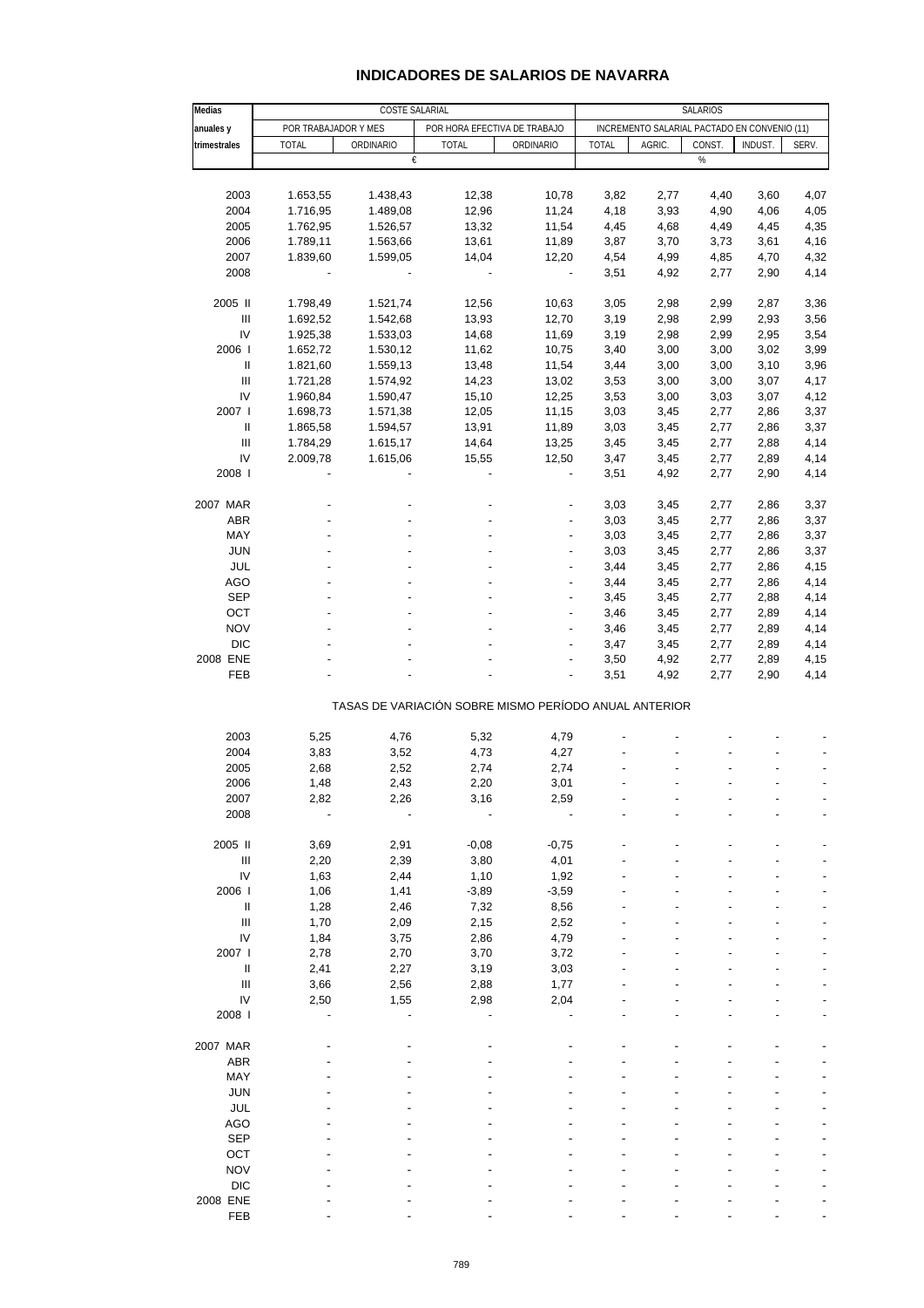# INDICADORES DE SALARIOS DE NAVARRA

| Medias anuales y trimestrales | COSTE SALARIAL | | | | SALARIOS | | | | |
|---|---|---|---|---|---|---|---|---|---|
| | POR TRABAJADOR Y MES | | POR HORA EFECTIVA DE TRABAJO | | INCREMENTO SALARIAL PACTADO EN CONVENIO (11) | | | | |
| | TOTAL | ORDINARIO | TOTAL | ORDINARIO | TOTAL | AGRIC. | CONST. | INDUST. | SERV. |
| | € | | | | % | | | | |
| 2003 | 1.653,55 | 1.438,43 | 12,38 | 10,78 | 3,82 | 2,77 | 4,40 | 3,60 | 4,07 |
| 2004 | 1.716,95 | 1.489,08 | 12,96 | 11,24 | 4,18 | 3,93 | 4,90 | 4,06 | 4,05 |
| 2005 | 1.762,95 | 1.526,57 | 13,32 | 11,54 | 4,45 | 4,68 | 4,49 | 4,45 | 4,35 |
| 2006 | 1.789,11 | 1.563,66 | 13,61 | 11,89 | 3,87 | 3,70 | 3,73 | 3,61 | 4,16 |
| 2007 | 1.839,60 | 1.599,05 | 14,04 | 12,20 | 4,54 | 4,99 | 4,85 | 4,70 | 4,32 |
| 2008 | - | - | - | - | 3,51 | 4,92 | 2,77 | 2,90 | 4,14 |
| 2005 II | 1.798,49 | 1.521,74 | 12,56 | 10,63 | 3,05 | 2,98 | 2,99 | 2,87 | 3,36 |
| III | 1.692,52 | 1.542,68 | 13,93 | 12,70 | 3,19 | 2,98 | 2,99 | 2,93 | 3,56 |
| IV | 1.925,38 | 1.533,03 | 14,68 | 11,69 | 3,19 | 2,98 | 2,99 | 2,95 | 3,54 |
| 2006 I | 1.652,72 | 1.530,12 | 11,62 | 10,75 | 3,40 | 3,00 | 3,00 | 3,02 | 3,99 |
| II | 1.821,60 | 1.559,13 | 13,48 | 11,54 | 3,44 | 3,00 | 3,00 | 3,10 | 3,96 |
| III | 1.721,28 | 1.574,92 | 14,23 | 13,02 | 3,53 | 3,00 | 3,00 | 3,07 | 4,17 |
| IV | 1.960,84 | 1.590,47 | 15,10 | 12,25 | 3,53 | 3,00 | 3,03 | 3,07 | 4,12 |
| 2007 I | 1.698,73 | 1.571,38 | 12,05 | 11,15 | 3,03 | 3,45 | 2,77 | 2,86 | 3,37 |
| II | 1.865,58 | 1.594,57 | 13,91 | 11,89 | 3,03 | 3,45 | 2,77 | 2,86 | 3,37 |
| III | 1.784,29 | 1.615,17 | 14,64 | 13,25 | 3,45 | 3,45 | 2,77 | 2,88 | 4,14 |
| IV | 2.009,78 | 1.615,06 | 15,55 | 12,50 | 3,47 | 3,45 | 2,77 | 2,89 | 4,14 |
| 2008 I | - | - | - | - | 3,51 | 4,92 | 2,77 | 2,90 | 4,14 |
| 2007 MAR | - | - | - | - | 3,03 | 3,45 | 2,77 | 2,86 | 3,37 |
| ABR | - | - | - | - | 3,03 | 3,45 | 2,77 | 2,86 | 3,37 |
| MAY | - | - | - | - | 3,03 | 3,45 | 2,77 | 2,86 | 3,37 |
| JUN | - | - | - | - | 3,03 | 3,45 | 2,77 | 2,86 | 3,37 |
| JUL | - | - | - | - | 3,44 | 3,45 | 2,77 | 2,86 | 4,15 |
| AGO | - | - | - | - | 3,44 | 3,45 | 2,77 | 2,86 | 4,14 |
| SEP | - | - | - | - | 3,45 | 3,45 | 2,77 | 2,88 | 4,14 |
| OCT | - | - | - | - | 3,46 | 3,45 | 2,77 | 2,89 | 4,14 |
| NOV | - | - | - | - | 3,46 | 3,45 | 2,77 | 2,89 | 4,14 |
| DIC | - | - | - | - | 3,47 | 3,45 | 2,77 | 2,89 | 4,14 |
| 2008 ENE | - | - | - | - | 3,50 | 4,92 | 2,77 | 2,89 | 4,15 |
| FEB | - | - | - | - | 3,51 | 4,92 | 2,77 | 2,90 | 4,14 |
| **TASAS DE VARIACIÓN SOBRE MISMO PERÍODO ANUAL ANTERIOR** | | | | | | | | | |
| 2003 | 5,25 | 4,76 | 5,32 | 4,79 | - | - | - | - | - |
| 2004 | 3,83 | 3,52 | 4,73 | 4,27 | - | - | - | - | - |
| 2005 | 2,68 | 2,52 | 2,74 | 2,74 | - | - | - | - | - |
| 2006 | 1,48 | 2,43 | 2,20 | 3,01 | - | - | - | - | - |
| 2007 | 2,82 | 2,26 | 3,16 | 2,59 | - | - | - | - | - |
| 2008 | - | - | - | - | - | - | - | - | - |
| 2005 II | 3,69 | 2,91 | -0,08 | -0,75 | - | - | - | - | - |
| III | 2,20 | 2,39 | 3,80 | 4,01 | - | - | - | - | - |
| IV | 1,63 | 2,44 | 1,10 | 1,92 | - | - | - | - | - |
| 2006 I | 1,06 | 1,41 | -3,89 | -3,59 | - | - | - | - | - |
| II | 1,28 | 2,46 | 7,32 | 8,56 | - | - | - | - | - |
| III | 1,70 | 2,09 | 2,15 | 2,52 | - | - | - | - | - |
| IV | 1,84 | 3,75 | 2,86 | 4,79 | - | - | - | - | - |
| 2007 I | 2,78 | 2,70 | 3,70 | 3,72 | - | - | - | - | - |
| II | 2,41 | 2,27 | 3,19 | 3,03 | - | - | - | - | - |
| III | 3,66 | 2,56 | 2,88 | 1,77 | - | - | - | - | - |
| IV | 2,50 | 1,55 | 2,98 | 2,04 | - | - | - | - | - |
| 2008 I | - | - | - | - | - | - | - | - | - |
| 2007 MAR | - | - | - | - | - | - | - | - | - |
| ABR | - | - | - | - | - | - | - | - | - |
| MAY | - | - | - | - | - | - | - | - | - |
| JUN | - | - | - | - | - | - | - | - | - |
| JUL | - | - | - | - | - | - | - | - | - |
| AGO | - | - | - | - | - | - | - | - | - |
| SEP | - | - | - | - | - | - | - | - | - |
| OCT | - | - | - | - | - | - | - | - | - |
| NOV | - | - | - | - | - | - | - | - | - |
| DIC | - | - | - | - | - | - | - | - | - |
| 2008 ENE | - | - | - | - | - | - | - | - | - |
| FEB | - | - | - | - | - | - | - | - | - |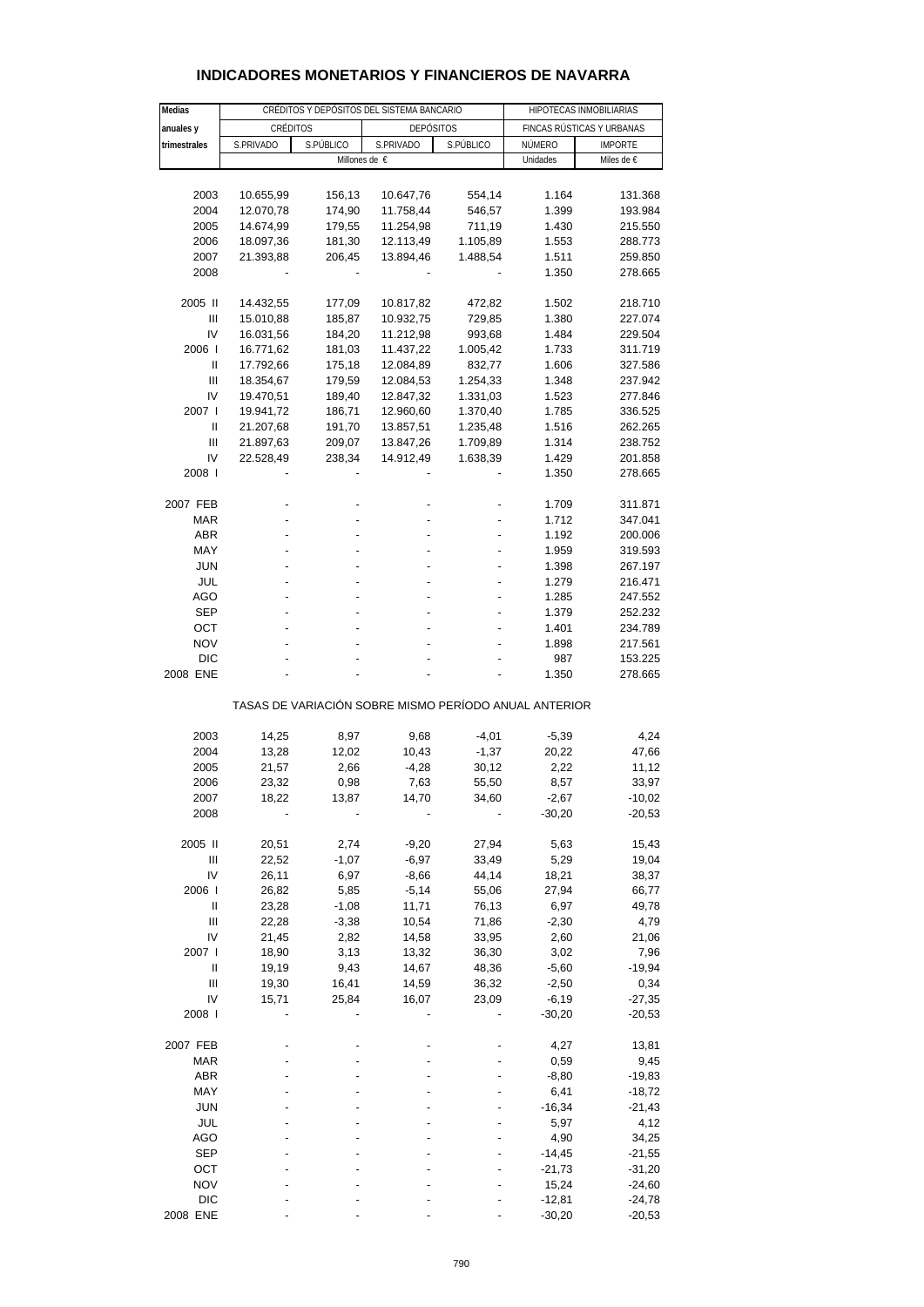## INDICADORES MONETARIOS Y FINANCIEROS DE NAVARRA

| Medias anuales y trimestrales | CRÉDITOS Y DEPÓSITOS DEL SISTEMA BANCARIO | | | | HIPOTECAS INMOBILIARIAS | |
|---|---|---|---|---|---|---|
| | CRÉDITOS | | DEPÓSITOS | | FINCAS RÚSTICAS Y URBANAS | |
| | S.PRIVADO | S.PÚBLICO | S.PRIVADO | S.PÚBLICO | NÚMERO | IMPORTE |
| | Millones de € | | | | Unidades | Miles de € |
| 2003 | 10.655,99 | 156,13 | 10.647,76 | 554,14 | 1.164 | 131.368 |
| 2004 | 12.070,78 | 174,90 | 11.758,44 | 546,57 | 1.399 | 193.984 |
| 2005 | 14.674,99 | 179,55 | 11.254,98 | 711,19 | 1.430 | 215.550 |
| 2006 | 18.097,36 | 181,30 | 12.113,49 | 1.105,89 | 1.553 | 288.773 |
| 2007 | 21.393,88 | 206,45 | 13.894,46 | 1.488,54 | 1.511 | 259.850 |
| 2008 | - | - | - | - | 1.350 | 278.665 |
| 2005 II | 14.432,55 | 177,09 | 10.817,82 | 472,82 | 1.502 | 218.710 |
| III | 15.010,88 | 185,87 | 10.932,75 | 729,85 | 1.380 | 227.074 |
| IV | 16.031,56 | 184,20 | 11.212,98 | 993,68 | 1.484 | 229.504 |
| 2006 I | 16.771,62 | 181,03 | 11.437,22 | 1.005,42 | 1.733 | 311.719 |
| II | 17.792,66 | 175,18 | 12.084,89 | 832,77 | 1.606 | 327.586 |
| III | 18.354,67 | 179,59 | 12.084,53 | 1.254,33 | 1.348 | 237.942 |
| IV | 19.470,51 | 189,40 | 12.847,32 | 1.331,03 | 1.523 | 277.846 |
| 2007 I | 19.941,72 | 186,71 | 12.960,60 | 1.370,40 | 1.785 | 336.525 |
| II | 21.207,68 | 191,70 | 13.857,51 | 1.235,48 | 1.516 | 262.265 |
| III | 21.897,63 | 209,07 | 13.847,26 | 1.709,89 | 1.314 | 238.752 |
| IV | 22.528,49 | 238,34 | 14.912,49 | 1.638,39 | 1.429 | 201.858 |
| 2008 I | - | - | - | - | 1.350 | 278.665 |
| 2007 FEB | - | - | - | - | 1.709 | 311.871 |
| MAR | - | - | - | - | 1.712 | 347.041 |
| ABR | - | - | - | - | 1.192 | 200.006 |
| MAY | - | - | - | - | 1.959 | 319.593 |
| JUN | - | - | - | - | 1.398 | 267.197 |
| JUL | - | - | - | - | 1.279 | 216.471 |
| AGO | - | - | - | - | 1.285 | 247.552 |
| SEP | - | - | - | - | 1.379 | 252.232 |
| OCT | - | - | - | - | 1.401 | 234.789 |
| NOV | - | - | - | - | 1.898 | 217.561 |
| DIC | - | - | - | - | 987 | 153.225 |
| 2008 ENE | - | - | - | - | 1.350 | 278.665 |
| | TASAS DE VARIACIÓN SOBRE MISMO PERÍODO ANUAL ANTERIOR | | | | | |
| 2003 | 14,25 | 8,97 | 9,68 | -4,01 | -5,39 | 4,24 |
| 2004 | 13,28 | 12,02 | 10,43 | -1,37 | 20,22 | 47,66 |
| 2005 | 21,57 | 2,66 | -4,28 | 30,12 | 2,22 | 11,12 |
| 2006 | 23,32 | 0,98 | 7,63 | 55,50 | 8,57 | 33,97 |
| 2007 | 18,22 | 13,87 | 14,70 | 34,60 | -2,67 | -10,02 |
| 2008 | - | - | - | - | -30,20 | -20,53 |
| 2005 II | 20,51 | 2,74 | -9,20 | 27,94 | 5,63 | 15,43 |
| III | 22,52 | -1,07 | -6,97 | 33,49 | 5,29 | 19,04 |
| IV | 26,11 | 6,97 | -8,66 | 44,14 | 18,21 | 38,37 |
| 2006 I | 26,82 | 5,85 | -5,14 | 55,06 | 27,94 | 66,77 |
| II | 23,28 | -1,08 | 11,71 | 76,13 | 6,97 | 49,78 |
| III | 22,28 | -3,38 | 10,54 | 71,86 | -2,30 | 4,79 |
| IV | 21,45 | 2,82 | 14,58 | 33,95 | 2,60 | 21,06 |
| 2007 I | 18,90 | 3,13 | 13,32 | 36,30 | 3,02 | 7,96 |
| II | 19,19 | 9,43 | 14,67 | 48,36 | -5,60 | -19,94 |
| III | 19,30 | 16,41 | 14,59 | 36,32 | -2,50 | 0,34 |
| IV | 15,71 | 25,84 | 16,07 | 23,09 | -6,19 | -27,35 |
| 2008 I | - | - | - | - | -30,20 | -20,53 |
| 2007 FEB | - | - | - | - | 4,27 | 13,81 |
| MAR | - | - | - | - | 0,59 | 9,45 |
| ABR | - | - | - | - | -8,80 | -19,83 |
| MAY | - | - | - | - | 6,41 | -18,72 |
| JUN | - | - | - | - | -16,34 | -21,43 |
| JUL | - | - | - | - | 5,97 | 4,12 |
| AGO | - | - | - | - | 4,90 | 34,25 |
| SEP | - | - | - | - | -14,45 | -21,55 |
| OCT | - | - | - | - | -21,73 | -31,20 |
| NOV | - | - | - | - | 15,24 | -24,60 |
| DIC | - | - | - | - | -12,81 | -24,78 |
| 2008 ENE | - | - | - | - | -30,20 | -20,53 |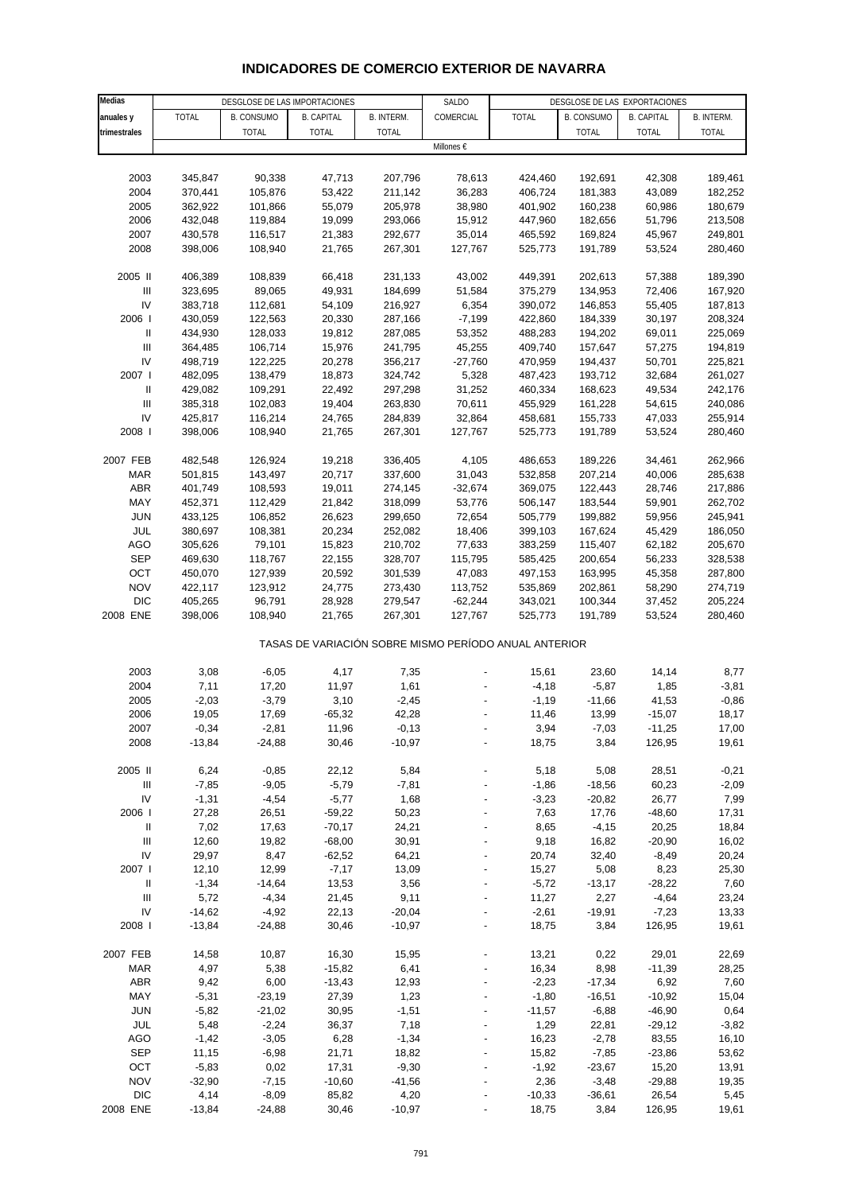# INDICADORES DE COMERCIO EXTERIOR DE NAVARRA

| Medias anuales y trimestrales | DESGLOSE DE LAS IMPORTACIONES | | | | SALDO | DESGLOSE DE LAS EXPORTACIONES | | | |
|---|---|---|---|---|---|---|---|---|---|
| | TOTAL | B. CONSUMO TOTAL | B. CAPITAL TOTAL | B. INTERM. TOTAL | COMERCIAL | TOTAL | B. CONSUMO TOTAL | B. CAPITAL TOTAL | B. INTERM. TOTAL |
| | Millones € | | | | | | | | |
| 2003 | 345,847 | 90,338 | 47,713 | 207,796 | 78,613 | 424,460 | 192,691 | 42,308 | 189,461 |
| 2004 | 370,441 | 105,876 | 53,422 | 211,142 | 36,283 | 406,724 | 181,383 | 43,089 | 182,252 |
| 2005 | 362,922 | 101,866 | 55,079 | 205,978 | 38,980 | 401,902 | 160,238 | 60,986 | 180,679 |
| 2006 | 432,048 | 119,884 | 19,099 | 293,066 | 15,912 | 447,960 | 182,656 | 51,796 | 213,508 |
| 2007 | 430,578 | 116,517 | 21,383 | 292,677 | 35,014 | 465,592 | 169,824 | 45,967 | 249,801 |
| 2008 | 398,006 | 108,940 | 21,765 | 267,301 | 127,767 | 525,773 | 191,789 | 53,524 | 280,460 |
| 2005 II | 406,389 | 108,839 | 66,418 | 231,133 | 43,002 | 449,391 | 202,613 | 57,388 | 189,390 |
| III | 323,695 | 89,065 | 49,931 | 184,699 | 51,584 | 375,279 | 134,953 | 72,406 | 167,920 |
| IV | 383,718 | 112,681 | 54,109 | 216,927 | 6,354 | 390,072 | 146,853 | 55,405 | 187,813 |
| 2006 I | 430,059 | 122,563 | 20,330 | 287,166 | -7,199 | 422,860 | 184,339 | 30,197 | 208,324 |
| II | 434,930 | 128,033 | 19,812 | 287,085 | 53,352 | 488,283 | 194,202 | 69,011 | 225,069 |
| III | 364,485 | 106,714 | 15,976 | 241,795 | 45,255 | 409,740 | 157,647 | 57,275 | 194,819 |
| IV | 498,719 | 122,225 | 20,278 | 356,217 | -27,760 | 470,959 | 194,437 | 50,701 | 225,821 |
| 2007 I | 482,095 | 138,479 | 18,873 | 324,742 | 5,328 | 487,423 | 193,712 | 32,684 | 261,027 |
| II | 429,082 | 109,291 | 22,492 | 297,298 | 31,252 | 460,334 | 168,623 | 49,534 | 242,176 |
| III | 385,318 | 102,083 | 19,404 | 263,830 | 70,611 | 455,929 | 161,228 | 54,615 | 240,086 |
| IV | 425,817 | 116,214 | 24,765 | 284,839 | 32,864 | 458,681 | 155,733 | 47,033 | 255,914 |
| 2008 I | 398,006 | 108,940 | 21,765 | 267,301 | 127,767 | 525,773 | 191,789 | 53,524 | 280,460 |
| 2007 FEB | 482,548 | 126,924 | 19,218 | 336,405 | 4,105 | 486,653 | 189,226 | 34,461 | 262,966 |
| MAR | 501,815 | 143,497 | 20,717 | 337,600 | 31,043 | 532,858 | 207,214 | 40,006 | 285,638 |
| ABR | 401,749 | 108,593 | 19,011 | 274,145 | -32,674 | 369,075 | 122,443 | 28,746 | 217,886 |
| MAY | 452,371 | 112,429 | 21,842 | 318,099 | 53,776 | 506,147 | 183,544 | 59,901 | 262,702 |
| JUN | 433,125 | 106,852 | 26,623 | 299,650 | 72,654 | 505,779 | 199,882 | 59,956 | 245,941 |
| JUL | 380,697 | 108,381 | 20,234 | 252,082 | 18,406 | 399,103 | 167,624 | 45,429 | 186,050 |
| AGO | 305,626 | 79,101 | 15,823 | 210,702 | 77,633 | 383,259 | 115,407 | 62,182 | 205,670 |
| SEP | 469,630 | 118,767 | 22,155 | 328,707 | 115,795 | 585,425 | 200,654 | 56,233 | 328,538 |
| OCT | 450,070 | 127,939 | 20,592 | 301,539 | 47,083 | 497,153 | 163,995 | 45,358 | 287,800 |
| NOV | 422,117 | 123,912 | 24,775 | 273,430 | 113,752 | 535,869 | 202,861 | 58,290 | 274,719 |
| DIC | 405,265 | 96,791 | 28,928 | 279,547 | -62,244 | 343,021 | 100,344 | 37,452 | 205,224 |
| 2008 ENE | 398,006 | 108,940 | 21,765 | 267,301 | 127,767 | 525,773 | 191,789 | 53,524 | 280,460 |
| | TASAS DE VARIACIÓN SOBRE MISMO PERÍODO ANUAL ANTERIOR | | | | | | | | |
| 2003 | 3,08 | -6,05 | 4,17 | 7,35 | - | 15,61 | 23,60 | 14,14 | 8,77 |
| 2004 | 7,11 | 17,20 | 11,97 | 1,61 | - | -4,18 | -5,87 | 1,85 | -3,81 |
| 2005 | -2,03 | -3,79 | 3,10 | -2,45 | - | -1,19 | -11,66 | 41,53 | -0,86 |
| 2006 | 19,05 | 17,69 | -65,32 | 42,28 | - | 11,46 | 13,99 | -15,07 | 18,17 |
| 2007 | -0,34 | -2,81 | 11,96 | -0,13 | - | 3,94 | -7,03 | -11,25 | 17,00 |
| 2008 | -13,84 | -24,88 | 30,46 | -10,97 | - | 18,75 | 3,84 | 126,95 | 19,61 |
| 2005 II | 6,24 | -0,85 | 22,12 | 5,84 | - | 5,18 | 5,08 | 28,51 | -0,21 |
| III | -7,85 | -9,05 | -5,79 | -7,81 | - | -1,86 | -18,56 | 60,23 | -2,09 |
| IV | -1,31 | -4,54 | -5,77 | 1,68 | - | -3,23 | -20,82 | 26,77 | 7,99 |
| 2006 I | 27,28 | 26,51 | -59,22 | 50,23 | - | 7,63 | 17,76 | -48,60 | 17,31 |
| II | 7,02 | 17,63 | -70,17 | 24,21 | - | 8,65 | -4,15 | 20,25 | 18,84 |
| III | 12,60 | 19,82 | -68,00 | 30,91 | - | 9,18 | 16,82 | -20,90 | 16,02 |
| IV | 29,97 | 8,47 | -62,52 | 64,21 | - | 20,74 | 32,40 | -8,49 | 20,24 |
| 2007 I | 12,10 | 12,99 | -7,17 | 13,09 | - | 15,27 | 5,08 | 8,23 | 25,30 |
| II | -1,34 | -14,64 | 13,53 | 3,56 | - | -5,72 | -13,17 | -28,22 | 7,60 |
| III | 5,72 | -4,34 | 21,45 | 9,11 | - | 11,27 | 2,27 | -4,64 | 23,24 |
| IV | -14,62 | -4,92 | 22,13 | -20,04 | - | -2,61 | -19,91 | -7,23 | 13,33 |
| 2008 I | -13,84 | -24,88 | 30,46 | -10,97 | - | 18,75 | 3,84 | 126,95 | 19,61 |
| 2007 FEB | 14,58 | 10,87 | 16,30 | 15,95 | - | 13,21 | 0,22 | 29,01 | 22,69 |
| MAR | 4,97 | 5,38 | -15,82 | 6,41 | - | 16,34 | 8,98 | -11,39 | 28,25 |
| ABR | 9,42 | 6,00 | -13,43 | 12,93 | - | -2,23 | -17,34 | 6,92 | 7,60 |
| MAY | -5,31 | -23,19 | 27,39 | 1,23 | - | -1,80 | -16,51 | -10,92 | 15,04 |
| JUN | -5,82 | -21,02 | 30,95 | -1,51 | - | -11,57 | -6,88 | -46,90 | 0,64 |
| JUL | 5,48 | -2,24 | 36,37 | 7,18 | - | 1,29 | 22,81 | -29,12 | -3,82 |
| AGO | -1,42 | -3,05 | 6,28 | -1,34 | - | 16,23 | -2,78 | 83,55 | 16,10 |
| SEP | 11,15 | -6,98 | 21,71 | 18,82 | - | 15,82 | -7,85 | -23,86 | 53,62 |
| OCT | -5,83 | 0,02 | 17,31 | -9,30 | - | -1,92 | -23,67 | 15,20 | 13,91 |
| NOV | -32,90 | -7,15 | -10,60 | -41,56 | - | 2,36 | -3,48 | -29,88 | 19,35 |
| DIC | 4,14 | -8,09 | 85,82 | 4,20 | - | -10,33 | -36,61 | 26,54 | 5,45 |
| 2008 ENE | -13,84 | -24,88 | 30,46 | -10,97 | - | 18,75 | 3,84 | 126,95 | 19,61 |